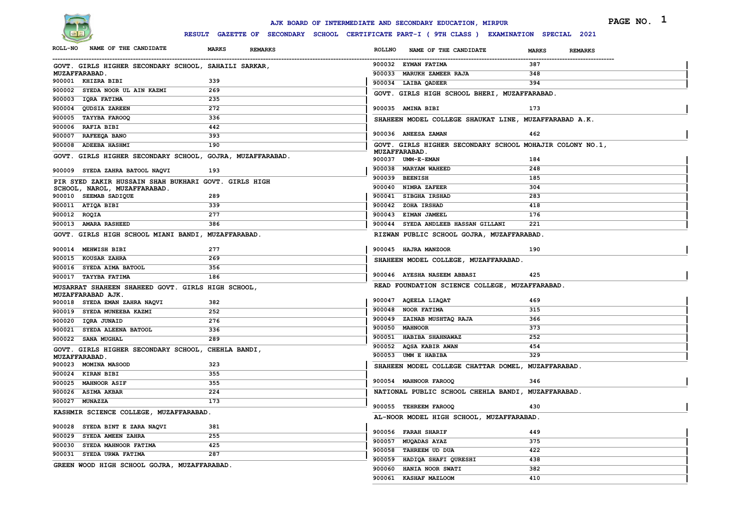# AJK BOARD OF INTERMEDIATE AND SECONDARY EDUCATION, MIRPUR

## RESULT GAZETTE OF SECONDARY SCHOOL CERTIFICATE PART-I ( 9TH CLASS ) EXAMINATION SPECIAL 2021

| ROLL-NO | NAME OF THE CANDIDATE | MARKS | REMARKS |
|---|---|---|---|

**GOVT. GIRLS HIGHER SECONDARY SCHOOL, SAHAILI SARKAR, MUZAFFARABAD.**

| ROLL-NO | NAME OF THE CANDIDATE | MARKS | REMARKS |
|---|---|---|---|
| 900001 | KHIZRA BIBI | 339 | |
| 900002 | SYEDA NOOR UL AIN KAZMI | 269 | |
| 900003 | IQRA FATIMA | 235 | |
| 900004 | QUDSIA ZAREEN | 272 | |
| 900005 | TAYYBA FAROOQ | 336 | |
| 900006 | RAFIA BIBI | 442 | |
| 900007 | RAFEEQA BANO | 393 | |
| 900008 | ADEEBA HASHMI | 190 | |

**GOVT. GIRLS HIGHER SECONDARY SCHOOL, GOJRA, MUZAFFARABAD.**

| ROLL-NO | NAME OF THE CANDIDATE | MARKS | REMARKS |
|---|---|---|---|
| 900009 | SYEDA ZAHRA BATOOL NAQVI | 193 | |

**PIR SYED ZAKIR HUSSAIN SHAH BUKHARI GOVT. GIRLS HIGH SCHOOL, NAROL, MUZAFFARABAD.**

| ROLL-NO | NAME OF THE CANDIDATE | MARKS | REMARKS |
|---|---|---|---|
| 900010 | SEEMAB SADIQUE | 289 | |
| 900011 | ATIQA BIBI | 339 | |
| 900012 | ROQIA | 277 | |
| 900013 | AMARA RASHEED | 386 | |

**GOVT. GIRLS HIGH SCHOOL MIANI BANDI, MUZAFFARABAD.**

| ROLL-NO | NAME OF THE CANDIDATE | MARKS | REMARKS |
|---|---|---|---|
| 900014 | MEHWISH BIBI | 277 | |
| 900015 | KOUSAR ZAHRA | 269 | |
| 900016 | SYEDA AIMA BATOOL | 356 | |
| 900017 | TAYYBA FATIMA | 186 | |

**MUSARRAT SHAHEEN SHAHEED GOVT. GIRLS HIGH SCHOOL, MUZAFFARABAD AJK.**

| ROLL-NO | NAME OF THE CANDIDATE | MARKS | REMARKS |
|---|---|---|---|
| 900018 | SYEDA EMAN ZAHRA NAQVI | 382 | |
| 900019 | SYEDA MUNEEBA KAZMI | 252 | |
| 900020 | IQRA JUNAID | 276 | |
| 900021 | SYEDA ALEENA BATOOL | 336 | |
| 900022 | SANA MUGHAL | 289 | |

**GOVT. GIRLS HIGHER SECONDARY SCHOOL, CHEHLA BANDI, MUZAFFARABAD.**

| ROLL-NO | NAME OF THE CANDIDATE | MARKS | REMARKS |
|---|---|---|---|
| 900023 | MOMINA MASOOD | 323 | |
| 900024 | KIRAN BIBI | 355 | |
| 900025 | MAHNOOR ASIF | 355 | |
| 900026 | ASIMA AKBAR | 224 | |
| 900027 | MUNAZZA | 173 | |

**KASHMIR SCIENCE COLLEGE, MUZAFFARABAD.**

| ROLL-NO | NAME OF THE CANDIDATE | MARKS | REMARKS |
|---|---|---|---|
| 900028 | SYEDA BINT E ZARA NAQVI | 381 | |
| 900029 | SYEDA AMEEN ZAHRA | 255 | |
| 900030 | SYEDA MAHNOOR FATIMA | 425 | |
| 900031 | SYEDA URWA FATIMA | 287 | |

**GREEN WOOD HIGH SCHOOL GOJRA, MUZAFFARABAD.**

| ROLL-NO | NAME OF THE CANDIDATE | MARKS | REMARKS |
|---|---|---|---|
| 900032 | EYMAN FATIMA | 387 | |
| 900033 | MARUKH ZAMEER RAJA | 348 | |
| 900034 | LAIBA QADEER | 394 | |

**GOVT. GIRLS HIGH SCHOOL BHERI, MUZAFFARABAD.**

| ROLL-NO | NAME OF THE CANDIDATE | MARKS | REMARKS |
|---|---|---|---|
| 900035 | AMINA BIBI | 173 | |

**SHAHEEN MODEL COLLEGE SHAUKAT LINE, MUZAFFARABAD A.K.**

| ROLL-NO | NAME OF THE CANDIDATE | MARKS | REMARKS |
|---|---|---|---|
| 900036 | ANEESA ZAMAN | 462 | |

**GOVT. GIRLS HIGHER SECONDARY SCHOOL MOHAJIR COLONY NO.1, MUZAFFARABAD.**

| ROLL-NO | NAME OF THE CANDIDATE | MARKS | REMARKS |
|---|---|---|---|
| 900037 | UMM-E-EMAN | 184 | |
| 900038 | MARYAM WAHEED | 248 | |
| 900039 | BEENISH | 185 | |
| 900040 | NIMRA ZAFEER | 304 | |
| 900041 | SIBGHA IRSHAD | 283 | |
| 900042 | ZOHA IRSHAD | 418 | |
| 900043 | EIMAN JAMEEL | 176 | |
| 900044 | SYEDA ANDLEEB HASSAN GILLANI | 221 | |

**RIZWAN PUBLIC SCHOOL GOJRA, MUZAFFARABAD.**

| ROLL-NO | NAME OF THE CANDIDATE | MARKS | REMARKS |
|---|---|---|---|
| 900045 | HAJRA MANZOOR | 190 | |

**SHAHEEN MODEL COLLEGE, MUZAFFARABAD.**

| ROLL-NO | NAME OF THE CANDIDATE | MARKS | REMARKS |
|---|---|---|---|
| 900046 | AYESHA NASEEM ABBASI | 425 | |

**READ FOUNDATION SCIENCE COLLEGE, MUZAFFARABAD.**

| ROLL-NO | NAME OF THE CANDIDATE | MARKS | REMARKS |
|---|---|---|---|
| 900047 | AQEELA LIAQAT | 469 | |
| 900048 | NOOR FATIMA | 315 | |
| 900049 | ZAINAB MUSHTAQ RAJA | 366 | |
| 900050 | MAHNOOR | 373 | |
| 900051 | HABIBA SHAHNAWAZ | 252 | |
| 900052 | AQSA KABIR AWAN | 454 | |
| 900053 | UMM E HABIBA | 329 | |

**SHAHEEN MODEL COLLEGE CHATTAR DOMEL, MUZAFFARABAD.**

| ROLL-NO | NAME OF THE CANDIDATE | MARKS | REMARKS |
|---|---|---|---|
| 900054 | MAHNOOR FAROOQ | 346 | |

**NATIONAL PUBLIC SCHOOL CHEHLA BANDI, MUZAFFARABAD.**

| ROLL-NO | NAME OF THE CANDIDATE | MARKS | REMARKS |
|---|---|---|---|
| 900055 | TEHREEM FAROOQ | 430 | |

**AL-NOOR MODEL HIGH SCHOOL, MUZAFFARABAD.**

| ROLL-NO | NAME OF THE CANDIDATE | MARKS | REMARKS |
|---|---|---|---|
| 900056 | FARAH SHARIF | 449 | |
| 900057 | MUQADAS AYAZ | 375 | |
| 900058 | TAHREEM UD DUA | 422 | |
| 900059 | HADIQA SHAFI QURESHI | 438 | |
| 900060 | HANIA NOOR SWATI | 382 | |
| 900061 | KASHAF MAZLOOM | 410 | |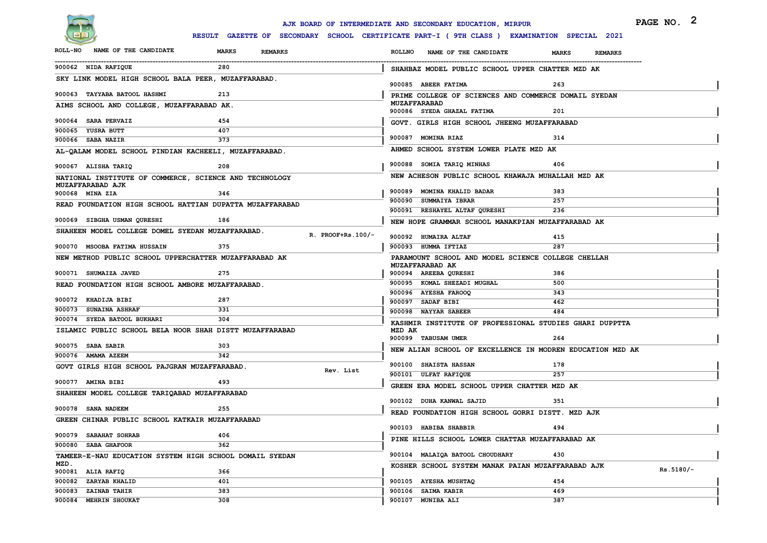# AJK BOARD OF INTERMEDIATE AND SECONDARY EDUCATION, MIRPUR

## RESULT GAZETTE OF SECONDARY SCHOOL CERTIFICATE PART-I ( 9TH CLASS ) EXAMINATION SPECIAL 2021

| ROLL-NO | NAME OF THE CANDIDATE | MARKS | REMARKS |
|---|---|---|---|
| 900062 | NIDA RAFIQUE | 280 | |

**SKY LINK MODEL HIGH SCHOOL BALA PEER, MUZAFFARABAD.**

| ROLL-NO | NAME OF THE CANDIDATE | MARKS | REMARKS |
|---|---|---|---|
| 900063 | TAYYABA BATOOL HASHMI | 213 | |

**AIMS SCHOOL AND COLLEGE, MUZAFFARABAD AK.**

| ROLL-NO | NAME OF THE CANDIDATE | MARKS | REMARKS |
|---|---|---|---|
| 900064 | SARA PERVAIZ | 454 | |
| 900065 | YUSRA BUTT | 407 | |
| 900066 | SABA NAZIR | 373 | |

**AL-QALAM MODEL SCHOOL PINDIAN KACHEELI, MUZAFFARABAD.**

| ROLL-NO | NAME OF THE CANDIDATE | MARKS | REMARKS |
|---|---|---|---|
| 900067 | ALISHA TARIQ | 208 | |

**NATIONAL INSTITUTE OF COMMERCE, SCIENCE AND TECHNOLOGY MUZAFFARABAD AJK**

| ROLL-NO | NAME OF THE CANDIDATE | MARKS | REMARKS |
|---|---|---|---|
| 900068 | MINA ZIA | 346 | |

**READ FOUNDATION HIGH SCHOOL HATTIAN DUPATTA MUZAFFARABAD**

| ROLL-NO | NAME OF THE CANDIDATE | MARKS | REMARKS |
|---|---|---|---|
| 900069 | SIBGHA USMAN QURESHI | 186 | |

**SHAHEEN MODEL COLLEGE DOMEL SYEDAN MUZAFFARABAD.** R. PROOF+Rs.100/-

| ROLL-NO | NAME OF THE CANDIDATE | MARKS | REMARKS |
|---|---|---|---|
| 900070 | MSOOBA FATIMA HUSSAIN | 375 | |

**NEW METHOD PUBLIC SCHOOL UPPERCHATTER MUZAFFARABAD AK**

| ROLL-NO | NAME OF THE CANDIDATE | MARKS | REMARKS |
|---|---|---|---|
| 900071 | SHUMAIZA JAVED | 275 | |

**READ FOUNDATION HIGH SCHOOL AMBORE MUZAFFARABAD.**

| ROLL-NO | NAME OF THE CANDIDATE | MARKS | REMARKS |
|---|---|---|---|
| 900072 | KHADIJA BIBI | 287 | |
| 900073 | SUNAINA ASHRAF | 331 | |
| 900074 | SYEDA BATOOL BUKHARI | 304 | |

**ISLAMIC PUBLIC SCHOOL BELA NOOR SHAH DISTT MUZAFFARABAD**

| ROLL-NO | NAME OF THE CANDIDATE | MARKS | REMARKS |
|---|---|---|---|
| 900075 | SABA SABIR | 303 | |
| 900076 | AMAMA AZEEM | 342 | |

**GOVT GIRLS HIGH SCHOOL PAJGRAN MUZAFFARABAD.** Rev. List

| ROLL-NO | NAME OF THE CANDIDATE | MARKS | REMARKS |
|---|---|---|---|
| 900077 | AMINA BIBI | 493 | |

**SHAHEEN MODEL COLLEGE TARIQABAD MUZAFFARABAD**

| ROLL-NO | NAME OF THE CANDIDATE | MARKS | REMARKS |
|---|---|---|---|
| 900078 | SANA NADEEM | 255 | |

**GREEN CHINAR PUBLIC SCHOOL KATKAIR MUZAFFARABAD**

| ROLL-NO | NAME OF THE CANDIDATE | MARKS | REMARKS |
|---|---|---|---|
| 900079 | SABAHAT SOHRAB | 406 | |
| 900080 | SABA GHAFOOR | 362 | |

**TAMEER-E-NAU EDUCATION SYSTEM HIGH SCHOOL DOMAIL SYEDAN MZD.**

| ROLL-NO | NAME OF THE CANDIDATE | MARKS | REMARKS |
|---|---|---|---|
| 900081 | ALIA RAFIQ | 366 | |
| 900082 | ZARYAB KHALID | 401 | |
| 900083 | ZAINAB TAHIR | 383 | |
| 900084 | MEHRIN SHOUKAT | 308 | |

**SHAHBAZ MODEL PUBLIC SCHOOL UPPER CHATTER MZD AK**

| ROLL-NO | NAME OF THE CANDIDATE | MARKS | REMARKS |
|---|---|---|---|
| 900085 | ABEER FATIMA | 263 | |

**PRIME COLLEGE OF SCIENCES AND COMMERCE DOMAIL SYEDAN MUZAFFARABAD**

| ROLL-NO | NAME OF THE CANDIDATE | MARKS | REMARKS |
|---|---|---|---|
| 900086 | SYEDA GHAZAL FATIMA | 201 | |

**GOVT. GIRLS HIGH SCHOOL JHEENG MUZAFFARABAD**

| ROLL-NO | NAME OF THE CANDIDATE | MARKS | REMARKS |
|---|---|---|---|
| 900087 | MOMINA RIAZ | 314 | |

**AHMED SCHOOL SYSTEM LOWER PLATE MZD AK**

| ROLL-NO | NAME OF THE CANDIDATE | MARKS | REMARKS |
|---|---|---|---|
| 900088 | SOMIA TARIQ MINHAS | 406 | |

**NEW ACHESON PUBLIC SCHOOL KHAWAJA MUHALLAH MZD AK**

| ROLL-NO | NAME OF THE CANDIDATE | MARKS | REMARKS |
|---|---|---|---|
| 900089 | MOMINA KHALID BADAR | 383 | |
| 900090 | SUMMAIYA IBRAR | 257 | |
| 900091 | RESHAYEL ALTAF QURESHI | 236 | |

**NEW HOPE GRAMMAR SCHOOL MANAKPIAN MUZAFFARABAD AK**

| ROLL-NO | NAME OF THE CANDIDATE | MARKS | REMARKS |
|---|---|---|---|
| 900092 | HUMAIRA ALTAF | 415 | |
| 900093 | HUMMA IFTIAZ | 287 | |

**PARAMOUNT SCHOOL AND MODEL SCIENCE COLLEGE CHELLAH MUZAFFARABAD AK**

| ROLL-NO | NAME OF THE CANDIDATE | MARKS | REMARKS |
|---|---|---|---|
| 900094 | AREEBA QURESHI | 386 | |
| 900095 | KOMAL SHEZADI MUGHAL | 500 | |
| 900096 | AYESHA FAROOQ | 343 | |
| 900097 | SADAF BIBI | 462 | |
| 900098 | NAYYAR SABEER | 484 | |

**KASHMIR INSTITUTE OF PROFESSIONAL STUDIES GHARI DUPPTTA MZD AK**

| ROLL-NO | NAME OF THE CANDIDATE | MARKS | REMARKS |
|---|---|---|---|
| 900099 | TABUSAM UMER | 264 | |

**NEW ALIAN SCHOOL OF EXCELLENCE IN MODREN EDUCATION MZD AK**

| ROLL-NO | NAME OF THE CANDIDATE | MARKS | REMARKS |
|---|---|---|---|
| 900100 | SHAISTA HASSAN | 178 | |
| 900101 | ULFAT RAFIQUE | 257 | |

**GREEN ERA MODEL SCHOOL UPPER CHATTER MZD AK**

| ROLL-NO | NAME OF THE CANDIDATE | MARKS | REMARKS |
|---|---|---|---|
| 900102 | DUHA KANWAL SAJID | 351 | |

**READ FOUNDATION HIGH SCHOOL GORRI DISTT. MZD AJK**

| ROLL-NO | NAME OF THE CANDIDATE | MARKS | REMARKS |
|---|---|---|---|
| 900103 | HABIBA SHABBIR | 494 | |

**PINE HILLS SCHOOL LOWER CHATTAR MUZAFFARABAD AK**

| ROLL-NO | NAME OF THE CANDIDATE | MARKS | REMARKS |
|---|---|---|---|
| 900104 | MALAIQA BATOOL CHOUDHARY | 430 | |

**KOSHER SCHOOL SYSTEM MANAK PAIAN MUZAFFARABAD AJK** Rs.5180/-

| ROLL-NO | NAME OF THE CANDIDATE | MARKS | REMARKS |
|---|---|---|---|
| 900105 | AYESHA MUSHTAQ | 454 | |
| 900106 | SAIMA KABIR | 469 | |
| 900107 | MUNIBA ALI | 387 | |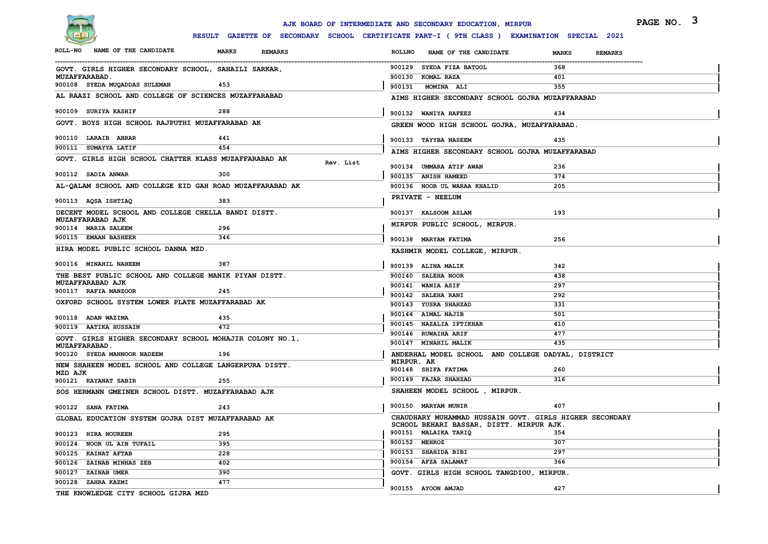AJK BOARD OF INTERMEDIATE AND SECONDARY EDUCATION, MIRPUR

RESULT GAZETTE OF SECONDARY SCHOOL CERTIFICATE PART-I ( 9TH CLASS ) EXAMINATION SPECIAL 2021

| ROLL-NO | NAME OF THE CANDIDATE | MARKS | REMARKS |
|---|---|---|---|
| **GOVT. GIRLS HIGHER SECONDARY SCHOOL, SAHAILI SARKAR, MUZAFFARABAD.** | | | |
| 900108 | SYEDA MUQADDAS SULEMAN | 453 | |
| **AL RAAZI SCHOOL AND COLLEGE OF SCIENCES MUZAFFARABAD** | | | |
| 900109 | SURIYA KASHIF | 288 | |
| **GOVT. BOYS HIGH SCHOOL RAJPUTHI MUZAFFARABAD AK** | | | |
| 900110 | LARAIB ABRAR | 441 | |
| 900111 | SUMAYYA LATIF | 454 | |
| **GOVT. GIRLS HIGH SCHOOL CHATTER KLASS MUZAFFARABAD AK** | | | Rev. List |
| 900112 | SADIA ANWAR | 300 | |
| **AL-QALAM SCHOOL AND COLLEGE EID GAH ROAD MUZAFFARABAD AK** | | | |
| 900113 | AQSA ISHTIAQ | 383 | |
| **DECENT MODEL SCHOOL AND COLLEGE CHELLA BANDI DISTT. MUZAFFARABAD AJK** | | | |
| 900114 | MARIA SALEEM | 296 | |
| 900115 | EMAAN BASHEER | 346 | |
| **HIRA MODEL PUBLIC SCHOOL DANNA MZD.** | | | |
| 900116 | MINAHIL NAHEEM | 387 | |
| **THE BEST PUBLIC SCHOOL AND COLLEGE MANIK PIYAN DISTT. MUZAFFARABAD AJK** | | | |
| 900117 | RAFIA MANZOOR | 245 | |
| **OXFORD SCHOOL SYSTEM LOWER PLATE MUZAFFARABAD AK** | | | |
| 900118 | ADAN WAZIMA | 435 | |
| 900119 | AATIKA HUSSAIN | 472 | |
| **GOVT. GIRLS HIGHER SECONDARY SCHOOL MOHAJIR COLONY NO.1, MUZAFFARABAD.** | | | |
| 900120 | SYEDA MAHNOOR NADEEM | 196 | |
| **NEW SHAHEEN MODEL SCHOOL AND COLLEGE LANGERPURA DISTT. MZD AJK** | | | |
| 900121 | KAYANAT SABIR | 255 | |
| **SOS HERMANN GMEINER SCHOOL DISTT. MUZAFFARABAD AJK** | | | |
| 900122 | SANA FATIMA | 243 | |
| **GLOBAL EDUCATION SYSTEM GOJRA DIST MUZAFFARABAD AK** | | | |
| 900123 | HIRA NOUREEN | 295 | |
| 900124 | NOOR UL AIN TUFAIL | 395 | |
| 900125 | KAINAT AFTAB | 228 | |
| 900126 | ZAINAB MINHAS ZEB | 402 | |
| 900127 | ZAINAB UMER | 390 | |
| 900128 | ZAHRA KAZMI | 477 | |
| **THE KNOWLEDGE CITY SCHOOL GIJRA MZD** | | | |
| 900129 | SYEDA FIZA BATOOL | 368 | |
| 900130 | KOMAL RAZA | 401 | |
| 900131 | MOMINA ALI | 355 | |
| **AIMS HIGHER SECONDARY SCHOOL GOJRA MUZAFFARABAD** | | | |
| 900132 | WANIYA HAFEEZ | 434 | |
| **GREEN WOOD HIGH SCHOOL GOJRA, MUZAFFARABAD.** | | | |
| 900133 | TAYYBA NASEEM | 435 | |
| **AIMS HIGHER SECONDARY SCHOOL GOJRA MUZAFFARABAD** | | | |
| 900134 | UMMARA ATIF AWAN | 236 | |
| 900135 | ANISH HAMEED | 374 | |
| 900136 | NOOR UL WARAA KHALID | 205 | |
| **PRIVATE - NEELUM** | | | |
| 900137 | KALSOOM ASLAM | 193 | |
| **MIRPUR PUBLIC SCHOOL, MIRPUR.** | | | |
| 900138 | MARYAM FATIMA | 256 | |
| **KASHMIR MODEL COLLEGE, MIRPUR.** | | | |
| 900139 | ALINA MALIK | 342 | |
| 900140 | SALEHA NOOR | 438 | |
| 900141 | WANIA ASIF | 297 | |
| 900142 | SALEHA RANI | 292 | |
| 900143 | YUSRA SHAHZAD | 331 | |
| 900144 | AIMAL NAJIB | 501 | |
| 900145 | NAZALIA IFTIKHAR | 410 | |
| 900146 | RUWAIHA ARIF | 477 | |
| 900147 | MINAHIL MALIK | 435 | |
| **ANDERHAL MODEL SCHOOL AND COLLEGE DADYAL, DISTRICT MIRPUR. AK** | | | |
| 900148 | SHIFA FATIMA | 260 | |
| 900149 | FAJAR SHAHZAD | 316 | |
| **SHAHEEN MODEL SCHOOL , MIRPUR.** | | | |
| 900150 | MARYAM MUNIR | 407 | |
| **CHAUDHARY MUHAMMAD HUSSAIN GOVT. GIRLS HIGHER SECONDARY SCHOOL BEHARI BASSAR, DISTT. MIRPUR AJK.** | | | |
| 900151 | MALAIKA TARIQ | 354 | |
| 900152 | MEHROZ | 307 | |
| 900153 | SHAHIDA BIBI | 297 | |
| 900154 | AFZA SALAMAT | 366 | |
| **GOVT. GIRLS HIGH SCHOOL TANGDIOU, MIRPUR.** | | | |
| 900155 | AYOON AMJAD | 427 | |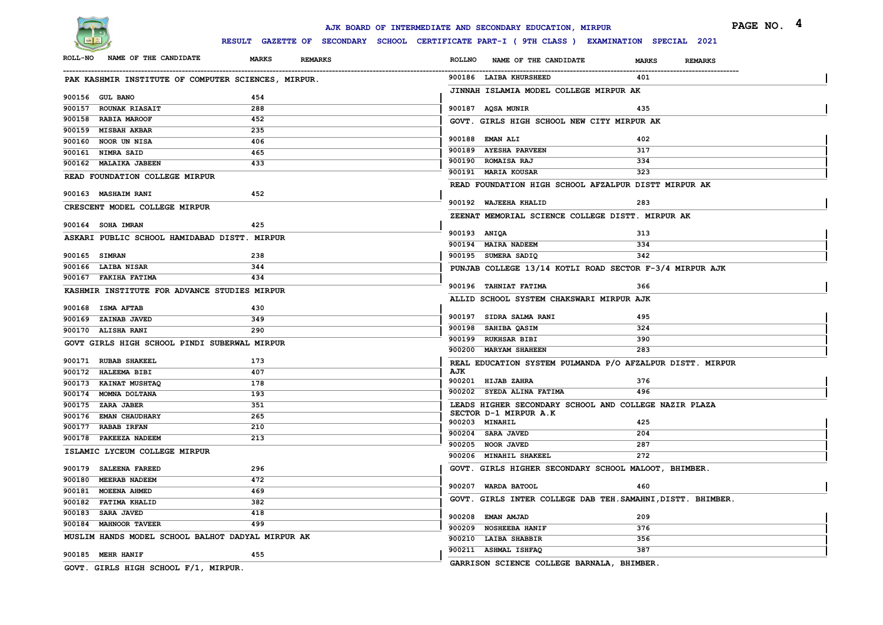AJK BOARD OF INTERMEDIATE AND SECONDARY EDUCATION, MIRPUR

RESULT GAZETTE OF SECONDARY SCHOOL CERTIFICATE PART-I ( 9TH CLASS ) EXAMINATION SPECIAL 2021

| ROLL-NO | NAME OF THE CANDIDATE | MARKS | REMARKS |
|---|---|---|---|
| **PAK KASHMIR INSTITUTE OF COMPUTER SCIENCES, MIRPUR.** | | | |
| 900156 | GUL BANO | 454 | |
| 900157 | ROUNAK RIASAIT | 288 | |
| 900158 | RABIA MAROOF | 452 | |
| 900159 | MISBAH AKBAR | 235 | |
| 900160 | NOOR UN NISA | 406 | |
| 900161 | NIMRA SAID | 465 | |
| 900162 | MALAIKA JABEEN | 433 | |
| **READ FOUNDATION COLLEGE MIRPUR** | | | |
| 900163 | MASHAIM RANI | 452 | |
| **CRESCENT MODEL COLLEGE MIRPUR** | | | |
| 900164 | SOHA IMRAN | 425 | |
| **ASKARI PUBLIC SCHOOL HAMIDABAD DISTT. MIRPUR** | | | |
| 900165 | SIMRAN | 238 | |
| 900166 | LAIBA NISAR | 344 | |
| 900167 | FAKIHA FATIMA | 434 | |
| **KASHMIR INSTITUTE FOR ADVANCE STUDIES MIRPUR** | | | |
| 900168 | ISMA AFTAB | 430 | |
| 900169 | ZAINAB JAVED | 349 | |
| 900170 | ALISHA RANI | 290 | |
| **GOVT GIRLS HIGH SCHOOL PINDI SUBERWAL MIRPUR** | | | |
| 900171 | RUBAB SHAKEEL | 173 | |
| 900172 | HALEEMA BIBI | 407 | |
| 900173 | KAINAT MUSHTAQ | 178 | |
| 900174 | MOMNA DOLTANA | 193 | |
| 900175 | ZARA JABER | 351 | |
| 900176 | EMAN CHAUDHARY | 265 | |
| 900177 | RABAB IRFAN | 210 | |
| 900178 | PAKEEZA NADEEM | 213 | |
| **ISLAMIC LYCEUM COLLEGE MIRPUR** | | | |
| 900179 | SALEENA FAREED | 296 | |
| 900180 | MEERAB NADEEM | 472 | |
| 900181 | MOEENA AHMED | 469 | |
| 900182 | FATIMA KHALID | 382 | |
| 900183 | SARA JAVED | 418 | |
| 900184 | MAHNOOR TAVEER | 499 | |
| **MUSLIM HANDS MODEL SCHOOL BALHOT DADYAL MIRPUR AK** | | | |
| 900185 | MEHR HANIF | 455 | |
| **GOVT. GIRLS HIGH SCHOOL F/1, MIRPUR.** | | | |
| 900186 | LAIBA KHURSHEED | 401 | |
| **JINNAH ISLAMIA MODEL COLLEGE MIRPUR AK** | | | |
| 900187 | AQSA MUNIR | 435 | |
| **GOVT. GIRLS HIGH SCHOOL NEW CITY MIRPUR AK** | | | |
| 900188 | EMAN ALI | 402 | |
| 900189 | AYESHA PARVEEN | 317 | |
| 900190 | ROMAISA RAJ | 334 | |
| 900191 | MARIA KOUSAR | 323 | |
| **READ FOUNDATION HIGH SCHOOL AFZALPUR DISTT MIRPUR AK** | | | |
| 900192 | WAJEEHA KHALID | 283 | |
| **ZEENAT MEMORIAL SCIENCE COLLEGE DISTT. MIRPUR AK** | | | |
| 900193 | ANIQA | 313 | |
| 900194 | MAIRA NADEEM | 334 | |
| 900195 | SUMERA SADIQ | 342 | |
| **PUNJAB COLLEGE 13/14 KOTLI ROAD SECTOR F-3/4 MIRPUR AJK** | | | |
| 900196 | TAHNIAT FATIMA | 366 | |
| **ALLID SCHOOL SYSTEM CHAKSWARI MIRPUR AJK** | | | |
| 900197 | SIDRA SALMA RANI | 495 | |
| 900198 | SAHIBA QASIM | 324 | |
| 900199 | RUKHSAR BIBI | 390 | |
| 900200 | MARYAM SHAHEEN | 283 | |
| **REAL EDUCATION SYSTEM PULMANDA P/O AFZALPUR DISTT. MIRPUR AJK** | | | |
| 900201 | HIJAB ZAHRA | 376 | |
| 900202 | SYEDA ALINA FATIMA | 496 | |
| **LEADS HIGHER SECONDARY SCHOOL AND COLLEGE NAZIR PLAZA SECTOR D-1 MIRPUR A.K** | | | |
| 900203 | MINAHIL | 425 | |
| 900204 | SARA JAVED | 204 | |
| 900205 | NOOR JAVED | 287 | |
| 900206 | MINAHIL SHAKEEL | 272 | |
| **GOVT. GIRLS HIGHER SECONDARY SCHOOL MALOOT, BHIMBER.** | | | |
| 900207 | WARDA BATOOL | 460 | |
| **GOVT. GIRLS INTER COLLEGE DAB TEH.SAMAHNI,DISTT. BHIMBER.** | | | |
| 900208 | EMAN AMJAD | 209 | |
| 900209 | NOSHEEBA HANIF | 376 | |
| 900210 | LAIBA SHABBIR | 356 | |
| 900211 | ASHMAL ISHFAQ | 387 | |
| **GARRISON SCIENCE COLLEGE BARNALA, BHIMBER.** | | | |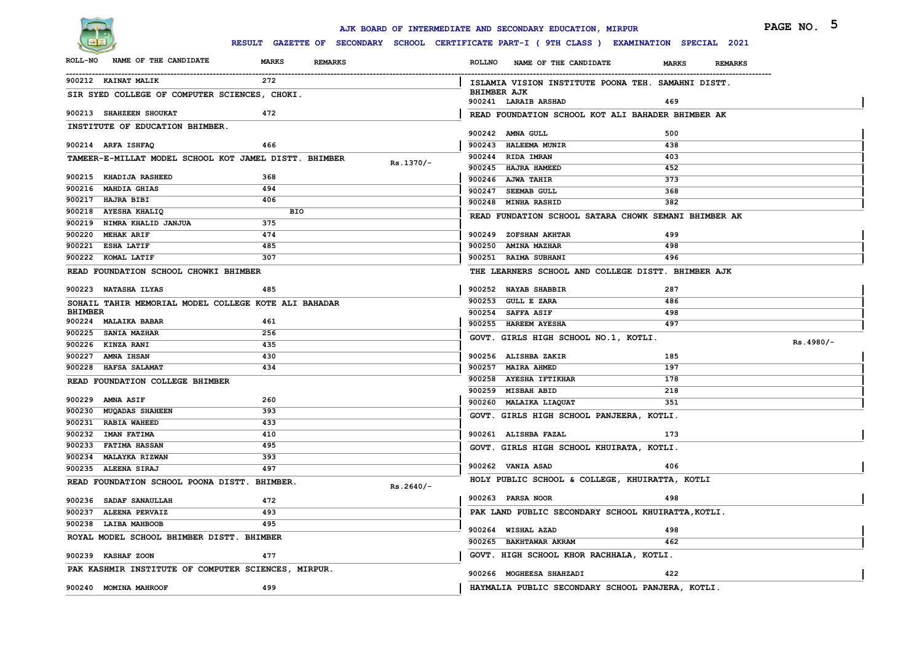AJK BOARD OF INTERMEDIATE AND SECONDARY EDUCATION, MIRPUR

RESULT GAZETTE OF SECONDARY SCHOOL CERTIFICATE PART-I ( 9TH CLASS ) EXAMINATION SPECIAL 2021

| ROLL-NO | NAME OF THE CANDIDATE | MARKS | REMARKS |
|---|---|---|---|
| 900212 | KAINAT MALIK | 272 | |
| **SIR SYED COLLEGE OF COMPUTER SCIENCES, CHOKI.** | | | |
| 900213 | SHAHZEEN SHOUKAT | 472 | |
| **INSTITUTE OF EDUCATION BHIMBER.** | | | |
| 900214 | ARFA ISHFAQ | 466 | |
| **TAMEER-E-MILLAT MODEL SCHOOL KOT JAMEL DISTT. BHIMBER** | | | Rs.1370/- |
| 900215 | KHADIJA RASHEED | 368 | |
| 900216 | MAHDIA GHIAS | 494 | |
| 900217 | HAJRA BIBI | 406 | |
| 900218 | AYESHA KHALIQ | BIO | |
| 900219 | NIMRA KHALID JANJUA | 375 | |
| 900220 | MEHAK ARIF | 474 | |
| 900221 | ESHA LATIF | 485 | |
| 900222 | KOMAL LATIF | 307 | |
| **READ FOUNDATION SCHOOL CHOWKI BHIMBER** | | | |
| 900223 | NATASHA ILYAS | 485 | |
| **SOHAIL TAHIR MEMORIAL MODEL COLLEGE KOTE ALI BAHADAR BHIMBER** | | | |
| 900224 | MALAIKA BABAR | 461 | |
| 900225 | SANIA MAZHAR | 256 | |
| 900226 | KINZA RANI | 435 | |
| 900227 | AMNA IHSAN | 430 | |
| 900228 | HAFSA SALAMAT | 434 | |
| **READ FOUNDATION COLLEGE BHIMBER** | | | |
| 900229 | AMNA ASIF | 260 | |
| 900230 | MUQADAS SHAHEEN | 393 | |
| 900231 | RABIA WAHEED | 433 | |
| 900232 | IMAN FATIMA | 410 | |
| 900233 | FATIMA HASSAN | 495 | |
| 900234 | MALAYKA RIZWAN | 393 | |
| 900235 | ALEENA SIRAJ | 497 | |
| **READ FOUNDATION SCHOOL POONA DISTT. BHIMBER.** | | | Rs.2640/- |
| 900236 | SADAF SANAULLAH | 472 | |
| 900237 | ALEENA PERVAIZ | 493 | |
| 900238 | LAIBA MAHBOOB | 495 | |
| **ROYAL MODEL SCHOOL BHIMBER DISTT. BHIMBER** | | | |
| 900239 | KASHAF ZOON | 477 | |
| **PAK KASHMIR INSTITUTE OF COMPUTER SCIENCES, MIRPUR.** | | | |
| 900240 | MOMINA MAHROOF | 499 | |
| **ISLAMIA VISION INSTITUTE POONA TEH. SAMAHNI DISTT. BHIMBER AJK** | | | |
| 900241 | LARAIB ARSHAD | 469 | |
| **READ FOUNDATION SCHOOL KOT ALI BAHADER BHIMBER AK** | | | |
| 900242 | AMNA GULL | 500 | |
| 900243 | HALEEMA MUNIR | 438 | |
| 900244 | RIDA IMRAN | 403 | |
| 900245 | HAJRA HAMEED | 452 | |
| 900246 | AJWA TAHIR | 373 | |
| 900247 | SEEMAB GULL | 368 | |
| 900248 | MINHA RASHID | 382 | |
| **READ FUNDATION SCHOOL SATARA CHOWK SEMANI BHIMBER AK** | | | |
| 900249 | ZOFSHAN AKHTAR | 499 | |
| 900250 | AMINA MAZHAR | 498 | |
| 900251 | RAIMA SUBHANI | 496 | |
| **THE LEARNERS SCHOOL AND COLLEGE DISTT. BHIMBER AJK** | | | |
| 900252 | NAYAB SHABBIR | 287 | |
| 900253 | GULL E ZARA | 486 | |
| 900254 | SAFFA ASIF | 498 | |
| 900255 | HAREEM AYESHA | 497 | |
| **GOVT. GIRLS HIGH SCHOOL NO.1, KOTLI.** | | | Rs.4980/- |
| 900256 | ALISHBA ZAKIR | 185 | |
| 900257 | MAIRA AHMED | 197 | |
| 900258 | AYESHA IFTIKHAR | 178 | |
| 900259 | MISBAH ABID | 218 | |
| 900260 | MALAIKA LIAQUAT | 351 | |
| **GOVT. GIRLS HIGH SCHOOL PANJEERA, KOTLI.** | | | |
| 900261 | ALISHBA FAZAL | 173 | |
| **GOVT. GIRLS HIGH SCHOOL KHUIRATA, KOTLI.** | | | |
| 900262 | VANIA ASAD | 406 | |
| **HOLY PUBLIC SCHOOL & COLLEGE, KHUIRATTA, KOTLI** | | | |
| 900263 | PARSA NOOR | 498 | |
| **PAK LAND PUBLIC SECONDARY SCHOOL KHUIRATTA,KOTLI.** | | | |
| 900264 | WISHAL AZAD | 498 | |
| 900265 | BAKHTAWAR AKRAM | 462 | |
| **GOVT. HIGH SCHOOL KHOR RACHHALA, KOTLI.** | | | |
| 900266 | MOGHEESA SHAHZADI | 422 | |
| **HAYMALIA PUBLIC SECONDARY SCHOOL PANJERA, KOTLI.** | | | |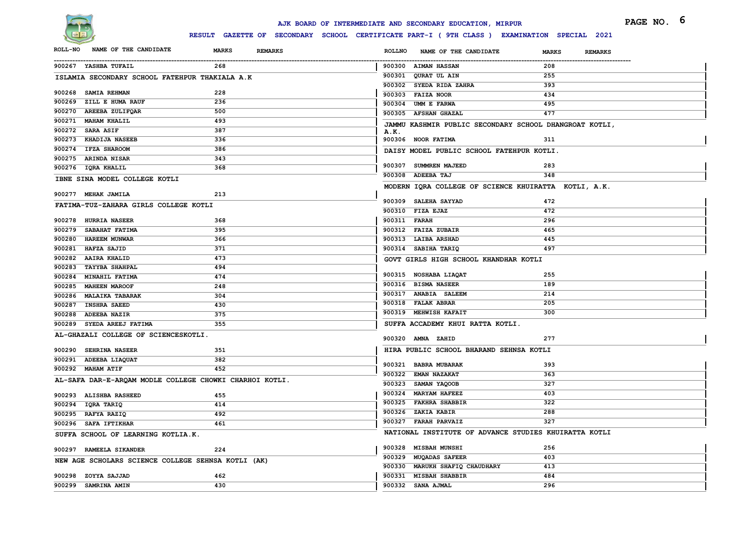# AJK BOARD OF INTERMEDIATE AND SECONDARY EDUCATION, MIRPUR

**RESULT GAZETTE OF SECONDARY SCHOOL CERTIFICATE PART-I ( 9TH CLASS ) EXAMINATION SPECIAL 2021**

| ROLL-NO | NAME OF THE CANDIDATE | MARKS | REMARKS |
|---|---|---|---|
| 900267 | YASHBA TUFAIL | 268 | |

**ISLAMIA SECONDARY SCHOOL FATEHPUR THAKIALA A.K**

| ROLL-NO | NAME OF THE CANDIDATE | MARKS | REMARKS |
|---|---|---|---|
| 900268 | SAMIA REHMAN | 228 | |
| 900269 | ZILL E HUMA RAUF | 236 | |
| 900270 | AREEBA ZULIFQAR | 500 | |
| 900271 | MAHAM KHALIL | 493 | |
| 900272 | SARA ASIF | 387 | |
| 900273 | KHADIJA NASEEB | 336 | |
| 900274 | IFZA SHAROOM | 386 | |
| 900275 | ARINDA NISAR | 343 | |
| 900276 | IQRA KHALIL | 368 | |

**IBNE SINA MODEL COLLEGE KOTLI**

| ROLL-NO | NAME OF THE CANDIDATE | MARKS | REMARKS |
|---|---|---|---|
| 900277 | MEHAK JAMILA | 213 | |

**FATIMA-TUZ-ZAHARA GIRLS COLLEGE KOTLI**

| ROLL-NO | NAME OF THE CANDIDATE | MARKS | REMARKS |
|---|---|---|---|
| 900278 | HURRIA NASEER | 368 | |
| 900279 | SABAHAT FATIMA | 395 | |
| 900280 | HAREEM MUNWAR | 366 | |
| 900281 | HAFZA SAJID | 371 | |
| 900282 | AAIRA KHALID | 473 | |
| 900283 | TAYYBA SHAHPAL | 494 | |
| 900284 | MINAHIL FATIMA | 474 | |
| 900285 | MAHEEN MAROOF | 248 | |
| 900286 | MALAIKA TABARAK | 304 | |
| 900287 | INSHRA SAEED | 430 | |
| 900288 | ADEEBA NAZIR | 375 | |
| 900289 | SYEDA AREEJ FATIMA | 355 | |

**AL-GHAZALI COLLEGE OF SCIENCESKOTLI.**

| ROLL-NO | NAME OF THE CANDIDATE | MARKS | REMARKS |
|---|---|---|---|
| 900290 | SEHRINA NASEER | 351 | |
| 900291 | ADEEBA LIAQUAT | 382 | |
| 900292 | MAHAM ATIF | 452 | |

**AL-SAFA DAR-E-ARQAM MODLE COLLEGE CHOWKI CHARHOI KOTLI.**

| ROLL-NO | NAME OF THE CANDIDATE | MARKS | REMARKS |
|---|---|---|---|
| 900293 | ALISHBA RASHEED | 455 | |
| 900294 | IQRA TARIQ | 414 | |
| 900295 | RAFYA RAZIQ | 492 | |
| 900296 | SAFA IFTIKHAR | 461 | |

**SUFFA SCHOOL OF LEARNING KOTLIA.K.**

| ROLL-NO | NAME OF THE CANDIDATE | MARKS | REMARKS |
|---|---|---|---|
| 900297 | RAMEELA SIKANDER | 224 | |

**NEW AGE SCHOLARS SCIENCE COLLEGE SEHNSA KOTLI (AK)**

| ROLL-NO | NAME OF THE CANDIDATE | MARKS | REMARKS |
|---|---|---|---|
| 900298 | ZOYYA SAJJAD | 462 | |
| 900299 | SAMRINA AMIN | 430 | |
| 900300 | AIMAN HASSAN | 208 | |
| 900301 | QURAT UL AIN | 255 | |
| 900302 | SYEDA RIDA ZAHRA | 393 | |
| 900303 | FAIZA NOOR | 434 | |
| 900304 | UMM E FARWA | 495 | |
| 900305 | AFSHAN GHAZAL | 477 | |

**JAMMU KASHMIR PUBLIC SECONDARY SCHOOL DHANGROAT KOTLI, A.K.**

| ROLL-NO | NAME OF THE CANDIDATE | MARKS | REMARKS |
|---|---|---|---|
| 900306 | NOOR FATIMA | 311 | |

**DAISY MODEL PUBLIC SCHOOL FATEHPUR KOTLI.**

| ROLL-NO | NAME OF THE CANDIDATE | MARKS | REMARKS |
|---|---|---|---|
| 900307 | SUMMREN MAJEED | 283 | |
| 900308 | ADEEBA TAJ | 348 | |

**MODERN IQRA COLLEGE OF SCIENCE KHUIRATTA KOTLI, A.K.**

| ROLL-NO | NAME OF THE CANDIDATE | MARKS | REMARKS |
|---|---|---|---|
| 900309 | SALEHA SAYYAD | 472 | |
| 900310 | FIZA EJAZ | 472 | |
| 900311 | FARAH | 296 | |
| 900312 | FAIZA ZUBAIR | 465 | |
| 900313 | LAIBA ARSHAD | 445 | |
| 900314 | SABIHA TARIQ | 497 | |

**GOVT GIRLS HIGH SCHOOL KHANDHAR KOTLI**

| ROLL-NO | NAME OF THE CANDIDATE | MARKS | REMARKS |
|---|---|---|---|
| 900315 | NOSHABA LIAQAT | 255 | |
| 900316 | BISMA NASEER | 189 | |
| 900317 | ANABIA SALEEM | 214 | |
| 900318 | FALAK ABRAR | 205 | |
| 900319 | MEHWISH KAFAIT | 300 | |

**SUFFA ACCADEMY KHUI RATTA KOTLI.**

| ROLL-NO | NAME OF THE CANDIDATE | MARKS | REMARKS |
|---|---|---|---|
| 900320 | AMNA ZAHID | 277 | |

**HIRA PUBLIC SCHOOL BHARAND SEHNSA KOTLI**

| ROLL-NO | NAME OF THE CANDIDATE | MARKS | REMARKS |
|---|---|---|---|
| 900321 | BABRA MUBARAK | 393 | |
| 900322 | EMAN NAZAKAT | 363 | |
| 900323 | SAMAN YAQOOB | 327 | |
| 900324 | MARYAM HAFEEZ | 403 | |
| 900325 | FAKHRA SHABBIR | 322 | |
| 900326 | ZAKIA KABIR | 288 | |
| 900327 | FARAH PARVAIZ | 327 | |

**NATIONAL INSTITUTE OF ADVANCE STUDIES KHUIRATTA KOTLI**

| ROLL-NO | NAME OF THE CANDIDATE | MARKS | REMARKS |
|---|---|---|---|
| 900328 | MISBAH MUNSHI | 256 | |
| 900329 | MUQADAS SAFEER | 403 | |
| 900330 | MARUKH SHAFIQ CHAUDHARY | 413 | |
| 900331 | MISBAH SHABBIR | 484 | |
| 900332 | SANA AJMAL | 296 | |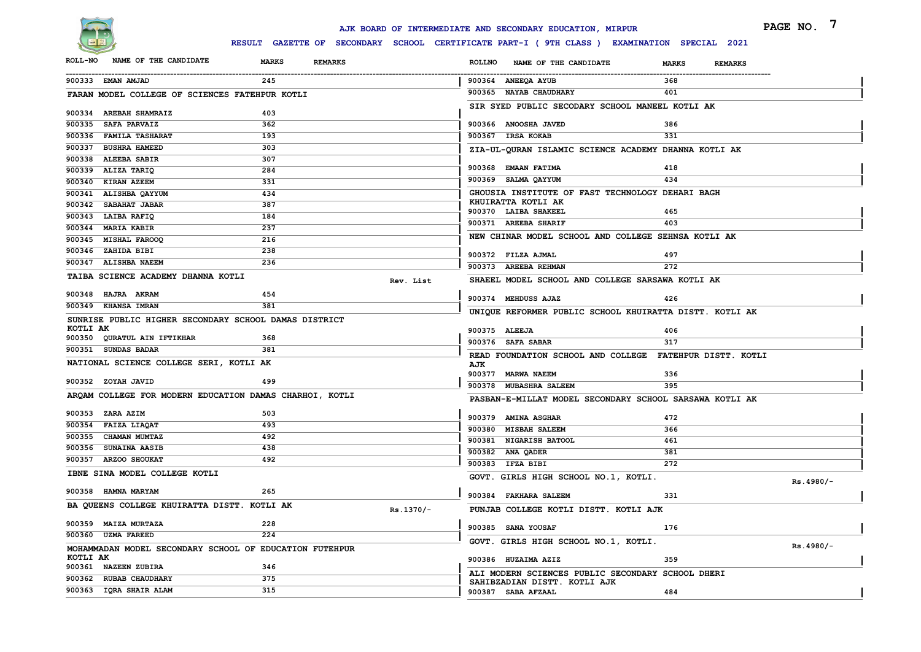# AJK BOARD OF INTERMEDIATE AND SECONDARY EDUCATION, MIRPUR

**RESULT GAZETTE OF SECONDARY SCHOOL CERTIFICATE PART-I ( 9TH CLASS ) EXAMINATION SPECIAL 2021**

| ROLL-NO | NAME OF THE CANDIDATE | MARKS | REMARKS |
|---|---|---|---|
| 900333 | EMAN AMJAD | 245 | |

**FARAN MODEL COLLEGE OF SCIENCES FATEHPUR KOTLI**

| ROLL-NO | NAME OF THE CANDIDATE | MARKS | REMARKS |
|---|---|---|---|
| 900334 | AREBAH SHAMRAIZ | 403 | |
| 900335 | SAFA PARVAIZ | 362 | |
| 900336 | FAMILA TASHARAT | 193 | |
| 900337 | BUSHRA HAMEED | 303 | |
| 900338 | ALEEBA SABIR | 307 | |
| 900339 | ALIZA TARIQ | 284 | |
| 900340 | KIRAN AZEEM | 331 | |
| 900341 | ALISHBA QAYYUM | 434 | |
| 900342 | SABAHAT JABAR | 387 | |
| 900343 | LAIBA RAFIQ | 184 | |
| 900344 | MARIA KABIR | 237 | |
| 900345 | MISHAL FAROOQ | 216 | |
| 900346 | ZAHIDA BIBI | 238 | |
| 900347 | ALISHBA NAEEM | 236 | |

**TAIBA SCIENCE ACADEMY DHANNA KOTLI** — Rev. List

| ROLL-NO | NAME OF THE CANDIDATE | MARKS | REMARKS |
|---|---|---|---|
| 900348 | HAJRA AKRAM | 454 | |
| 900349 | KHANSA IMRAN | 381 | |

**SUNRISE PUBLIC HIGHER SECONDARY SCHOOL DAMAS DISTRICT KOTLI AK**

| ROLL-NO | NAME OF THE CANDIDATE | MARKS | REMARKS |
|---|---|---|---|
| 900350 | QURATUL AIN IFTIKHAR | 368 | |
| 900351 | SUNDAS BADAR | 381 | |

**NATIONAL SCIENCE COLLEGE SERI, KOTLI AK**

| ROLL-NO | NAME OF THE CANDIDATE | MARKS | REMARKS |
|---|---|---|---|
| 900352 | ZOYAH JAVID | 499 | |

**ARQAM COLLEGE FOR MODERN EDUCATION DAMAS CHARHOI, KOTLI**

| ROLL-NO | NAME OF THE CANDIDATE | MARKS | REMARKS |
|---|---|---|---|
| 900353 | ZARA AZIM | 503 | |
| 900354 | FAIZA LIAQAT | 493 | |
| 900355 | CHAMAN MUMTAZ | 492 | |
| 900356 | SUNAINA AASIB | 438 | |
| 900357 | ARZOO SHOUKAT | 492 | |

**IBNE SINA MODEL COLLEGE KOTLI**

| ROLL-NO | NAME OF THE CANDIDATE | MARKS | REMARKS |
|---|---|---|---|
| 900358 | HAMNA MARYAM | 265 | |

**BA QUEENS COLLEGE KHUIRATTA DISTT. KOTLI AK** — Rs.1370/-

| ROLL-NO | NAME OF THE CANDIDATE | MARKS | REMARKS |
|---|---|---|---|
| 900359 | MAIZA MURTAZA | 228 | |
| 900360 | UZMA FAREED | 224 | |

**MOHAMMADAN MODEL SECONDARY SCHOOL OF EDUCATION FUTEHPUR KOTLI AK**

| ROLL-NO | NAME OF THE CANDIDATE | MARKS | REMARKS |
|---|---|---|---|
| 900361 | NAZEEN ZUBIRA | 346 | |
| 900362 | RUBAB CHAUDHARY | 375 | |
| 900363 | IQRA SHAIR ALAM | 315 | |
| 900364 | ANEEQA AYUB | 368 | |
| 900365 | NAYAB CHAUDHARY | 401 | |

**SIR SYED PUBLIC SECODARY SCHOOL MANEEL KOTLI AK**

| ROLL-NO | NAME OF THE CANDIDATE | MARKS | REMARKS |
|---|---|---|---|
| 900366 | ANOOSHA JAVED | 386 | |
| 900367 | IRSA KOKAB | 331 | |

**ZIA-UL-QURAN ISLAMIC SCIENCE ACADEMY DHANNA KOTLI AK**

| ROLL-NO | NAME OF THE CANDIDATE | MARKS | REMARKS |
|---|---|---|---|
| 900368 | EMAAN FATIMA | 418 | |
| 900369 | SALMA QAYYUM | 434 | |

**GHOUSIA INSTITUTE OF FAST TECHNOLOGY DEHARI BAGH KHUIRATTA KOTLI AK**

| ROLL-NO | NAME OF THE CANDIDATE | MARKS | REMARKS |
|---|---|---|---|
| 900370 | LAIBA SHAKEEL | 465 | |
| 900371 | AREEBA SHARIF | 403 | |

**NEW CHINAR MODEL SCHOOL AND COLLEGE SEHNSA KOTLI AK**

| ROLL-NO | NAME OF THE CANDIDATE | MARKS | REMARKS |
|---|---|---|---|
| 900372 | FILZA AJMAL | 497 | |
| 900373 | AREEBA REHMAN | 272 | |

**SHAEEL MODEL SCHOOL AND COLLEGE SARSAWA KOTLI AK**

| ROLL-NO | NAME OF THE CANDIDATE | MARKS | REMARKS |
|---|---|---|---|
| 900374 | MEHDUSS AJAZ | 426 | |

**UNIQUE REFORMER PUBLIC SCHOOL KHUIRATTA DISTT. KOTLI AK**

| ROLL-NO | NAME OF THE CANDIDATE | MARKS | REMARKS |
|---|---|---|---|
| 900375 | ALEEJA | 406 | |
| 900376 | SAFA SABAR | 317 | |

**READ FOUNDATION SCHOOL AND COLLEGE FATEHPUR DISTT. KOTLI AJK**

| ROLL-NO | NAME OF THE CANDIDATE | MARKS | REMARKS |
|---|---|---|---|
| 900377 | MARWA NAEEM | 336 | |
| 900378 | MUBASHRA SALEEM | 395 | |

**PASBAN-E-MILLAT MODEL SECONDARY SCHOOL SARSAWA KOTLI AK**

| ROLL-NO | NAME OF THE CANDIDATE | MARKS | REMARKS |
|---|---|---|---|
| 900379 | AMINA ASGHAR | 472 | |
| 900380 | MISBAH SALEEM | 366 | |
| 900381 | NIGARISH BATOOL | 461 | |
| 900382 | ANA QADER | 381 | |
| 900383 | IFZA BIBI | 272 | |

**GOVT. GIRLS HIGH SCHOOL NO.1, KOTLI.** — Rs.4980/-

| ROLL-NO | NAME OF THE CANDIDATE | MARKS | REMARKS |
|---|---|---|---|
| 900384 | FAKHARA SALEEM | 331 | |

**PUNJAB COLLEGE KOTLI DISTT. KOTLI AJK**

| ROLL-NO | NAME OF THE CANDIDATE | MARKS | REMARKS |
|---|---|---|---|
| 900385 | SANA YOUSAF | 176 | |

**GOVT. GIRLS HIGH SCHOOL NO.1, KOTLI.** — Rs.4980/-

| ROLL-NO | NAME OF THE CANDIDATE | MARKS | REMARKS |
|---|---|---|---|
| 900386 | HUZAIMA AZIZ | 359 | |

**ALI MODERN SCIENCES PUBLIC SECONDARY SCHOOL DHERI SAHIBZADIAN DISTT. KOTLI AJK**

| ROLL-NO | NAME OF THE CANDIDATE | MARKS | REMARKS |
|---|---|---|---|
| 900387 | SABA AFZAAL | 484 | |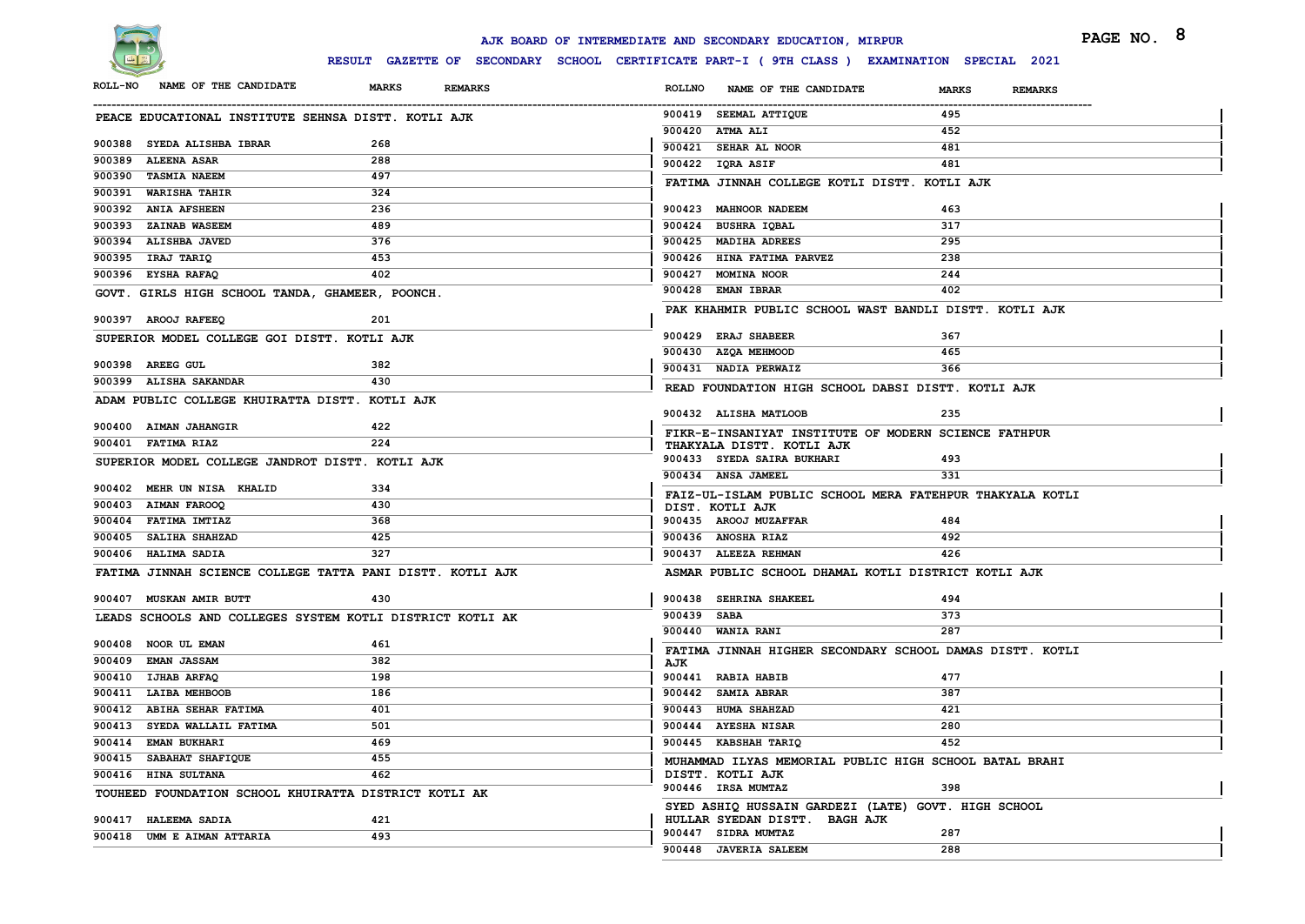# AJK BOARD OF INTERMEDIATE AND SECONDARY EDUCATION, MIRPUR

## RESULT GAZETTE OF SECONDARY SCHOOL CERTIFICATE PART-I ( 9TH CLASS ) EXAMINATION SPECIAL 2021

### PEACE EDUCATIONAL INSTITUTE SEHNSA DISTT. KOTLI AJK

| ROLL-NO | NAME OF THE CANDIDATE | MARKS | REMARKS |
|---|---|---|---|
| 900388 | SYEDA ALISHBA IBRAR | 268 | |
| 900389 | ALEENA ASAR | 288 | |
| 900390 | TASMIA NAEEM | 497 | |
| 900391 | WARISHA TAHIR | 324 | |
| 900392 | ANIA AFSHEEN | 236 | |
| 900393 | ZAINAB WASEEM | 489 | |
| 900394 | ALISHBA JAVED | 376 | |
| 900395 | IRAJ TARIQ | 453 | |
| 900396 | EYSHA RAFAQ | 402 | |

### GOVT. GIRLS HIGH SCHOOL TANDA, GHAMEER, POONCH.

| ROLL-NO | NAME OF THE CANDIDATE | MARKS | REMARKS |
|---|---|---|---|
| 900397 | AROOJ RAFEEQ | 201 | |

### SUPERIOR MODEL COLLEGE GOI DISTT. KOTLI AJK

| ROLL-NO | NAME OF THE CANDIDATE | MARKS | REMARKS |
|---|---|---|---|
| 900398 | AREEG GUL | 382 | |
| 900399 | ALISHA SAKANDAR | 430 | |

### ADAM PUBLIC COLLEGE KHUIRATTA DISTT. KOTLI AJK

| ROLL-NO | NAME OF THE CANDIDATE | MARKS | REMARKS |
|---|---|---|---|
| 900400 | AIMAN JAHANGIR | 422 | |
| 900401 | FATIMA RIAZ | 224 | |

### SUPERIOR MODEL COLLEGE JANDROT DISTT. KOTLI AJK

| ROLL-NO | NAME OF THE CANDIDATE | MARKS | REMARKS |
|---|---|---|---|
| 900402 | MEHR UN NISA KHALID | 334 | |
| 900403 | AIMAN FAROOQ | 430 | |
| 900404 | FATIMA IMTIAZ | 368 | |
| 900405 | SALIHA SHAHZAD | 425 | |
| 900406 | HALIMA SADIA | 327 | |

### FATIMA JINNAH SCIENCE COLLEGE TATTA PANI DISTT. KOTLI AJK

| ROLL-NO | NAME OF THE CANDIDATE | MARKS | REMARKS |
|---|---|---|---|
| 900407 | MUSKAN AMIR BUTT | 430 | |

### LEADS SCHOOLS AND COLLEGES SYSTEM KOTLI DISTRICT KOTLI AK

| ROLL-NO | NAME OF THE CANDIDATE | MARKS | REMARKS |
|---|---|---|---|
| 900408 | NOOR UL EMAN | 461 | |
| 900409 | EMAN JASSAM | 382 | |
| 900410 | IJHAB ARFAQ | 198 | |
| 900411 | LAIBA MEHBOOB | 186 | |
| 900412 | ABIHA SEHAR FATIMA | 401 | |
| 900413 | SYEDA WALLAIL FATIMA | 501 | |
| 900414 | EMAN BUKHARI | 469 | |
| 900415 | SABAHAT SHAFIQUE | 455 | |
| 900416 | HINA SULTANA | 462 | |

### TOUHEED FOUNDATION SCHOOL KHUIRATTA DISTRICT KOTLI AK

| ROLL-NO | NAME OF THE CANDIDATE | MARKS | REMARKS |
|---|---|---|---|
| 900417 | HALEEMA SADIA | 421 | |
| 900418 | UMM E AIMAN ATTARIA | 493 | |
| 900419 | SEEMAL ATTIQUE | 495 | |
| 900420 | ATMA ALI | 452 | |
| 900421 | SEHAR AL NOOR | 481 | |
| 900422 | IQRA ASIF | 481 | |

### FATIMA JINNAH COLLEGE KOTLI DISTT. KOTLI AJK

| ROLL-NO | NAME OF THE CANDIDATE | MARKS | REMARKS |
|---|---|---|---|
| 900423 | MAHNOOR NADEEM | 463 | |
| 900424 | BUSHRA IQBAL | 317 | |
| 900425 | MADIHA ADREES | 295 | |
| 900426 | HINA FATIMA PARVEZ | 238 | |
| 900427 | MOMINA NOOR | 244 | |
| 900428 | EMAN IBRAR | 402 | |

### PAK KHAHMIR PUBLIC SCHOOL WAST BANDLI DISTT. KOTLI AJK

| ROLL-NO | NAME OF THE CANDIDATE | MARKS | REMARKS |
|---|---|---|---|
| 900429 | ERAJ SHABEER | 367 | |
| 900430 | AZQA MEHMOOD | 465 | |
| 900431 | NADIA PERWAIZ | 366 | |

### READ FOUNDATION HIGH SCHOOL DABSI DISTT. KOTLI AJK

| ROLL-NO | NAME OF THE CANDIDATE | MARKS | REMARKS |
|---|---|---|---|
| 900432 | ALISHA MATLOOB | 235 | |

### FIKR-E-INSANIYAT INSTITUTE OF MODERN SCIENCE FATHPUR THAKYALA DISTT. KOTLI AJK

| ROLL-NO | NAME OF THE CANDIDATE | MARKS | REMARKS |
|---|---|---|---|
| 900433 | SYEDA SAIRA BUKHARI | 493 | |
| 900434 | ANSA JAMEEL | 331 | |

### FAIZ-UL-ISLAM PUBLIC SCHOOL MERA FATEHPUR THAKYALA KOTLI DIST. KOTLI AJK

| ROLL-NO | NAME OF THE CANDIDATE | MARKS | REMARKS |
|---|---|---|---|
| 900435 | AROOJ MUZAFFAR | 484 | |
| 900436 | ANOSHA RIAZ | 492 | |
| 900437 | ALEEZA REHMAN | 426 | |

### ASMAR PUBLIC SCHOOL DHAMAL KOTLI DISTRICT KOTLI AJK

| ROLL-NO | NAME OF THE CANDIDATE | MARKS | REMARKS |
|---|---|---|---|
| 900438 | SEHRINA SHAKEEL | 494 | |
| 900439 | SABA | 373 | |
| 900440 | WANIA RANI | 287 | |

### FATIMA JINNAH HIGHER SECONDARY SCHOOL DAMAS DISTT. KOTLI AJK

| ROLL-NO | NAME OF THE CANDIDATE | MARKS | REMARKS |
|---|---|---|---|
| 900441 | RABIA HABIB | 477 | |
| 900442 | SAMIA ABRAR | 387 | |
| 900443 | HUMA SHAHZAD | 421 | |
| 900444 | AYESHA NISAR | 280 | |
| 900445 | KABSHAH TARIQ | 452 | |

### MUHAMMAD ILYAS MEMORIAL PUBLIC HIGH SCHOOL BATAL BRAHI DISTT. KOTLI AJK

| ROLL-NO | NAME OF THE CANDIDATE | MARKS | REMARKS |
|---|---|---|---|
| 900446 | IRSA MUMTAZ | 398 | |

### SYED ASHIQ HUSSAIN GARDEZI (LATE) GOVT. HIGH SCHOOL HULLAR SYEDAN DISTT. BAGH AJK

| ROLL-NO | NAME OF THE CANDIDATE | MARKS | REMARKS |
|---|---|---|---|
| 900447 | SIDRA MUMTAZ | 287 | |
| 900448 | JAVERIA SALEEM | 288 | |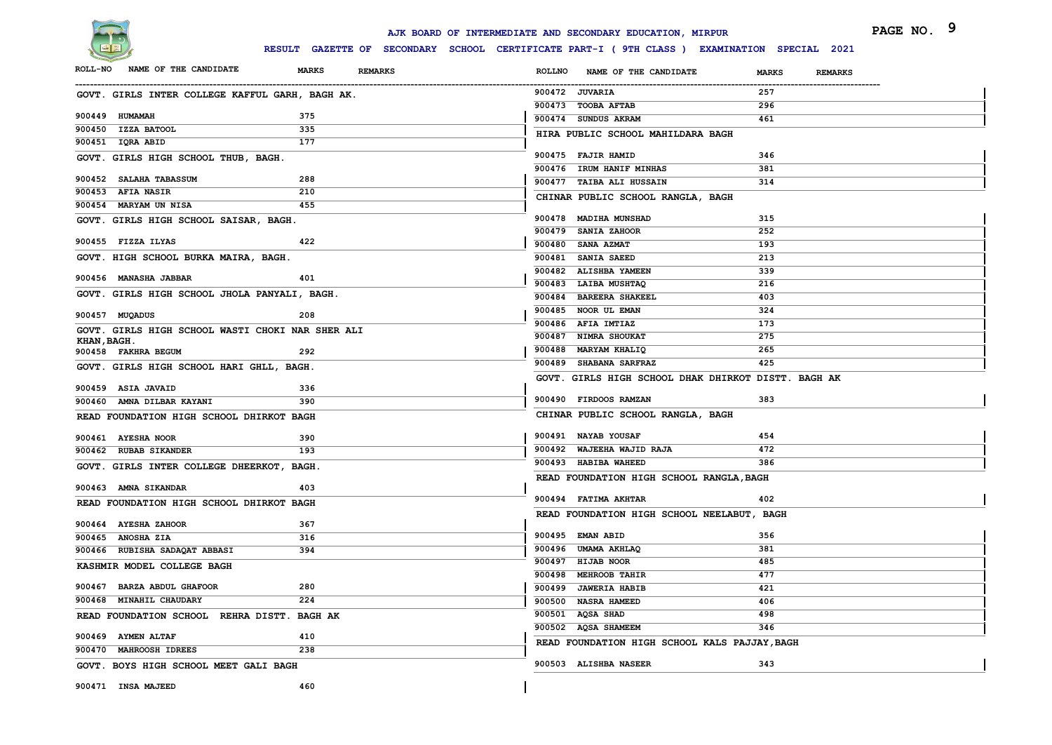# AJK BOARD OF INTERMEDIATE AND SECONDARY EDUCATION, MIRPUR

**RESULT GAZETTE OF SECONDARY SCHOOL CERTIFICATE PART-I ( 9TH CLASS ) EXAMINATION SPECIAL 2021**

| ROLL-NO | NAME OF THE CANDIDATE | MARKS | REMARKS |
|---|---|---|---|

**GOVT. GIRLS INTER COLLEGE KAFFUL GARH, BAGH AK.**

| ROLL-NO | NAME OF THE CANDIDATE | MARKS | REMARKS |
|---|---|---|---|
| 900449 | HUMAMAH | 375 | |
| 900450 | IZZA BATOOL | 335 | |
| 900451 | IQRA ABID | 177 | |

**GOVT. GIRLS HIGH SCHOOL THUB, BAGH.**

| ROLL-NO | NAME OF THE CANDIDATE | MARKS | REMARKS |
|---|---|---|---|
| 900452 | SALAHA TABASSUM | 288 | |
| 900453 | AFIA NASIR | 210 | |
| 900454 | MARYAM UN NISA | 455 | |

**GOVT. GIRLS HIGH SCHOOL SAISAR, BAGH.**

| ROLL-NO | NAME OF THE CANDIDATE | MARKS | REMARKS |
|---|---|---|---|
| 900455 | FIZZA ILYAS | 422 | |

**GOVT. HIGH SCHOOL BURKA MAIRA, BAGH.**

| ROLL-NO | NAME OF THE CANDIDATE | MARKS | REMARKS |
|---|---|---|---|
| 900456 | MANASHA JABBAR | 401 | |

**GOVT. GIRLS HIGH SCHOOL JHOLA PANYALI, BAGH.**

| ROLL-NO | NAME OF THE CANDIDATE | MARKS | REMARKS |
|---|---|---|---|
| 900457 | MUQADUS | 208 | |

**GOVT. GIRLS HIGH SCHOOL WASTI CHOKI NAR SHER ALI KHAN,BAGH.**

| ROLL-NO | NAME OF THE CANDIDATE | MARKS | REMARKS |
|---|---|---|---|
| 900458 | FAKHRA BEGUM | 292 | |

**GOVT. GIRLS HIGH SCHOOL HARI GHLL, BAGH.**

| ROLL-NO | NAME OF THE CANDIDATE | MARKS | REMARKS |
|---|---|---|---|
| 900459 | ASIA JAVAID | 336 | |
| 900460 | AMNA DILBAR KAYANI | 390 | |

**READ FOUNDATION HIGH SCHOOL DHIRKOT BAGH**

| ROLL-NO | NAME OF THE CANDIDATE | MARKS | REMARKS |
|---|---|---|---|
| 900461 | AYESHA NOOR | 390 | |
| 900462 | RUBAB SIKANDER | 193 | |

**GOVT. GIRLS INTER COLLEGE DHEERKOT, BAGH.**

| ROLL-NO | NAME OF THE CANDIDATE | MARKS | REMARKS |
|---|---|---|---|
| 900463 | AMNA SIKANDAR | 403 | |

**READ FOUNDATION HIGH SCHOOL DHIRKOT BAGH**

| ROLL-NO | NAME OF THE CANDIDATE | MARKS | REMARKS |
|---|---|---|---|
| 900464 | AYESHA ZAHOOR | 367 | |
| 900465 | ANOSHA ZIA | 316 | |
| 900466 | RUBISHA SADAQAT ABBASI | 394 | |

**KASHMIR MODEL COLLEGE BAGH**

| ROLL-NO | NAME OF THE CANDIDATE | MARKS | REMARKS |
|---|---|---|---|
| 900467 | BARZA ABDUL GHAFOOR | 280 | |
| 900468 | MINAHIL CHAUDARY | 224 | |

**READ FOUNDATION SCHOOL REHRA DISTT. BAGH AK**

| ROLL-NO | NAME OF THE CANDIDATE | MARKS | REMARKS |
|---|---|---|---|
| 900469 | AYMEN ALTAF | 410 | |
| 900470 | MAHROOSH IDREES | 238 | |

**GOVT. BOYS HIGH SCHOOL MEET GALI BAGH**

| ROLL-NO | NAME OF THE CANDIDATE | MARKS | REMARKS |
|---|---|---|---|
| 900471 | INSA MAJEED | 460 | |
| 900472 | JUVARIA | 257 | |
| 900473 | TOOBA AFTAB | 296 | |
| 900474 | SUNDUS AKRAM | 461 | |

**HIRA PUBLIC SCHOOL MAHILDARA BAGH**

| ROLL-NO | NAME OF THE CANDIDATE | MARKS | REMARKS |
|---|---|---|---|
| 900475 | FAJIR HAMID | 346 | |
| 900476 | IRUM HANIF MINHAS | 381 | |
| 900477 | TAIBA ALI HUSSAIN | 314 | |

**CHINAR PUBLIC SCHOOL RANGLA, BAGH**

| ROLL-NO | NAME OF THE CANDIDATE | MARKS | REMARKS |
|---|---|---|---|
| 900478 | MADIHA MUNSHAD | 315 | |
| 900479 | SANIA ZAHOOR | 252 | |
| 900480 | SANA AZMAT | 193 | |
| 900481 | SANIA SAEED | 213 | |
| 900482 | ALISHBA YAMEEN | 339 | |
| 900483 | LAIBA MUSHTAQ | 216 | |
| 900484 | BAREERA SHAKEEL | 403 | |
| 900485 | NOOR UL EMAN | 324 | |
| 900486 | AFIA IMTIAZ | 173 | |
| 900487 | NIMRA SHOUKAT | 275 | |
| 900488 | MARYAM KHALIQ | 265 | |
| 900489 | SHABANA SARFRAZ | 425 | |

**GOVT. GIRLS HIGH SCHOOL DHAK DHIRKOT DISTT. BAGH AK**

| ROLL-NO | NAME OF THE CANDIDATE | MARKS | REMARKS |
|---|---|---|---|
| 900490 | FIRDOOS RAMZAN | 383 | |

**CHINAR PUBLIC SCHOOL RANGLA, BAGH**

| ROLL-NO | NAME OF THE CANDIDATE | MARKS | REMARKS |
|---|---|---|---|
| 900491 | NAYAB YOUSAF | 454 | |
| 900492 | WAJEEHA WAJID RAJA | 472 | |
| 900493 | HABIBA WAHEED | 386 | |

**READ FOUNDATION HIGH SCHOOL RANGLA,BAGH**

| ROLL-NO | NAME OF THE CANDIDATE | MARKS | REMARKS |
|---|---|---|---|
| 900494 | FATIMA AKHTAR | 402 | |

**READ FOUNDATION HIGH SCHOOL NEELABUT, BAGH**

| ROLL-NO | NAME OF THE CANDIDATE | MARKS | REMARKS |
|---|---|---|---|
| 900495 | EMAN ABID | 356 | |
| 900496 | UMAMA AKHLAQ | 381 | |
| 900497 | HIJAB NOOR | 485 | |
| 900498 | MEHROOB TAHIR | 477 | |
| 900499 | JAWERIA HABIB | 421 | |
| 900500 | NASRA HAMEED | 406 | |
| 900501 | AQSA SHAD | 498 | |
| 900502 | AQSA SHAMEEM | 346 | |

**READ FOUNDATION HIGH SCHOOL KALS PAJJAY,BAGH**

| ROLL-NO | NAME OF THE CANDIDATE | MARKS | REMARKS |
|---|---|---|---|
| 900503 | ALISHBA NASEER | 343 | |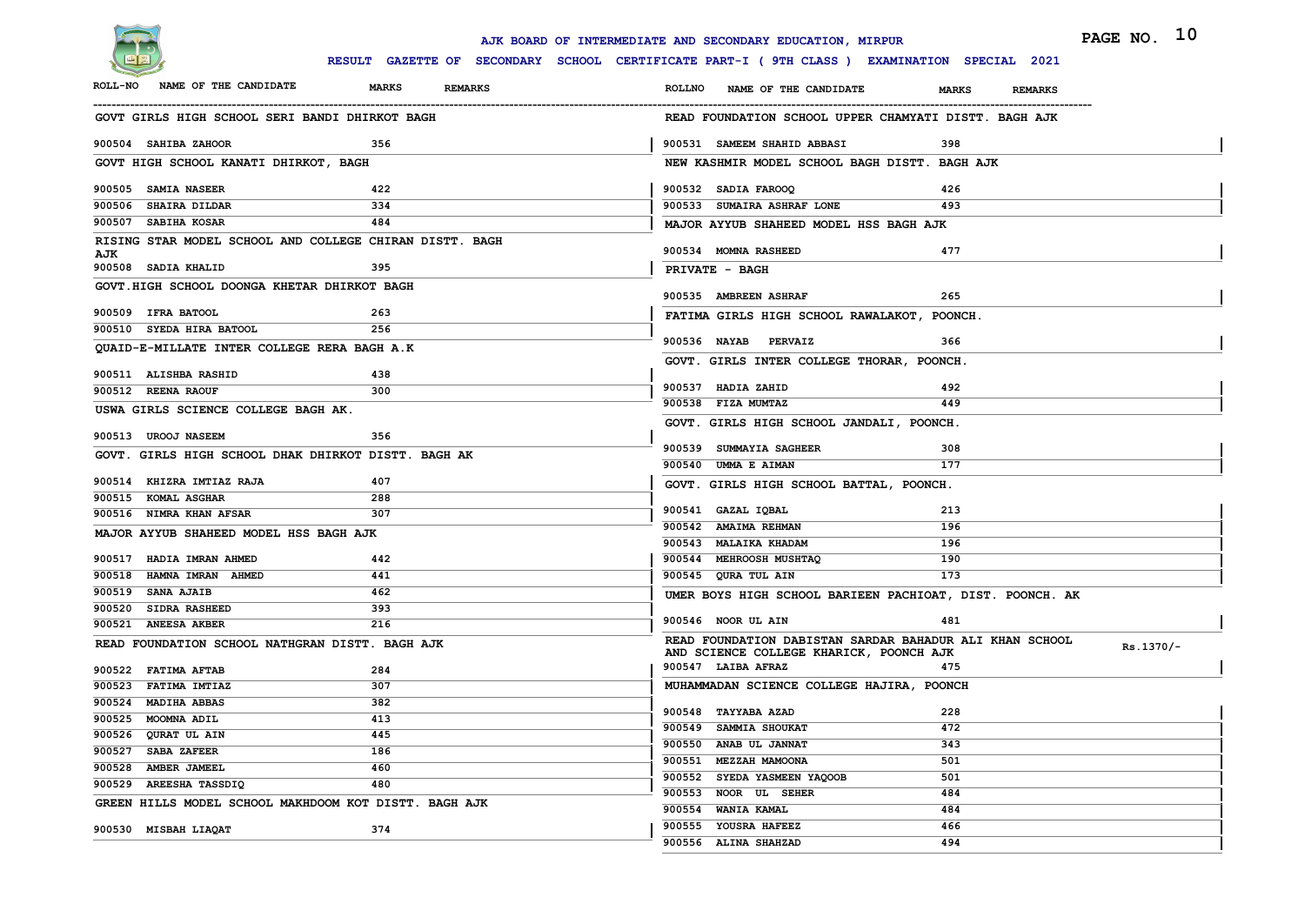# AJK BOARD OF INTERMEDIATE AND SECONDARY EDUCATION, MIRPUR

**RESULT GAZETTE OF SECONDARY SCHOOL CERTIFICATE PART-I ( 9TH CLASS ) EXAMINATION SPECIAL 2021**

| ROLL-NO | NAME OF THE CANDIDATE | MARKS | REMARKS |
|---|---|---|---|
| **GOVT GIRLS HIGH SCHOOL SERI BANDI DHIRKOT BAGH** | | | |
| 900504 | SAHIBA ZAHOOR | 356 | |
| **GOVT HIGH SCHOOL KANATI DHIRKOT, BAGH** | | | |
| 900505 | SAMIA NASEER | 422 | |
| 900506 | SHAIRA DILDAR | 334 | |
| 900507 | SABIHA KOSAR | 484 | |
| **RISING STAR MODEL SCHOOL AND COLLEGE CHIRAN DISTT. BAGH AJK** | | | |
| 900508 | SADIA KHALID | 395 | |
| **GOVT.HIGH SCHOOL DOONGA KHETAR DHIRKOT BAGH** | | | |
| 900509 | IFRA BATOOL | 263 | |
| 900510 | SYEDA HIRA BATOOL | 256 | |
| **QUAID-E-MILLATE INTER COLLEGE RERA BAGH A.K** | | | |
| 900511 | ALISHBA RASHID | 438 | |
| 900512 | REENA RAOUF | 300 | |
| **USWA GIRLS SCIENCE COLLEGE BAGH AK.** | | | |
| 900513 | UROOJ NASEEM | 356 | |
| **GOVT. GIRLS HIGH SCHOOL DHAK DHIRKOT DISTT. BAGH AK** | | | |
| 900514 | KHIZRA IMTIAZ RAJA | 407 | |
| 900515 | KOMAL ASGHAR | 288 | |
| 900516 | NIMRA KHAN AFSAR | 307 | |
| **MAJOR AYYUB SHAHEED MODEL HSS BAGH AJK** | | | |
| 900517 | HADIA IMRAN AHMED | 442 | |
| 900518 | HAMNA IMRAN AHMED | 441 | |
| 900519 | SANA AJAIB | 462 | |
| 900520 | SIDRA RASHEED | 393 | |
| 900521 | ANEESA AKBER | 216 | |
| **READ FOUNDATION SCHOOL NATHGRAN DISTT. BAGH AJK** | | | |
| 900522 | FATIMA AFTAB | 284 | |
| 900523 | FATIMA IMTIAZ | 307 | |
| 900524 | MADIHA ABBAS | 382 | |
| 900525 | MOOMNA ADIL | 413 | |
| 900526 | QURAT UL AIN | 445 | |
| 900527 | SABA ZAFEER | 186 | |
| 900528 | AMBER JAMEEL | 460 | |
| 900529 | AREESHA TASSDIQ | 480 | |
| **GREEN HILLS MODEL SCHOOL MAKHDOOM KOT DISTT. BAGH AJK** | | | |
| 900530 | MISBAH LIAQAT | 374 | |
| **READ FOUNDATION SCHOOL UPPER CHAMYATI DISTT. BAGH AJK** | | | |
| 900531 | SAMEEM SHAHID ABBASI | 398 | |
| **NEW KASHMIR MODEL SCHOOL BAGH DISTT. BAGH AJK** | | | |
| 900532 | SADIA FAROOQ | 426 | |
| 900533 | SUMAIRA ASHRAF LONE | 493 | |
| **MAJOR AYYUB SHAHEED MODEL HSS BAGH AJK** | | | |
| 900534 | MOMNA RASHEED | 477 | |
| **PRIVATE - BAGH** | | | |
| 900535 | AMBREEN ASHRAF | 265 | |
| **FATIMA GIRLS HIGH SCHOOL RAWALAKOT, POONCH.** | | | |
| 900536 | NAYAB PERVAIZ | 366 | |
| **GOVT. GIRLS INTER COLLEGE THORAR, POONCH.** | | | |
| 900537 | HADIA ZAHID | 492 | |
| 900538 | FIZA MUMTAZ | 449 | |
| **GOVT. GIRLS HIGH SCHOOL JANDALI, POONCH.** | | | |
| 900539 | SUMMAYIA SAGHEER | 308 | |
| 900540 | UMMA E AIMAN | 177 | |
| **GOVT. GIRLS HIGH SCHOOL BATTAL, POONCH.** | | | |
| 900541 | GAZAL IQBAL | 213 | |
| 900542 | AMAIMA REHMAN | 196 | |
| 900543 | MALAIKA KHADAM | 196 | |
| 900544 | MEHROOSH MUSHTAQ | 190 | |
| 900545 | QURA TUL AIN | 173 | |
| **UMER BOYS HIGH SCHOOL BARIEEN PACHIOAT, DIST. POONCH. AK** | | | |
| 900546 | NOOR UL AIN | 481 | |
| **READ FOUNDATION DABISTAN SARDAR BAHADUR ALI KHAN SCHOOL AND SCIENCE COLLEGE KHARICK, POONCH AJK** | | | Rs.1370/- |
| 900547 | LAIBA AFRAZ | 475 | |
| **MUHAMMADAN SCIENCE COLLEGE HAJIRA, POONCH** | | | |
| 900548 | TAYYABA AZAD | 228 | |
| 900549 | SAMMIA SHOUKAT | 472 | |
| 900550 | ANAB UL JANNAT | 343 | |
| 900551 | MEZZAH MAMOONA | 501 | |
| 900552 | SYEDA YASMEEN YAQOOB | 501 | |
| 900553 | NOOR UL SEHER | 484 | |
| 900554 | WANIA KAMAL | 484 | |
| 900555 | YOUSRA HAFEEZ | 466 | |
| 900556 | ALINA SHAHZAD | 494 | |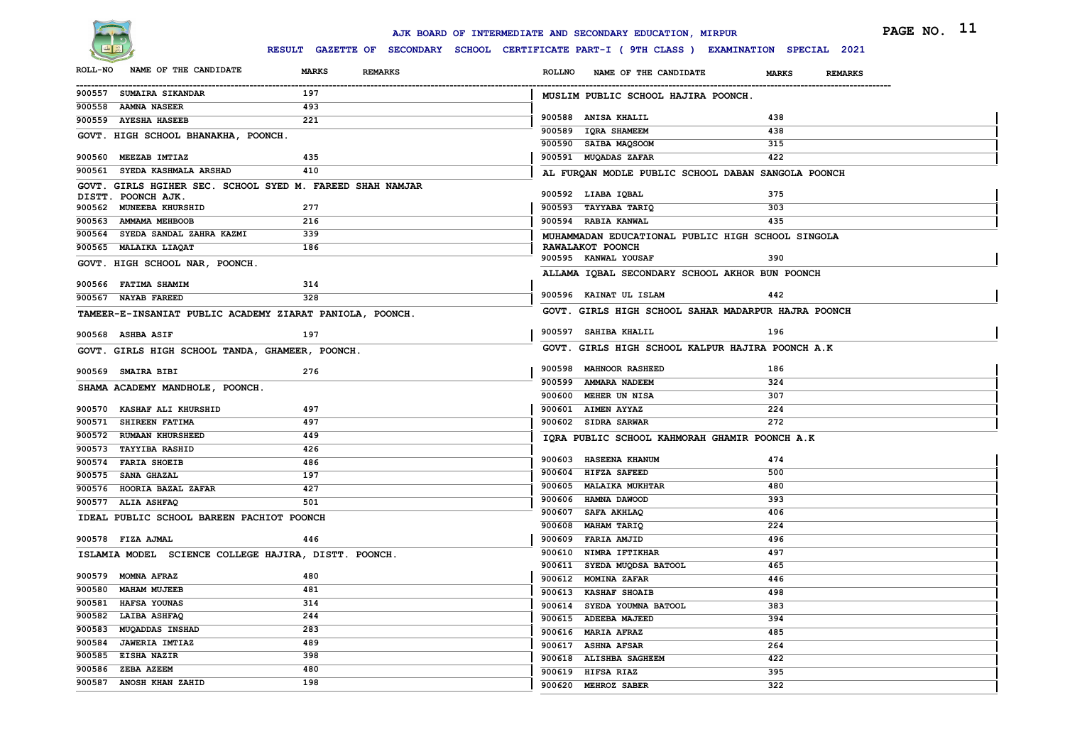# AJK BOARD OF INTERMEDIATE AND SECONDARY EDUCATION, MIRPUR

## RESULT GAZETTE OF SECONDARY SCHOOL CERTIFICATE PART-I ( 9TH CLASS ) EXAMINATION SPECIAL 2021

| ROLL-NO | NAME OF THE CANDIDATE | MARKS | REMARKS |
|---|---|---|---|
| 900557 | SUMAIRA SIKANDAR | 197 | |
| 900558 | AAMNA NASEER | 493 | |
| 900559 | AYESHA HASEEB | 221 | |

**GOVT. HIGH SCHOOL BHANAKHA, POONCH.**

| ROLL-NO | NAME OF THE CANDIDATE | MARKS | REMARKS |
|---|---|---|---|
| 900560 | MEEZAB IMTIAZ | 435 | |
| 900561 | SYEDA KASHMALA ARSHAD | 410 | |

**GOVT. GIRLS HGIHER SEC. SCHOOL SYED M. FAREED SHAH NAMJAR DISTT. POONCH AJK.**

| ROLL-NO | NAME OF THE CANDIDATE | MARKS | REMARKS |
|---|---|---|---|
| 900562 | MUNEEBA KHURSHID | 277 | |
| 900563 | AMMAMA MEHBOOB | 216 | |
| 900564 | SYEDA SANDAL ZAHRA KAZMI | 339 | |
| 900565 | MALAIKA LIAQAT | 186 | |

**GOVT. HIGH SCHOOL NAR, POONCH.**

| ROLL-NO | NAME OF THE CANDIDATE | MARKS | REMARKS |
|---|---|---|---|
| 900566 | FATIMA SHAMIM | 314 | |
| 900567 | NAYAB FAREED | 328 | |

**TAMEER-E-INSANIAT PUBLIC ACADEMY ZIARAT PANIOLA, POONCH.**

| ROLL-NO | NAME OF THE CANDIDATE | MARKS | REMARKS |
|---|---|---|---|
| 900568 | ASHBA ASIF | 197 | |

**GOVT. GIRLS HIGH SCHOOL TANDA, GHAMEER, POONCH.**

| ROLL-NO | NAME OF THE CANDIDATE | MARKS | REMARKS |
|---|---|---|---|
| 900569 | SMAIRA BIBI | 276 | |

**SHAMA ACADEMY MANDHOLE, POONCH.**

| ROLL-NO | NAME OF THE CANDIDATE | MARKS | REMARKS |
|---|---|---|---|
| 900570 | KASHAF ALI KHURSHID | 497 | |
| 900571 | SHIREEN FATIMA | 497 | |
| 900572 | RUMAAN KHURSHEED | 449 | |
| 900573 | TAYYIBA RASHID | 426 | |
| 900574 | FARIA SHOEIB | 486 | |
| 900575 | SANA GHAZAL | 197 | |
| 900576 | HOORIA BAZAL ZAFAR | 427 | |
| 900577 | ALIA ASHFAQ | 501 | |

**IDEAL PUBLIC SCHOOL BAREEN PACHIOT POONCH**

| ROLL-NO | NAME OF THE CANDIDATE | MARKS | REMARKS |
|---|---|---|---|
| 900578 | FIZA AJMAL | 446 | |

**ISLAMIA MODEL SCIENCE COLLEGE HAJIRA, DISTT. POONCH.**

| ROLL-NO | NAME OF THE CANDIDATE | MARKS | REMARKS |
|---|---|---|---|
| 900579 | MOMNA AFRAZ | 480 | |
| 900580 | MAHAM MUJEEB | 481 | |
| 900581 | HAFSA YOUNAS | 314 | |
| 900582 | LAIBA ASHFAQ | 244 | |
| 900583 | MUQADDAS INSHAD | 283 | |
| 900584 | JAWERIA IMTIAZ | 489 | |
| 900585 | EISHA NAZIR | 398 | |
| 900586 | ZEBA AZEEM | 480 | |
| 900587 | ANOSH KHAN ZAHID | 198 | |

**MUSLIM PUBLIC SCHOOL HAJIRA POONCH.**

| ROLL-NO | NAME OF THE CANDIDATE | MARKS | REMARKS |
|---|---|---|---|
| 900588 | ANISA KHALIL | 438 | |
| 900589 | IQRA SHAMEEM | 438 | |
| 900590 | SAIBA MAQSOOM | 315 | |
| 900591 | MUQADAS ZAFAR | 422 | |

**AL FURQAN MODLE PUBLIC SCHOOL DABAN SANGOLA POONCH**

| ROLL-NO | NAME OF THE CANDIDATE | MARKS | REMARKS |
|---|---|---|---|
| 900592 | LIABA IQBAL | 375 | |
| 900593 | TAYYABA TARIQ | 303 | |
| 900594 | RABIA KANWAL | 435 | |

**MUHAMMADAN EDUCATIONAL PUBLIC HIGH SCHOOL SINGOLA RAWALAKOT POONCH**

| ROLL-NO | NAME OF THE CANDIDATE | MARKS | REMARKS |
|---|---|---|---|
| 900595 | KANWAL YOUSAF | 390 | |

**ALLAMA IQBAL SECONDARY SCHOOL AKHOR BUN POONCH**

| ROLL-NO | NAME OF THE CANDIDATE | MARKS | REMARKS |
|---|---|---|---|
| 900596 | KAINAT UL ISLAM | 442 | |

**GOVT. GIRLS HIGH SCHOOL SAHAR MADARPUR HAJRA POONCH**

| ROLL-NO | NAME OF THE CANDIDATE | MARKS | REMARKS |
|---|---|---|---|
| 900597 | SAHIBA KHALIL | 196 | |

**GOVT. GIRLS HIGH SCHOOL KALPUR HAJIRA POONCH A.K**

| ROLL-NO | NAME OF THE CANDIDATE | MARKS | REMARKS |
|---|---|---|---|
| 900598 | MAHNOOR RASHEED | 186 | |
| 900599 | AMMARA NADEEM | 324 | |
| 900600 | MEHER UN NISA | 307 | |
| 900601 | AIMEN AYYAZ | 224 | |
| 900602 | SIDRA SARWAR | 272 | |

**IQRA PUBLIC SCHOOL KAHMORAH GHAMIR POONCH A.K**

| ROLL-NO | NAME OF THE CANDIDATE | MARKS | REMARKS |
|---|---|---|---|
| 900603 | HASEENA KHANUM | 474 | |
| 900604 | HIFZA SAFEED | 500 | |
| 900605 | MALAIKA MUKHTAR | 480 | |
| 900606 | HAMNA DAWOOD | 393 | |
| 900607 | SAFA AKHLAQ | 406 | |
| 900608 | MAHAM TARIQ | 224 | |
| 900609 | FARIA AMJID | 496 | |
| 900610 | NIMRA IFTIKHAR | 497 | |
| 900611 | SYEDA MUQDSA BATOOL | 465 | |
| 900612 | MOMINA ZAFAR | 446 | |
| 900613 | KASHAF SHOAIB | 498 | |
| 900614 | SYEDA YOUMNA BATOOL | 383 | |
| 900615 | ADEEBA MAJEED | 394 | |
| 900616 | MARIA AFRAZ | 485 | |
| 900617 | ASHNA AFSAR | 264 | |
| 900618 | ALISHBA SAGHEEM | 422 | |
| 900619 | HIFSA RIAZ | 395 | |
| 900620 | MEHROZ SABER | 322 | |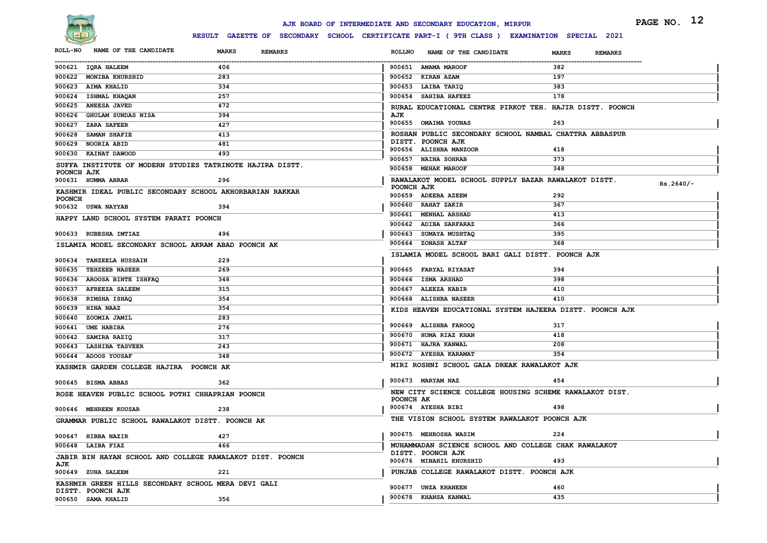# AJK BOARD OF INTERMEDIATE AND SECONDARY EDUCATION, MIRPUR

## RESULT GAZETTE OF SECONDARY SCHOOL CERTIFICATE PART-I ( 9TH CLASS ) EXAMINATION SPECIAL 2021

| ROLL-NO | NAME OF THE CANDIDATE | MARKS | REMARKS |
|---|---|---|---|
| 900621 | IQRA HALEEM | 406 | |
| 900622 | MONIBA KHURSHID | 283 | |
| 900623 | AIMA KHALID | 334 | |
| 900624 | ISHMAL KHAQAN | 257 | |
| 900625 | ANEESA JAVED | 472 | |
| 900626 | GHULAM SUNDAS NISA | 394 | |
| 900627 | ZARA SAFEER | 427 | |
| 900628 | SAMAN SHAFIE | 413 | |
| 900629 | NOORIA ABID | 481 | |
| 900630 | KAINAT DAWOOD | 493 | |

**SUFFA INSTITUTE OF MODERN STUDIES TATRINOTE HAJIRA DISTT. POONCH AJK**

| ROLL-NO | NAME OF THE CANDIDATE | MARKS | REMARKS |
|---|---|---|---|
| 900631 | HUMMA ABRAR | 296 | |

**KASHMIR IDEAL PUBLIC SECONDARY SCHOOL AKHORBARIAN RAKKAR POONCH**

| ROLL-NO | NAME OF THE CANDIDATE | MARKS | REMARKS |
|---|---|---|---|
| 900632 | USWA NAYYAB | 394 | |

**HAPPY LAND SCHOOL SYSTEM PARATI POONCH**

| ROLL-NO | NAME OF THE CANDIDATE | MARKS | REMARKS |
|---|---|---|---|
| 900633 | RUBESHA IMTIAZ | 496 | |

**ISLAMIA MODEL SECONDARY SCHOOL AKRAM ABAD POONCH AK**

| ROLL-NO | NAME OF THE CANDIDATE | MARKS | REMARKS |
|---|---|---|---|
| 900634 | TANZEELA HUSSAIN | 229 | |
| 900635 | TEHZEEB NASEER | 269 | |
| 900636 | AROOSA BINTE ISHFAQ | 348 | |
| 900637 | AFREEZA SALEEM | 315 | |
| 900638 | RIMSHA ISHAQ | 354 | |
| 900639 | HINA NAAZ | 354 | |
| 900640 | ZOOMIA JAMIL | 283 | |
| 900641 | UME HABIBA | 276 | |
| 900642 | SAMIRA RAZIQ | 317 | |
| 900643 | LASHIBA TASVEER | 243 | |
| 900644 | ADOOS YOUSAF | 348 | |

**KASHMIR GARDEN COLLEGE HAJIRA POONCH AK**

| ROLL-NO | NAME OF THE CANDIDATE | MARKS | REMARKS |
|---|---|---|---|
| 900645 | BISMA ABBAS | 362 | |

**ROSE HEAVEN PUBLIC SCHOOL POTHI CHHAPRIAN POONCH**

| ROLL-NO | NAME OF THE CANDIDATE | MARKS | REMARKS |
|---|---|---|---|
| 900646 | MEHREEN KOUSAR | 238 | |

**GRAMMAR PUBLIC SCHOOL RAWALAKOT DISTT. POONCH AK**

| ROLL-NO | NAME OF THE CANDIDATE | MARKS | REMARKS |
|---|---|---|---|
| 900647 | HIBBA NAZIR | 427 | |
| 900648 | LAIBA FIAZ | 466 | |

**JABIR BIN HAYAN SCHOOL AND COLLEGE RAWALAKOT DIST. POONCH AJK**

| ROLL-NO | NAME OF THE CANDIDATE | MARKS | REMARKS |
|---|---|---|---|
| 900649 | ZUHA SALEEM | 221 | |

**KASHMIR GREEN HILLS SECONDARY SCHOOL MERA DEVI GALI DISTT. POONCH AJK**

| ROLL-NO | NAME OF THE CANDIDATE | MARKS | REMARKS |
|---|---|---|---|
| 900650 | SAMA KHALID | 356 | |
| 900651 | AMAMA MAROOF | 382 | |
| 900652 | KIRAN AZAM | 197 | |
| 900653 | LAIBA TARIQ | 383 | |
| 900654 | SAHIBA HAFEEZ | 178 | |

**RURAL EDUCATIONAL CENTRE PIRKOT TEH. HAJIR DISTT. POONCH AJK**

| ROLL-NO | NAME OF THE CANDIDATE | MARKS | REMARKS |
|---|---|---|---|
| 900655 | OMAIMA YOUNAS | 263 | |

**ROSHAN PUBLIC SECONDARY SCHOOL NAMBAL CHATTRA ABBASPUR DISTT. POONCH AJK**

| ROLL-NO | NAME OF THE CANDIDATE | MARKS | REMARKS |
|---|---|---|---|
| 900656 | ALISHBA MANZOOR | 418 | |
| 900657 | NAINA SOHRAB | 373 | |
| 900658 | MEHAK MAROOF | 348 | |

**RAWALAKOT MODEL SCHOOL SUPPLY BAZAR RAWALAKOT DISTT. POONCH AJK** Rs.2640/-

| ROLL-NO | NAME OF THE CANDIDATE | MARKS | REMARKS |
|---|---|---|---|
| 900659 | ADEEBA AZEEM | 292 | |
| 900660 | RAHAT ZAKIR | 367 | |
| 900661 | MENHAL ARSHAD | 413 | |
| 900662 | ADIBA SARFARAZ | 366 | |
| 900663 | SUMAYA MUSHTAQ | 395 | |
| 900664 | ZONASH ALTAF | 368 | |

**ISLAMIA MODEL SCHOOL BARI GALI DISTT. POONCH AJK**

| ROLL-NO | NAME OF THE CANDIDATE | MARKS | REMARKS |
|---|---|---|---|
| 900665 | FARYAL RIYASAT | 394 | |
| 900666 | ISMA ARSHAD | 398 | |
| 900667 | ALEEZA KABIR | 410 | |
| 900668 | ALISHBA NASEER | 410 | |

**KIDS HEAVEN EDUCATIONAL SYSTEM HAJEERA DISTT. POONCH AJK**

| ROLL-NO | NAME OF THE CANDIDATE | MARKS | REMARKS |
|---|---|---|---|
| 900669 | ALISHBA FAROOQ | 317 | |
| 900670 | HUMA RIAZ KHAN | 418 | |
| 900671 | HAJRA KANWAL | 208 | |
| 900672 | AYESHA KARAMAT | 354 | |

**MIRI ROSHNI SCHOOL GALA DREAK RAWALAKOT AJK**

| ROLL-NO | NAME OF THE CANDIDATE | MARKS | REMARKS |
|---|---|---|---|
| 900673 | MARYAM NAZ | 454 | |

**NEW CITY SCIENCE COLLEGE HOUSING SCHEME RAWALAKOT DIST. POONCH AK**

| ROLL-NO | NAME OF THE CANDIDATE | MARKS | REMARKS |
|---|---|---|---|
| 900674 | AYESHA BIBI | 498 | |

**THE VISION SCHOOL SYSTEM RAWALAKOT POONCH AJK**

| ROLL-NO | NAME OF THE CANDIDATE | MARKS | REMARKS |
|---|---|---|---|
| 900675 | MEHROSHA WASIM | 224 | |

**MUHAMMADAN SCIENCE SCHOOL AND COLLEGE CHAK RAWALAKOT DISTT. POONCH AJK**

| ROLL-NO | NAME OF THE CANDIDATE | MARKS | REMARKS |
|---|---|---|---|
| 900676 | MINAHIL KHURSHID | 493 | |

**PUNJAB COLLEGE RAWALAKOT DISTT. POONCH AJK**

| ROLL-NO | NAME OF THE CANDIDATE | MARKS | REMARKS |
|---|---|---|---|
| 900677 | UNZA KHANEEN | 460 | |
| 900678 | KHANSA KANWAL | 435 | |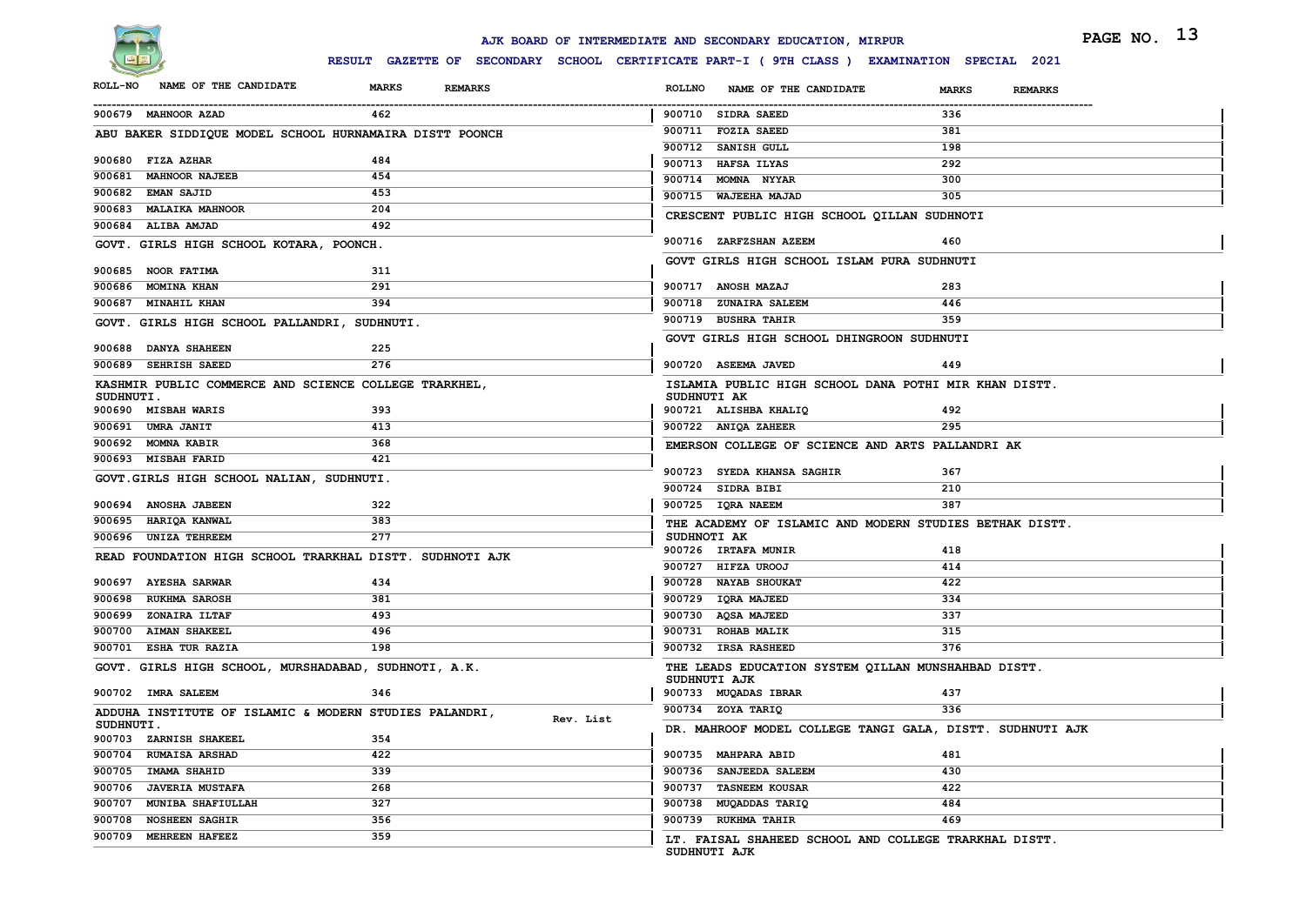# AJK BOARD OF INTERMEDIATE AND SECONDARY EDUCATION, MIRPUR

**RESULT GAZETTE OF SECONDARY SCHOOL CERTIFICATE PART-I ( 9TH CLASS ) EXAMINATION SPECIAL 2021**

| ROLL-NO | NAME OF THE CANDIDATE | MARKS | REMARKS |
|---|---|---|---|
| 900679 | MAHNOOR AZAD | 462 | |

**ABU BAKER SIDDIQUE MODEL SCHOOL HURNAMAIRA DISTT POONCH**

| ROLL-NO | NAME OF THE CANDIDATE | MARKS | REMARKS |
|---|---|---|---|
| 900680 | FIZA AZHAR | 484 | |
| 900681 | MAHNOOR NAJEEB | 454 | |
| 900682 | EMAN SAJID | 453 | |
| 900683 | MALAIKA MAHNOOR | 204 | |
| 900684 | ALIBA AMJAD | 492 | |

**GOVT. GIRLS HIGH SCHOOL KOTARA, POONCH.**

| ROLL-NO | NAME OF THE CANDIDATE | MARKS | REMARKS |
|---|---|---|---|
| 900685 | NOOR FATIMA | 311 | |
| 900686 | MOMINA KHAN | 291 | |
| 900687 | MINAHIL KHAN | 394 | |

**GOVT. GIRLS HIGH SCHOOL PALLANDRI, SUDHNUTI.**

| ROLL-NO | NAME OF THE CANDIDATE | MARKS | REMARKS |
|---|---|---|---|
| 900688 | DANYA SHAHEEN | 225 | |
| 900689 | SEHRISH SAEED | 276 | |

**KASHMIR PUBLIC COMMERCE AND SCIENCE COLLEGE TRARKHEL, SUDHNUTI.**

| ROLL-NO | NAME OF THE CANDIDATE | MARKS | REMARKS |
|---|---|---|---|
| 900690 | MISBAH WARIS | 393 | |
| 900691 | UMRA JANIT | 413 | |
| 900692 | MOMNA KABIR | 368 | |
| 900693 | MISBAH FARID | 421 | |

**GOVT.GIRLS HIGH SCHOOL NALIAN, SUDHNUTI.**

| ROLL-NO | NAME OF THE CANDIDATE | MARKS | REMARKS |
|---|---|---|---|
| 900694 | ANOSHA JABEEN | 322 | |
| 900695 | HARIQA KANWAL | 383 | |
| 900696 | UNIZA TEHREEM | 277 | |

**READ FOUNDATION HIGH SCHOOL TRARKHAL DISTT. SUDHNOTI AJK**

| ROLL-NO | NAME OF THE CANDIDATE | MARKS | REMARKS |
|---|---|---|---|
| 900697 | AYESHA SARWAR | 434 | |
| 900698 | RUKHMA SAROSH | 381 | |
| 900699 | ZONAIRA ILTAF | 493 | |
| 900700 | AIMAN SHAKEEL | 496 | |
| 900701 | ESHA TUR RAZIA | 198 | |

**GOVT. GIRLS HIGH SCHOOL, MURSHADABAD, SUDHNOTI, A.K.**

| ROLL-NO | NAME OF THE CANDIDATE | MARKS | REMARKS |
|---|---|---|---|
| 900702 | IMRA SALEEM | 346 | |

**ADDUHA INSTITUTE OF ISLAMIC & MODERN STUDIES PALANDRI, SUDHNUTI.** Rev. List

| ROLL-NO | NAME OF THE CANDIDATE | MARKS | REMARKS |
|---|---|---|---|
| 900703 | ZARNISH SHAKEEL | 354 | |
| 900704 | RUMAISA ARSHAD | 422 | |
| 900705 | IMAMA SHAHID | 339 | |
| 900706 | JAVERIA MUSTAFA | 268 | |
| 900707 | MUNIBA SHAFIULLAH | 327 | |
| 900708 | NOSHEEN SAGHIR | 356 | |
| 900709 | MEHREEN HAFEEZ | 359 | |
| 900710 | SIDRA SAEED | 336 | |
| 900711 | FOZIA SAEED | 381 | |
| 900712 | SANISH GULL | 198 | |
| 900713 | HAFSA ILYAS | 292 | |
| 900714 | MOMNA NYYAR | 300 | |
| 900715 | WAJEEHA MAJAD | 305 | |

**CRESCENT PUBLIC HIGH SCHOOL QILLAN SUDHNOTI**

| ROLL-NO | NAME OF THE CANDIDATE | MARKS | REMARKS |
|---|---|---|---|
| 900716 | ZARFZSHAN AZEEM | 460 | |

**GOVT GIRLS HIGH SCHOOL ISLAM PURA SUDHNUTI**

| ROLL-NO | NAME OF THE CANDIDATE | MARKS | REMARKS |
|---|---|---|---|
| 900717 | ANOSH MAZAJ | 283 | |
| 900718 | ZUNAIRA SALEEM | 446 | |
| 900719 | BUSHRA TAHIR | 359 | |

**GOVT GIRLS HIGH SCHOOL DHINGROON SUDHNUTI**

| ROLL-NO | NAME OF THE CANDIDATE | MARKS | REMARKS |
|---|---|---|---|
| 900720 | ASEEMA JAVED | 449 | |

**ISLAMIA PUBLIC HIGH SCHOOL DANA POTHI MIR KHAN DISTT. SUDHNUTI AK**

| ROLL-NO | NAME OF THE CANDIDATE | MARKS | REMARKS |
|---|---|---|---|
| 900721 | ALISHBA KHALIQ | 492 | |
| 900722 | ANIQA ZAHEER | 295 | |

**EMERSON COLLEGE OF SCIENCE AND ARTS PALLANDRI AK**

| ROLL-NO | NAME OF THE CANDIDATE | MARKS | REMARKS |
|---|---|---|---|
| 900723 | SYEDA KHANSA SAGHIR | 367 | |
| 900724 | SIDRA BIBI | 210 | |
| 900725 | IQRA NAEEM | 387 | |

**THE ACADEMY OF ISLAMIC AND MODERN STUDIES BETHAK DISTT. SUDHNOTI AK**

| ROLL-NO | NAME OF THE CANDIDATE | MARKS | REMARKS |
|---|---|---|---|
| 900726 | IRTAFA MUNIR | 418 | |
| 900727 | HIFZA UROOJ | 414 | |
| 900728 | NAYAB SHOUKAT | 422 | |
| 900729 | IQRA MAJEED | 334 | |
| 900730 | AQSA MAJEED | 337 | |
| 900731 | ROHAB MALIK | 315 | |
| 900732 | IRSA RASHEED | 376 | |

**THE LEADS EDUCATION SYSTEM QILLAN MUNSHAHBAD DISTT. SUDHNUTI AJK**

| ROLL-NO | NAME OF THE CANDIDATE | MARKS | REMARKS |
|---|---|---|---|
| 900733 | MUQADAS IBRAR | 437 | |
| 900734 | ZOYA TARIQ | 336 | |

**DR. MAHROOF MODEL COLLEGE TANGI GALA, DISTT. SUDHNUTI AJK**

| ROLL-NO | NAME OF THE CANDIDATE | MARKS | REMARKS |
|---|---|---|---|
| 900735 | MAHPARA ABID | 481 | |
| 900736 | SANJEEDA SALEEM | 430 | |
| 900737 | TASNEEM KOUSAR | 422 | |
| 900738 | MUQADDAS TARIQ | 484 | |
| 900739 | RUKHMA TAHIR | 469 | |

**LT. FAISAL SHAHEED SCHOOL AND COLLEGE TRARKHAL DISTT. SUDHNUTI AJK**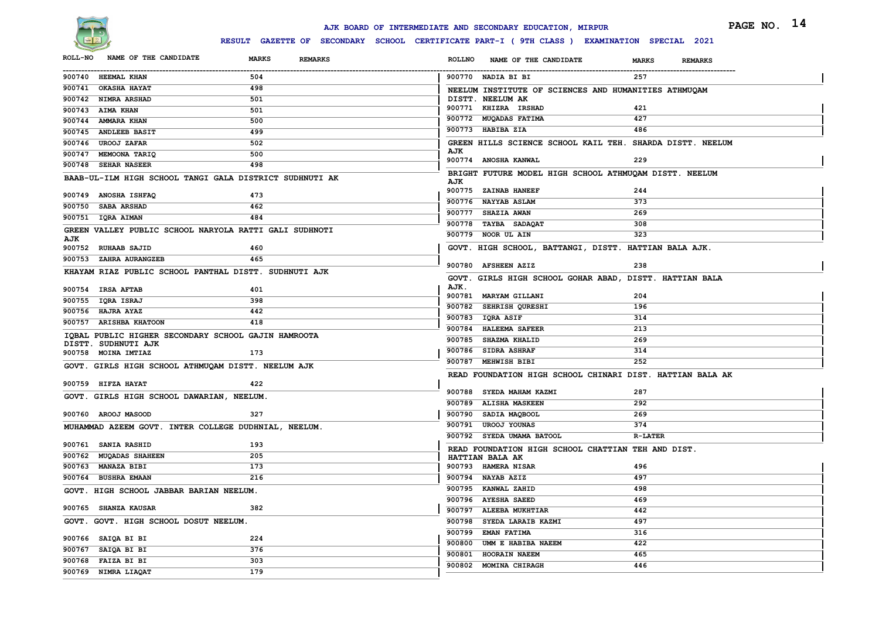# AJK BOARD OF INTERMEDIATE AND SECONDARY EDUCATION, MIRPUR

## RESULT GAZETTE OF SECONDARY SCHOOL CERTIFICATE PART-I ( 9TH CLASS ) EXAMINATION SPECIAL 2021

| ROLL-NO | NAME OF THE CANDIDATE | MARKS | REMARKS |
|---|---|---|---|
| 900740 | HEEMAL KHAN | 504 | |
| 900741 | OKASHA HAYAT | 498 | |
| 900742 | NIMRA ARSHAD | 501 | |
| 900743 | AIMA KHAN | 501 | |
| 900744 | AMMARA KHAN | 500 | |
| 900745 | ANDLEEB BASIT | 499 | |
| 900746 | UROOJ ZAFAR | 502 | |
| 900747 | MEMOONA TARIQ | 500 | |
| 900748 | SEHAR NASEER | 498 | |

**BAAB-UL-ILM HIGH SCHOOL TANGI GALA DISTRICT SUDHNUTI AK**

| ROLL-NO | NAME OF THE CANDIDATE | MARKS | REMARKS |
|---|---|---|---|
| 900749 | ANOSHA ISHFAQ | 473 | |
| 900750 | SABA ARSHAD | 462 | |
| 900751 | IQRA AIMAN | 484 | |

**GREEN VALLEY PUBLIC SCHOOL NARYOLA RATTI GALI SUDHNOTI AJK**

| ROLL-NO | NAME OF THE CANDIDATE | MARKS | REMARKS |
|---|---|---|---|
| 900752 | RUHAAB SAJID | 460 | |
| 900753 | ZAHRA AURANGZEB | 465 | |

**KHAYAM RIAZ PUBLIC SCHOOL PANTHAL DISTT. SUDHNUTI AJK**

| ROLL-NO | NAME OF THE CANDIDATE | MARKS | REMARKS |
|---|---|---|---|
| 900754 | IRSA AFTAB | 401 | |
| 900755 | IQRA ISRAJ | 398 | |
| 900756 | HAJRA AYAZ | 442 | |
| 900757 | ARISHBA KHATOON | 418 | |

**IQBAL PUBLIC HIGHER SECONDARY SCHOOL GAJIN HAMROOTA DISTT. SUDHNUTI AJK**

| ROLL-NO | NAME OF THE CANDIDATE | MARKS | REMARKS |
|---|---|---|---|
| 900758 | MOINA IMTIAZ | 173 | |

**GOVT. GIRLS HIGH SCHOOL ATHMUQAM DISTT. NEELUM AJK**

| ROLL-NO | NAME OF THE CANDIDATE | MARKS | REMARKS |
|---|---|---|---|
| 900759 | HIFZA HAYAT | 422 | |

**GOVT. GIRLS HIGH SCHOOL DAWARIAN, NEELUM.**

| ROLL-NO | NAME OF THE CANDIDATE | MARKS | REMARKS |
|---|---|---|---|
| 900760 | AROOJ MASOOD | 327 | |

**MUHAMMAD AZEEM GOVT. INTER COLLEGE DUDHNIAL, NEELUM.**

| ROLL-NO | NAME OF THE CANDIDATE | MARKS | REMARKS |
|---|---|---|---|
| 900761 | SANIA RASHID | 193 | |
| 900762 | MUQADAS SHAHEEN | 205 | |
| 900763 | MANAZA BIBI | 173 | |
| 900764 | BUSHRA EMAAN | 216 | |

**GOVT. HIGH SCHOOL JABBAR BARIAN NEELUM.**

| ROLL-NO | NAME OF THE CANDIDATE | MARKS | REMARKS |
|---|---|---|---|
| 900765 | SHANZA KAUSAR | 382 | |

**GOVT. GOVT. HIGH SCHOOL DOSUT NEELUM.**

| ROLL-NO | NAME OF THE CANDIDATE | MARKS | REMARKS |
|---|---|---|---|
| 900766 | SAIQA BI BI | 224 | |
| 900767 | SAIQA BI BI | 376 | |
| 900768 | FAIZA BI BI | 303 | |
| 900769 | NIMRA LIAQAT | 179 | |
| 900770 | NADIA BI BI | 257 | |

**NEELUM INSTITUTE OF SCIENCES AND HUMANITIES ATHMUQAM DISTT. NEELUM AK**

| ROLL-NO | NAME OF THE CANDIDATE | MARKS | REMARKS |
|---|---|---|---|
| 900771 | KHIZRA IRSHAD | 421 | |
| 900772 | MUQADAS FATIMA | 427 | |
| 900773 | HABIBA ZIA | 486 | |

**GREEN HILLS SCIENCE SCHOOL KAIL TEH. SHARDA DISTT. NEELUM AJK**

| ROLL-NO | NAME OF THE CANDIDATE | MARKS | REMARKS |
|---|---|---|---|
| 900774 | ANOSHA KANWAL | 229 | |

**BRIGHT FUTURE MODEL HIGH SCHOOL ATHMUQAM DISTT. NEELUM AJK**

| ROLL-NO | NAME OF THE CANDIDATE | MARKS | REMARKS |
|---|---|---|---|
| 900775 | ZAINAB HANEEF | 244 | |
| 900776 | NAYYAB ASLAM | 373 | |
| 900777 | SHAZIA AWAN | 269 | |
| 900778 | TAYBA SADAQAT | 308 | |
| 900779 | NOOR UL AIN | 323 | |

**GOVT. HIGH SCHOOL, BATTANGI, DISTT. HATTIAN BALA AJK.**

| ROLL-NO | NAME OF THE CANDIDATE | MARKS | REMARKS |
|---|---|---|---|
| 900780 | AFSHEEN AZIZ | 238 | |

**GOVT. GIRLS HIGH SCHOOL GOHAR ABAD, DISTT. HATTIAN BALA AJK.**

| ROLL-NO | NAME OF THE CANDIDATE | MARKS | REMARKS |
|---|---|---|---|
| 900781 | MARYAM GILLANI | 204 | |
| 900782 | SEHRISH QURESHI | 196 | |
| 900783 | IQRA ASIF | 314 | |
| 900784 | HALEEMA SAFEER | 213 | |
| 900785 | SHAZMA KHALID | 269 | |
| 900786 | SIDRA ASHRAF | 314 | |
| 900787 | MEHWISH BIBI | 252 | |

**READ FOUNDATION HIGH SCHOOL CHINARI DIST. HATTIAN BALA AK**

| ROLL-NO | NAME OF THE CANDIDATE | MARKS | REMARKS |
|---|---|---|---|
| 900788 | SYEDA MAHAM KAZMI | 287 | |
| 900789 | ALISHA MASKEEN | 292 | |
| 900790 | SADIA MAQBOOL | 269 | |
| 900791 | UROOJ YOUNAS | 374 | |
| 900792 | SYEDA UMAMA BATOOL | R-LATER | |

**READ FOUNDATION HIGH SCHOOL CHATTIAN TEH AND DIST. HATTIAN BALA AK**

| ROLL-NO | NAME OF THE CANDIDATE | MARKS | REMARKS |
|---|---|---|---|
| 900793 | HAMERA NISAR | 496 | |
| 900794 | NAYAB AZIZ | 497 | |
| 900795 | KANWAL ZAHID | 498 | |
| 900796 | AYESHA SAEED | 469 | |
| 900797 | ALEEBA MUKHTIAR | 442 | |
| 900798 | SYEDA LARAIB KAZMI | 497 | |
| 900799 | EMAN FATIMA | 316 | |
| 900800 | UMM E HABIBA NAEEM | 422 | |
| 900801 | HOORAIN NAEEM | 465 | |
| 900802 | MOMINA CHIRAGH | 446 | |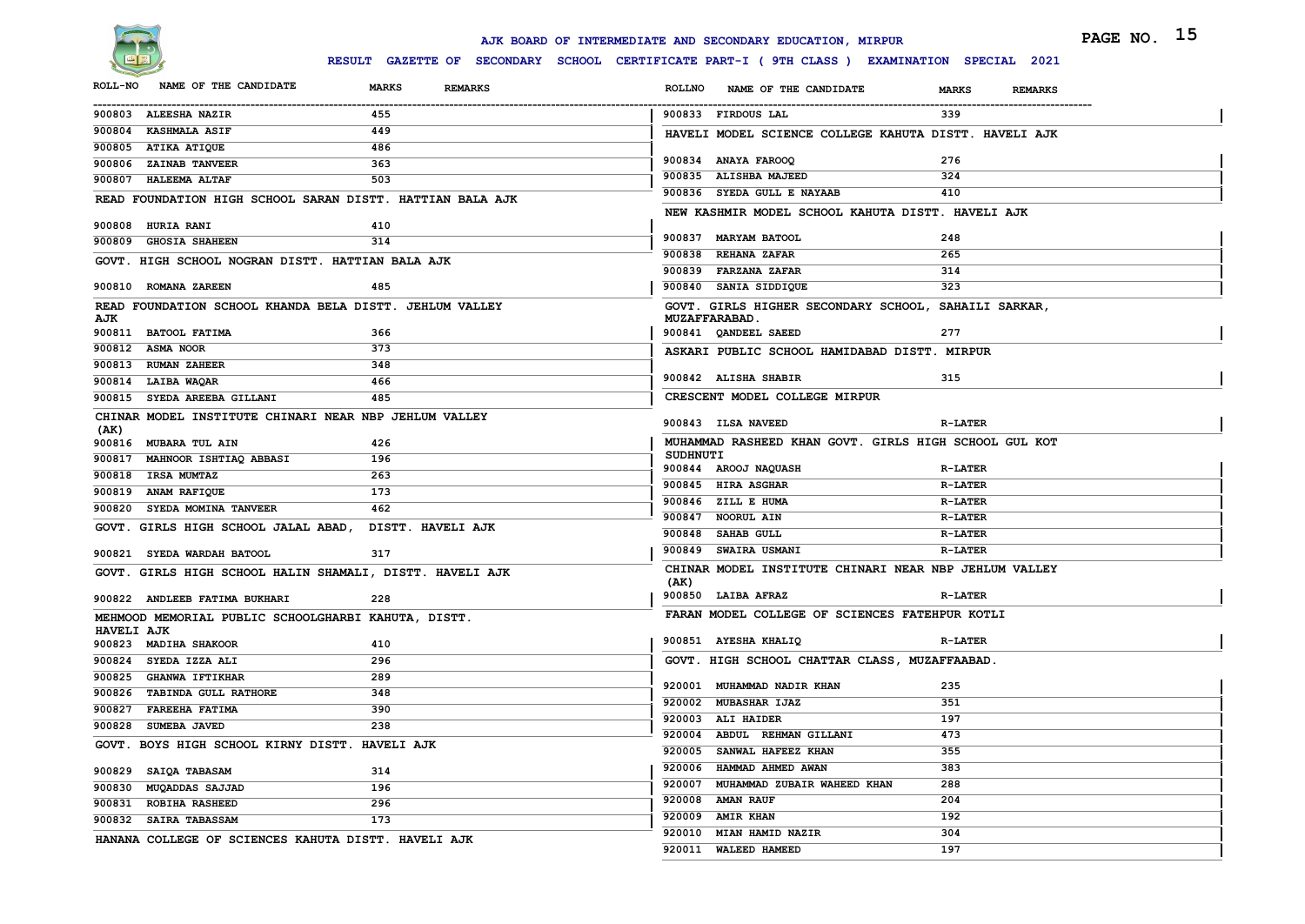# AJK BOARD OF INTERMEDIATE AND SECONDARY EDUCATION, MIRPUR

## RESULT GAZETTE OF SECONDARY SCHOOL CERTIFICATE PART-I ( 9TH CLASS ) EXAMINATION SPECIAL 2021

| ROLL-NO | NAME OF THE CANDIDATE | MARKS | REMARKS |
|---|---|---|---|
| 900803 | ALEESHA NAZIR | 455 | |
| 900804 | KASHMALA ASIF | 449 | |
| 900805 | ATIKA ATIQUE | 486 | |
| 900806 | ZAINAB TANVEER | 363 | |
| 900807 | HALEEMA ALTAF | 503 | |

**READ FOUNDATION HIGH SCHOOL SARAN DISTT. HATTIAN BALA AJK**

| ROLL-NO | NAME OF THE CANDIDATE | MARKS | REMARKS |
|---|---|---|---|
| 900808 | HURIA RANI | 410 | |
| 900809 | GHOSIA SHAHEEN | 314 | |

**GOVT. HIGH SCHOOL NOGRAN DISTT. HATTIAN BALA AJK**

| ROLL-NO | NAME OF THE CANDIDATE | MARKS | REMARKS |
|---|---|---|---|
| 900810 | ROMANA ZAREEN | 485 | |

**READ FOUNDATION SCHOOL KHANDA BELA DISTT. JEHLUM VALLEY AJK**

| ROLL-NO | NAME OF THE CANDIDATE | MARKS | REMARKS |
|---|---|---|---|
| 900811 | BATOOL FATIMA | 366 | |
| 900812 | ASMA NOOR | 373 | |
| 900813 | RUMAN ZAHEER | 348 | |
| 900814 | LAIBA WAQAR | 466 | |
| 900815 | SYEDA AREEBA GILLANI | 485 | |

**CHINAR MODEL INSTITUTE CHINARI NEAR NBP JEHLUM VALLEY (AK)**

| ROLL-NO | NAME OF THE CANDIDATE | MARKS | REMARKS |
|---|---|---|---|
| 900816 | MUBARA TUL AIN | 426 | |
| 900817 | MAHNOOR ISHTIAQ ABBASI | 196 | |
| 900818 | IRSA MUMTAZ | 263 | |
| 900819 | ANAM RAFIQUE | 173 | |
| 900820 | SYEDA MOMINA TANVEER | 462 | |

**GOVT. GIRLS HIGH SCHOOL JALAL ABAD, DISTT. HAVELI AJK**

| ROLL-NO | NAME OF THE CANDIDATE | MARKS | REMARKS |
|---|---|---|---|
| 900821 | SYEDA WARDAH BATOOL | 317 | |

**GOVT. GIRLS HIGH SCHOOL HALIN SHAMALI, DISTT. HAVELI AJK**

| ROLL-NO | NAME OF THE CANDIDATE | MARKS | REMARKS |
|---|---|---|---|
| 900822 | ANDLEEB FATIMA BUKHARI | 228 | |

**MEHMOOD MEMORIAL PUBLIC SCHOOLGHARBI KAHUTA, DISTT. HAVELI AJK**

| ROLL-NO | NAME OF THE CANDIDATE | MARKS | REMARKS |
|---|---|---|---|
| 900823 | MADIHA SHAKOOR | 410 | |
| 900824 | SYEDA IZZA ALI | 296 | |
| 900825 | GHANWA IFTIKHAR | 289 | |
| 900826 | TABINDA GULL RATHORE | 348 | |
| 900827 | FAREEHA FATIMA | 390 | |
| 900828 | SUMEBA JAVED | 238 | |

**GOVT. BOYS HIGH SCHOOL KIRNY DISTT. HAVELI AJK**

| ROLL-NO | NAME OF THE CANDIDATE | MARKS | REMARKS |
|---|---|---|---|
| 900829 | SAIQA TABASAM | 314 | |
| 900830 | MUQADDAS SAJJAD | 196 | |
| 900831 | ROBIHA RASHEED | 296 | |
| 900832 | SAIRA TABASSAM | 173 | |

**HANANA COLLEGE OF SCIENCES KAHUTA DISTT. HAVELI AJK**

| ROLL-NO | NAME OF THE CANDIDATE | MARKS | REMARKS |
|---|---|---|---|
| 900833 | FIRDOUS LAL | 339 | |

**HAVELI MODEL SCIENCE COLLEGE KAHUTA DISTT. HAVELI AJK**

| ROLL-NO | NAME OF THE CANDIDATE | MARKS | REMARKS |
|---|---|---|---|
| 900834 | ANAYA FAROOQ | 276 | |
| 900835 | ALISHBA MAJEED | 324 | |
| 900836 | SYEDA GULL E NAYAAB | 410 | |

**NEW KASHMIR MODEL SCHOOL KAHUTA DISTT. HAVELI AJK**

| ROLL-NO | NAME OF THE CANDIDATE | MARKS | REMARKS |
|---|---|---|---|
| 900837 | MARYAM BATOOL | 248 | |
| 900838 | REHANA ZAFAR | 265 | |
| 900839 | FARZANA ZAFAR | 314 | |
| 900840 | SANIA SIDDIQUE | 323 | |

**GOVT. GIRLS HIGHER SECONDARY SCHOOL, SAHAILI SARKAR, MUZAFFARABAD.**

| ROLL-NO | NAME OF THE CANDIDATE | MARKS | REMARKS |
|---|---|---|---|
| 900841 | QANDEEL SAEED | 277 | |

**ASKARI PUBLIC SCHOOL HAMIDABAD DISTT. MIRPUR**

| ROLL-NO | NAME OF THE CANDIDATE | MARKS | REMARKS |
|---|---|---|---|
| 900842 | ALISHA SHABIR | 315 | |

**CRESCENT MODEL COLLEGE MIRPUR**

| ROLL-NO | NAME OF THE CANDIDATE | MARKS | REMARKS |
|---|---|---|---|
| 900843 | ILSA NAVEED | R-LATER | |

**MUHAMMAD RASHEED KHAN GOVT. GIRLS HIGH SCHOOL GUL KOT SUDHNUTI**

| ROLL-NO | NAME OF THE CANDIDATE | MARKS | REMARKS |
|---|---|---|---|
| 900844 | AROOJ NAQUASH | R-LATER | |
| 900845 | HIRA ASGHAR | R-LATER | |
| 900846 | ZILL E HUMA | R-LATER | |
| 900847 | NOORUL AIN | R-LATER | |
| 900848 | SAHAB GULL | R-LATER | |
| 900849 | SWAIRA USMANI | R-LATER | |

**CHINAR MODEL INSTITUTE CHINARI NEAR NBP JEHLUM VALLEY (AK)**

| ROLL-NO | NAME OF THE CANDIDATE | MARKS | REMARKS |
|---|---|---|---|
| 900850 | LAIBA AFRAZ | R-LATER | |

**FARAN MODEL COLLEGE OF SCIENCES FATEHPUR KOTLI**

| ROLL-NO | NAME OF THE CANDIDATE | MARKS | REMARKS |
|---|---|---|---|
| 900851 | AYESHA KHALIQ | R-LATER | |

**GOVT. HIGH SCHOOL CHATTAR CLASS, MUZAFFAABAD.**

| ROLL-NO | NAME OF THE CANDIDATE | MARKS | REMARKS |
|---|---|---|---|
| 920001 | MUHAMMAD NADIR KHAN | 235 | |
| 920002 | MUBASHAR IJAZ | 351 | |
| 920003 | ALI HAIDER | 197 | |
| 920004 | ABDUL REHMAN GILLANI | 473 | |
| 920005 | SANWAL HAFEEZ KHAN | 355 | |
| 920006 | HAMMAD AHMED AWAN | 383 | |
| 920007 | MUHAMMAD ZUBAIR WAHEED KHAN | 288 | |
| 920008 | AMAN RAUF | 204 | |
| 920009 | AMIR KHAN | 192 | |
| 920010 | MIAN HAMID NAZIR | 304 | |
| 920011 | WALEED HAMEED | 197 | |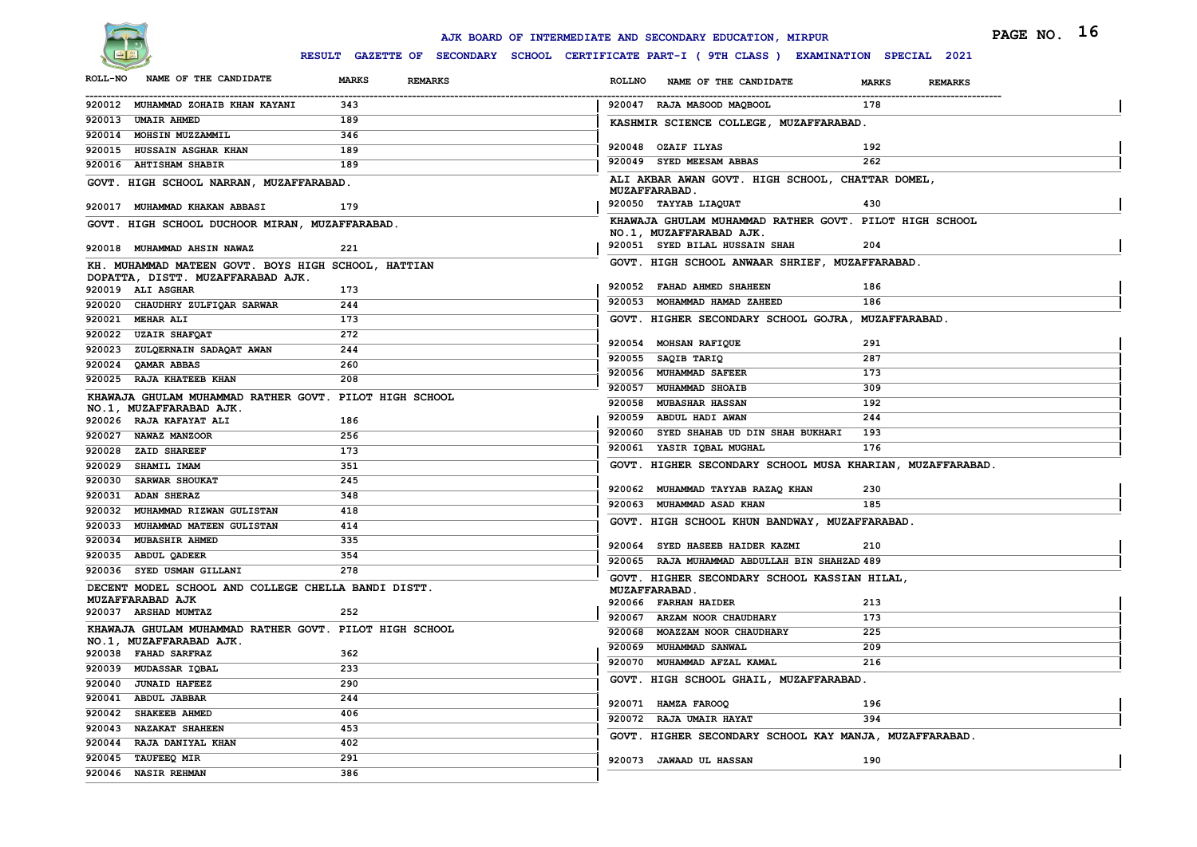AJK BOARD OF INTERMEDIATE AND SECONDARY EDUCATION, MIRPUR

RESULT GAZETTE OF SECONDARY SCHOOL CERTIFICATE PART-I ( 9TH CLASS ) EXAMINATION SPECIAL 2021

| ROLL-NO | NAME OF THE CANDIDATE | MARKS | REMARKS |
|---|---|---|---|
| 920012 | MUHAMMAD ZOHAIB KHAN KAYANI | 343 | |
| 920013 | UMAIR AHMED | 189 | |
| 920014 | MOHSIN MUZZAMMIL | 346 | |
| 920015 | HUSSAIN ASGHAR KHAN | 189 | |
| 920016 | AHTISHAM SHABIR | 189 | |

GOVT. HIGH SCHOOL NARRAN, MUZAFFARABAD.

| ROLL-NO | NAME OF THE CANDIDATE | MARKS | REMARKS |
|---|---|---|---|
| 920017 | MUHAMMAD KHAKAN ABBASI | 179 | |

GOVT. HIGH SCHOOL DUCHOOR MIRAN, MUZAFFARABAD.

| ROLL-NO | NAME OF THE CANDIDATE | MARKS | REMARKS |
|---|---|---|---|
| 920018 | MUHAMMAD AHSIN NAWAZ | 221 | |

KH. MUHAMMAD MATEEN GOVT. BOYS HIGH SCHOOL, HATTIAN DOPATTA, DISTT. MUZAFFARABAD AJK.

| ROLL-NO | NAME OF THE CANDIDATE | MARKS | REMARKS |
|---|---|---|---|
| 920019 | ALI ASGHAR | 173 | |
| 920020 | CHAUDHRY ZULFIQAR SARWAR | 244 | |
| 920021 | MEHAR ALI | 173 | |
| 920022 | UZAIR SHAFQAT | 272 | |
| 920023 | ZULQERNAIN SADAQAT AWAN | 244 | |
| 920024 | QAMAR ABBAS | 260 | |
| 920025 | RAJA KHATEEB KHAN | 208 | |

KHAWAJA GHULAM MUHAMMAD RATHER GOVT. PILOT HIGH SCHOOL NO.1, MUZAFFARABAD AJK.

| ROLL-NO | NAME OF THE CANDIDATE | MARKS | REMARKS |
|---|---|---|---|
| 920026 | RAJA KAFAYAT ALI | 186 | |
| 920027 | NAWAZ MANZOOR | 256 | |
| 920028 | ZAID SHAREEF | 173 | |
| 920029 | SHAMIL IMAM | 351 | |
| 920030 | SARWAR SHOUKAT | 245 | |
| 920031 | ADAN SHERAZ | 348 | |
| 920032 | MUHAMMAD RIZWAN GULISTAN | 418 | |
| 920033 | MUHAMMAD MATEEN GULISTAN | 414 | |
| 920034 | MUBASHIR AHMED | 335 | |
| 920035 | ABDUL QADEER | 354 | |
| 920036 | SYED USMAN GILLANI | 278 | |

DECENT MODEL SCHOOL AND COLLEGE CHELLA BANDI DISTT. MUZAFFARABAD AJK

| ROLL-NO | NAME OF THE CANDIDATE | MARKS | REMARKS |
|---|---|---|---|
| 920037 | ARSHAD MUMTAZ | 252 | |

KHAWAJA GHULAM MUHAMMAD RATHER GOVT. PILOT HIGH SCHOOL NO.1, MUZAFFARABAD AJK.

| ROLL-NO | NAME OF THE CANDIDATE | MARKS | REMARKS |
|---|---|---|---|
| 920038 | FAHAD SARFRAZ | 362 | |
| 920039 | MUDASSAR IQBAL | 233 | |
| 920040 | JUNAID HAFEEZ | 290 | |
| 920041 | ABDUL JABBAR | 244 | |
| 920042 | SHAKEEB AHMED | 406 | |
| 920043 | NAZAKAT SHAHEEN | 453 | |
| 920044 | RAJA DANIYAL KHAN | 402 | |
| 920045 | TAUFEEQ MIR | 291 | |
| 920046 | NASIR REHMAN | 386 | |
| 920047 | RAJA MASOOD MAQBOOL | 178 | |

KASHMIR SCIENCE COLLEGE, MUZAFFARABAD.

| ROLL-NO | NAME OF THE CANDIDATE | MARKS | REMARKS |
|---|---|---|---|
| 920048 | OZAIF ILYAS | 192 | |
| 920049 | SYED MEESAM ABBAS | 262 | |

ALI AKBAR AWAN GOVT. HIGH SCHOOL, CHATTAR DOMEL, MUZAFFARABAD.

| ROLL-NO | NAME OF THE CANDIDATE | MARKS | REMARKS |
|---|---|---|---|
| 920050 | TAYYAB LIAQUAT | 430 | |

KHAWAJA GHULAM MUHAMMAD RATHER GOVT. PILOT HIGH SCHOOL NO.1, MUZAFFARABAD AJK.

| ROLL-NO | NAME OF THE CANDIDATE | MARKS | REMARKS |
|---|---|---|---|
| 920051 | SYED BILAL HUSSAIN SHAH | 204 | |

GOVT. HIGH SCHOOL ANWAAR SHRIEF, MUZAFFARABAD.

| ROLL-NO | NAME OF THE CANDIDATE | MARKS | REMARKS |
|---|---|---|---|
| 920052 | FAHAD AHMED SHAHEEN | 186 | |
| 920053 | MOHAMMAD HAMAD ZAHEED | 186 | |

GOVT. HIGHER SECONDARY SCHOOL GOJRA, MUZAFFARABAD.

| ROLL-NO | NAME OF THE CANDIDATE | MARKS | REMARKS |
|---|---|---|---|
| 920054 | MOHSAN RAFIQUE | 291 | |
| 920055 | SAQIB TARIQ | 287 | |
| 920056 | MUHAMMAD SAFEER | 173 | |
| 920057 | MUHAMMAD SHOAIB | 309 | |
| 920058 | MUBASHAR HASSAN | 192 | |
| 920059 | ABDUL HADI AWAN | 244 | |
| 920060 | SYED SHAHAB UD DIN SHAH BUKHARI | 193 | |
| 920061 | YASIR IQBAL MUGHAL | 176 | |

GOVT. HIGHER SECONDARY SCHOOL MUSA KHARIAN, MUZAFFARABAD.

| ROLL-NO | NAME OF THE CANDIDATE | MARKS | REMARKS |
|---|---|---|---|
| 920062 | MUHAMMAD TAYYAB RAZAQ KHAN | 230 | |
| 920063 | MUHAMMAD ASAD KHAN | 185 | |

GOVT. HIGH SCHOOL KHUN BANDWAY, MUZAFFARABAD.

| ROLL-NO | NAME OF THE CANDIDATE | MARKS | REMARKS |
|---|---|---|---|
| 920064 | SYED HASEEB HAIDER KAZMI | 210 | |
| 920065 | RAJA MUHAMMAD ABDULLAH BIN SHAHZAD | 489 | |

GOVT. HIGHER SECONDARY SCHOOL KASSIAN HILAL, MUZAFFARABAD.

| ROLL-NO | NAME OF THE CANDIDATE | MARKS | REMARKS |
|---|---|---|---|
| 920066 | FARHAN HAIDER | 213 | |
| 920067 | ARZAM NOOR CHAUDHARY | 173 | |
| 920068 | MOAZZAM NOOR CHAUDHARY | 225 | |
| 920069 | MUHAMMAD SANWAL | 209 | |
| 920070 | MUHAMMAD AFZAL KAMAL | 216 | |

GOVT. HIGH SCHOOL GHAIL, MUZAFFARABAD.

| ROLL-NO | NAME OF THE CANDIDATE | MARKS | REMARKS |
|---|---|---|---|
| 920071 | HAMZA FAROOQ | 196 | |
| 920072 | RAJA UMAIR HAYAT | 394 | |

GOVT. HIGHER SECONDARY SCHOOL KAY MANJA, MUZAFFARABAD.

| ROLL-NO | NAME OF THE CANDIDATE | MARKS | REMARKS |
|---|---|---|---|
| 920073 | JAWAAD UL HASSAN | 190 | |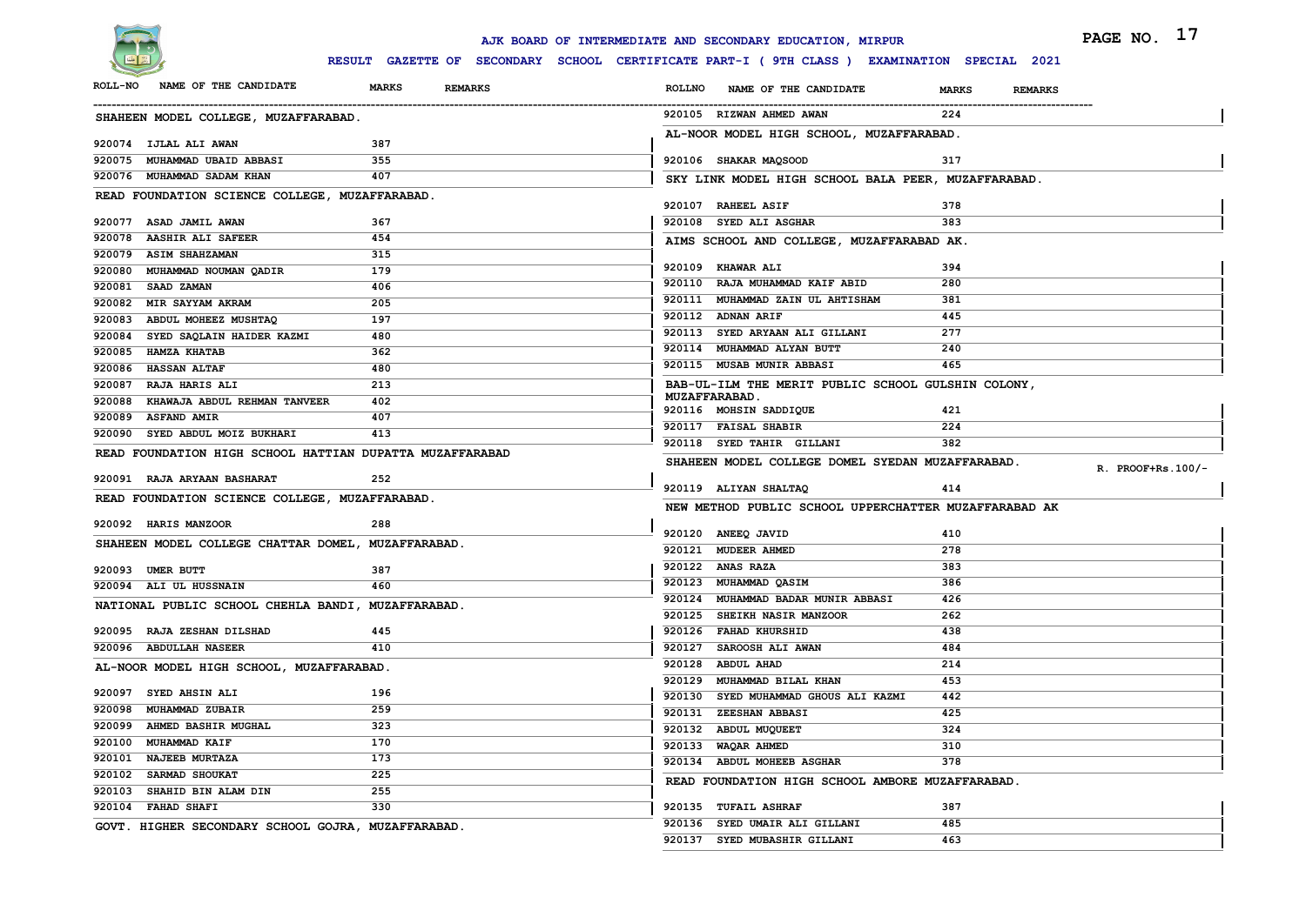# AJK BOARD OF INTERMEDIATE AND SECONDARY EDUCATION, MIRPUR

**RESULT GAZETTE OF SECONDARY SCHOOL CERTIFICATE PART-I ( 9TH CLASS ) EXAMINATION SPECIAL 2021**

| ROLL-NO | NAME OF THE CANDIDATE | MARKS | REMARKS |
|---|---|---|---|
| **SHAHEEN MODEL COLLEGE, MUZAFFARABAD.** | | | |
| 920074 | IJLAL ALI AWAN | 387 | |
| 920075 | MUHAMMAD UBAID ABBASI | 355 | |
| 920076 | MUHAMMAD SADAM KHAN | 407 | |
| **READ FOUNDATION SCIENCE COLLEGE, MUZAFFARABAD.** | | | |
| 920077 | ASAD JAMIL AWAN | 367 | |
| 920078 | AASHIR ALI SAFEER | 454 | |
| 920079 | ASIM SHAHZAMAN | 315 | |
| 920080 | MUHAMMAD NOUMAN QADIR | 179 | |
| 920081 | SAAD ZAMAN | 406 | |
| 920082 | MIR SAYYAM AKRAM | 205 | |
| 920083 | ABDUL MOHEEZ MUSHTAQ | 197 | |
| 920084 | SYED SAQLAIN HAIDER KAZMI | 480 | |
| 920085 | HAMZA KHATAB | 362 | |
| 920086 | HASSAN ALTAF | 480 | |
| 920087 | RAJA HARIS ALI | 213 | |
| 920088 | KHAWAJA ABDUL REHMAN TANVEER | 402 | |
| 920089 | ASFAND AMIR | 407 | |
| 920090 | SYED ABDUL MOIZ BUKHARI | 413 | |
| **READ FOUNDATION HIGH SCHOOL HATTIAN DUPATTA MUZAFFARABAD** | | | |
| 920091 | RAJA ARYAAN BASHARAT | 252 | |
| **READ FOUNDATION SCIENCE COLLEGE, MUZAFFARABAD.** | | | |
| 920092 | HARIS MANZOOR | 288 | |
| **SHAHEEN MODEL COLLEGE CHATTAR DOMEL, MUZAFFARABAD.** | | | |
| 920093 | UMER BUTT | 387 | |
| 920094 | ALI UL HUSSNAIN | 460 | |
| **NATIONAL PUBLIC SCHOOL CHEHLA BANDI, MUZAFFARABAD.** | | | |
| 920095 | RAJA ZESHAN DILSHAD | 445 | |
| 920096 | ABDULLAH NASEER | 410 | |
| **AL-NOOR MODEL HIGH SCHOOL, MUZAFFARABAD.** | | | |
| 920097 | SYED AHSIN ALI | 196 | |
| 920098 | MUHAMMAD ZUBAIR | 259 | |
| 920099 | AHMED BASHIR MUGHAL | 323 | |
| 920100 | MUHAMMAD KAIF | 170 | |
| 920101 | NAJEEB MURTAZA | 173 | |
| 920102 | SARMAD SHOUKAT | 225 | |
| 920103 | SHAHID BIN ALAM DIN | 255 | |
| 920104 | FAHAD SHAFI | 330 | |
| **GOVT. HIGHER SECONDARY SCHOOL GOJRA, MUZAFFARABAD.** | | | |
| 920105 | RIZWAN AHMED AWAN | 224 | |
| **AL-NOOR MODEL HIGH SCHOOL, MUZAFFARABAD.** | | | |
| 920106 | SHAKAR MAQSOOD | 317 | |
| **SKY LINK MODEL HIGH SCHOOL BALA PEER, MUZAFFARABAD.** | | | |
| 920107 | RAHEEL ASIF | 378 | |
| 920108 | SYED ALI ASGHAR | 383 | |
| **AIMS SCHOOL AND COLLEGE, MUZAFFARABAD AK.** | | | |
| 920109 | KHAWAR ALI | 394 | |
| 920110 | RAJA MUHAMMAD KAIF ABID | 280 | |
| 920111 | MUHAMMAD ZAIN UL AHTISHAM | 381 | |
| 920112 | ADNAN ARIF | 445 | |
| 920113 | SYED ARYAAN ALI GILLANI | 277 | |
| 920114 | MUHAMMAD ALYAN BUTT | 240 | |
| 920115 | MUSAB MUNIR ABBASI | 465 | |
| **BAB-UL-ILM THE MERIT PUBLIC SCHOOL GULSHIN COLONY, MUZAFFARABAD.** | | | |
| 920116 | MOHSIN SADDIQUE | 421 | |
| 920117 | FAISAL SHABIR | 224 | |
| 920118 | SYED TAHIR GILLANI | 382 | |
| **SHAHEEN MODEL COLLEGE DOMEL SYEDAN MUZAFFARABAD.** | | | |
| 920119 | ALIYAN SHALTAQ | 414 | R. PROOF+Rs.100/- |
| **NEW METHOD PUBLIC SCHOOL UPPERCHATTER MUZAFFARABAD AK** | | | |
| 920120 | ANEEQ JAVID | 410 | |
| 920121 | MUDEER AHMED | 278 | |
| 920122 | ANAS RAZA | 383 | |
| 920123 | MUHAMMAD QASIM | 386 | |
| 920124 | MUHAMMAD BADAR MUNIR ABBASI | 426 | |
| 920125 | SHEIKH NASIR MANZOOR | 262 | |
| 920126 | FAHAD KHURSHID | 438 | |
| 920127 | SAROOSH ALI AWAN | 484 | |
| 920128 | ABDUL AHAD | 214 | |
| 920129 | MUHAMMAD BILAL KHAN | 453 | |
| 920130 | SYED MUHAMMAD GHOUS ALI KAZMI | 442 | |
| 920131 | ZEESHAN ABBASI | 425 | |
| 920132 | ABDUL MUQUEET | 324 | |
| 920133 | WAQAR AHMED | 310 | |
| 920134 | ABDUL MOHEEB ASGHAR | 378 | |
| **READ FOUNDATION HIGH SCHOOL AMBORE MUZAFFARABAD.** | | | |
| 920135 | TUFAIL ASHRAF | 387 | |
| 920136 | SYED UMAIR ALI GILLANI | 485 | |
| 920137 | SYED MUBASHIR GILLANI | 463 | |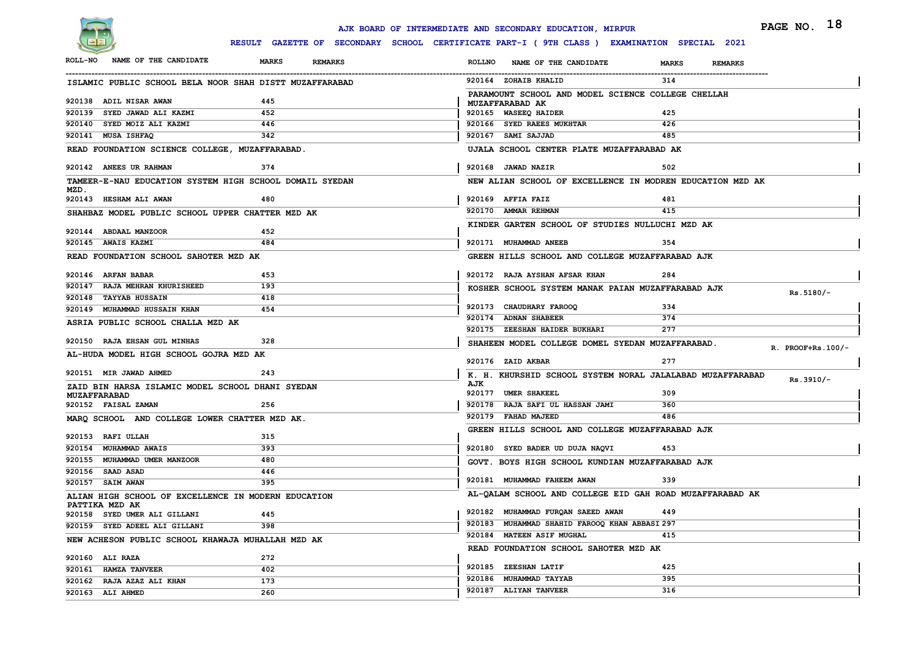# AJK BOARD OF INTERMEDIATE AND SECONDARY EDUCATION, MIRPUR

## RESULT GAZETTE OF SECONDARY SCHOOL CERTIFICATE PART-I ( 9TH CLASS ) EXAMINATION SPECIAL 2021

| ROLL-NO | NAME OF THE CANDIDATE | MARKS | REMARKS |
|---|---|---|---|
| **ISLAMIC PUBLIC SCHOOL BELA NOOR SHAH DISTT MUZAFFARABAD** | | | |
| 920138 | ADIL NISAR AWAN | 445 | |
| 920139 | SYED JAWAD ALI KAZMI | 452 | |
| 920140 | SYED MOIZ ALI KAZMI | 446 | |
| 920141 | MUSA ISHFAQ | 342 | |
| **READ FOUNDATION SCIENCE COLLEGE, MUZAFFARABAD.** | | | |
| 920142 | ANEES UR RAHMAN | 374 | |
| **TAMEER-E-NAU EDUCATION SYSTEM HIGH SCHOOL DOMAIL SYEDAN MZD.** | | | |
| 920143 | HESHAM ALI AWAN | 480 | |
| **SHAHBAZ MODEL PUBLIC SCHOOL UPPER CHATTER MZD AK** | | | |
| 920144 | ABDAAL MANZOOR | 452 | |
| 920145 | AWAIS KAZMI | 484 | |
| **READ FOUNDATION SCHOOL SAHOTER MZD AK** | | | |
| 920146 | ARFAN BABAR | 453 | |
| 920147 | RAJA MEHRAN KHURISHEED | 193 | |
| 920148 | TAYYAB HUSSAIN | 418 | |
| 920149 | MUHAMMAD HUSSAIN KHAN | 454 | |
| **ASRIA PUBLIC SCHOOL CHALLA MZD AK** | | | |
| 920150 | RAJA EHSAN GUL MINHAS | 328 | |
| **AL-HUDA MODEL HIGH SCHOOL GOJRA MZD AK** | | | |
| 920151 | MIR JAWAD AHMED | 243 | |
| **ZAID BIN HARSA ISLAMIC MODEL SCHOOL DHANI SYEDAN MUZAFFARABAD** | | | |
| 920152 | FAISAL ZAMAN | 256 | |
| **MARQ SCHOOL AND COLLEGE LOWER CHATTER MZD AK.** | | | |
| 920153 | RAFI ULLAH | 315 | |
| 920154 | MUHAMMAD AWAIS | 393 | |
| 920155 | MUHAMMAD UMER MANZOOR | 480 | |
| 920156 | SAAD ASAD | 446 | |
| 920157 | SAIM AWAN | 395 | |
| **ALIAN HIGH SCHOOL OF EXCELLENCE IN MODERN EDUCATION PATTIKA MZD AK** | | | |
| 920158 | SYED UMER ALI GILLANI | 445 | |
| 920159 | SYED ADEEL ALI GILLANI | 398 | |
| **NEW ACHESON PUBLIC SCHOOL KHAWAJA MUHALLAH MZD AK** | | | |
| 920160 | ALI RAZA | 272 | |
| 920161 | HAMZA TANVEER | 402 | |
| 920162 | RAJA AZAZ ALI KHAN | 173 | |
| 920163 | ALI AHMED | 260 | |
| 920164 | ZOHAIB KHALID | 314 | |
| **PARAMOUNT SCHOOL AND MODEL SCIENCE COLLEGE CHELLAH MUZAFFARABAD AK** | | | |
| 920165 | WASEEQ HAIDER | 425 | |
| 920166 | SYED RAEES MUKHTAR | 426 | |
| 920167 | SAMI SAJJAD | 485 | |
| **UJALA SCHOOL CENTER PLATE MUZAFFARABAD AK** | | | |
| 920168 | JAWAD NAZIR | 502 | |
| **NEW ALIAN SCHOOL OF EXCELLENCE IN MODREN EDUCATION MZD AK** | | | |
| 920169 | AFFIA FAIZ | 481 | |
| 920170 | AMMAR REHMAN | 415 | |
| **KINDER GARTEN SCHOOL OF STUDIES NULLUCHI MZD AK** | | | |
| 920171 | MUHAMMAD ANEEB | 354 | |
| **GREEN HILLS SCHOOL AND COLLEGE MUZAFFARABAD AJK** | | | |
| 920172 | RAJA AYSHAN AFSAR KHAN | 284 | |
| **KOSHER SCHOOL SYSTEM MANAK PAIAN MUZAFFARABAD AJK** | | | Rs.5180/- |
| 920173 | CHAUDHARY FAROOQ | 334 | |
| 920174 | ADNAN SHABEER | 374 | |
| 920175 | ZEESHAN HAIDER BUKHARI | 277 | |
| **SHAHEEN MODEL COLLEGE DOMEL SYEDAN MUZAFFARABAD.** | | | R. PROOF+Rs.100/- |
| 920176 | ZAID AKBAR | 277 | |
| **K. H. KHURSHID SCHOOL SYSTEM NORAL JALALABAD MUZAFFARABAD AJK** | | | Rs.3910/- |
| 920177 | UMER SHAKEEL | 309 | |
| 920178 | RAJA SAFI UL HASSAN JAMI | 360 | |
| 920179 | FAHAD MAJEED | 486 | |
| **GREEN HILLS SCHOOL AND COLLEGE MUZAFFARABAD AJK** | | | |
| 920180 | SYED BADER UD DUJA NAQVI | 453 | |
| **GOVT. BOYS HIGH SCHOOL KUNDIAN MUZAFFARABAD AJK** | | | |
| 920181 | MUHAMMAD FAHEEM AWAN | 339 | |
| **AL-QALAM SCHOOL AND COLLEGE EID GAH ROAD MUZAFFARABAD AK** | | | |
| 920182 | MUHAMMAD FURQAN SAEED AWAN | 449 | |
| 920183 | MUHAMMAD SHAHID FAROOQ KHAN ABBASI | 297 | |
| 920184 | MATEEN ASIF MUGHAL | 415 | |
| **READ FOUNDATION SCHOOL SAHOTER MZD AK** | | | |
| 920185 | ZEESHAN LATIF | 425 | |
| 920186 | MUHAMMAD TAYYAB | 395 | |
| 920187 | ALIYAN TANVEER | 316 | |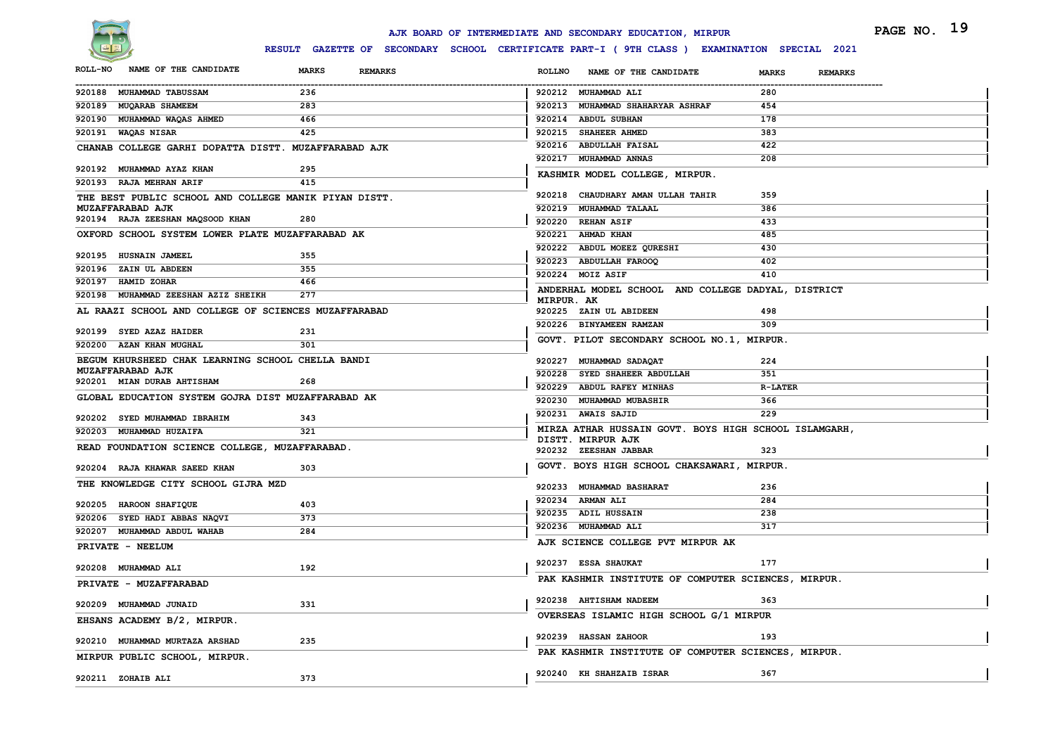AJK BOARD OF INTERMEDIATE AND SECONDARY EDUCATION, MIRPUR

RESULT GAZETTE OF SECONDARY SCHOOL CERTIFICATE PART-I ( 9TH CLASS ) EXAMINATION SPECIAL 2021

| ROLL-NO | NAME OF THE CANDIDATE | MARKS | REMARKS |
|---|---|---|---|
| 920188 | MUHAMMAD TABUSSAM | 236 | |
| 920189 | MUQARAB SHAMEEM | 283 | |
| 920190 | MUHAMMAD WAQAS AHMED | 466 | |
| 920191 | WAQAS NISAR | 425 | |

**CHANAB COLLEGE GARHI DOPATTA DISTT. MUZAFFARABAD AJK**

| ROLL-NO | NAME OF THE CANDIDATE | MARKS | REMARKS |
|---|---|---|---|
| 920192 | MUHAMMAD AYAZ KHAN | 295 | |
| 920193 | RAJA MEHRAN ARIF | 415 | |

**THE BEST PUBLIC SCHOOL AND COLLEGE MANIK PIYAN DISTT. MUZAFFARABAD AJK**

| ROLL-NO | NAME OF THE CANDIDATE | MARKS | REMARKS |
|---|---|---|---|
| 920194 | RAJA ZEESHAN MAQSOOD KHAN | 280 | |

**OXFORD SCHOOL SYSTEM LOWER PLATE MUZAFFARABAD AK**

| ROLL-NO | NAME OF THE CANDIDATE | MARKS | REMARKS |
|---|---|---|---|
| 920195 | HUSNAIN JAMEEL | 355 | |
| 920196 | ZAIN UL ABDEEN | 355 | |
| 920197 | HAMID ZOHAR | 466 | |
| 920198 | MUHAMMAD ZEESHAN AZIZ SHEIKH | 277 | |

**AL RAAZI SCHOOL AND COLLEGE OF SCIENCES MUZAFFARABAD**

| ROLL-NO | NAME OF THE CANDIDATE | MARKS | REMARKS |
|---|---|---|---|
| 920199 | SYED AZAZ HAIDER | 231 | |
| 920200 | AZAN KHAN MUGHAL | 301 | |

**BEGUM KHURSHEED CHAK LEARNING SCHOOL CHELLA BANDI MUZAFFARABAD AJK**

| ROLL-NO | NAME OF THE CANDIDATE | MARKS | REMARKS |
|---|---|---|---|
| 920201 | MIAN DURAB AHTISHAM | 268 | |

**GLOBAL EDUCATION SYSTEM GOJRA DIST MUZAFFARABAD AK**

| ROLL-NO | NAME OF THE CANDIDATE | MARKS | REMARKS |
|---|---|---|---|
| 920202 | SYED MUHAMMAD IBRAHIM | 343 | |
| 920203 | MUHAMMAD HUZAIFA | 321 | |

**READ FOUNDATION SCIENCE COLLEGE, MUZAFFARABAD.**

| ROLL-NO | NAME OF THE CANDIDATE | MARKS | REMARKS |
|---|---|---|---|
| 920204 | RAJA KHAWAR SAEED KHAN | 303 | |

**THE KNOWLEDGE CITY SCHOOL GIJRA MZD**

| ROLL-NO | NAME OF THE CANDIDATE | MARKS | REMARKS |
|---|---|---|---|
| 920205 | HAROON SHAFIQUE | 403 | |
| 920206 | SYED HADI ABBAS NAQVI | 373 | |
| 920207 | MUHAMMAD ABDUL WAHAB | 284 | |

**PRIVATE - NEELUM**

| ROLL-NO | NAME OF THE CANDIDATE | MARKS | REMARKS |
|---|---|---|---|
| 920208 | MUHAMMAD ALI | 192 | |

**PRIVATE - MUZAFFARABAD**

| ROLL-NO | NAME OF THE CANDIDATE | MARKS | REMARKS |
|---|---|---|---|
| 920209 | MUHAMMAD JUNAID | 331 | |

**EHSANS ACADEMY B/2, MIRPUR.**

| ROLL-NO | NAME OF THE CANDIDATE | MARKS | REMARKS |
|---|---|---|---|
| 920210 | MUHAMMAD MURTAZA ARSHAD | 235 | |

**MIRPUR PUBLIC SCHOOL, MIRPUR.**

| ROLL-NO | NAME OF THE CANDIDATE | MARKS | REMARKS |
|---|---|---|---|
| 920211 | ZOHAIB ALI | 373 | |
| 920212 | MUHAMMAD ALI | 280 | |
| 920213 | MUHAMMAD SHAHARYAR ASHRAF | 454 | |
| 920214 | ABDUL SUBHAN | 178 | |
| 920215 | SHAHEER AHMED | 383 | |
| 920216 | ABDULLAH FAISAL | 422 | |
| 920217 | MUHAMMAD ANNAS | 208 | |

**KASHMIR MODEL COLLEGE, MIRPUR.**

| ROLL-NO | NAME OF THE CANDIDATE | MARKS | REMARKS |
|---|---|---|---|
| 920218 | CHAUDHARY AMAN ULLAH TAHIR | 359 | |
| 920219 | MUHAMMAD TALAAL | 386 | |
| 920220 | REHAN ASIF | 433 | |
| 920221 | AHMAD KHAN | 485 | |
| 920222 | ABDUL MOEEZ QURESHI | 430 | |
| 920223 | ABDULLAH FAROOQ | 402 | |
| 920224 | MOIZ ASIF | 410 | |

**ANDERHAL MODEL SCHOOL AND COLLEGE DADYAL, DISTRICT MIRPUR. AK**

| ROLL-NO | NAME OF THE CANDIDATE | MARKS | REMARKS |
|---|---|---|---|
| 920225 | ZAIN UL ABIDEEN | 498 | |
| 920226 | BINYAMEEN RAMZAN | 309 | |

**GOVT. PILOT SECONDARY SCHOOL NO.1, MIRPUR.**

| ROLL-NO | NAME OF THE CANDIDATE | MARKS | REMARKS |
|---|---|---|---|
| 920227 | MUHAMMAD SADAQAT | 224 | |
| 920228 | SYED SHAHEER ABDULLAH | 351 | |
| 920229 | ABDUL RAFEY MINHAS | R-LATER | |
| 920230 | MUHAMMAD MUBASHIR | 366 | |
| 920231 | AWAIS SAJID | 229 | |

**MIRZA ATHAR HUSSAIN GOVT. BOYS HIGH SCHOOL ISLAMGARH, DISTT. MIRPUR AJK**

| ROLL-NO | NAME OF THE CANDIDATE | MARKS | REMARKS |
|---|---|---|---|
| 920232 | ZEESHAN JABBAR | 323 | |

**GOVT. BOYS HIGH SCHOOL CHAKSAWARI, MIRPUR.**

| ROLL-NO | NAME OF THE CANDIDATE | MARKS | REMARKS |
|---|---|---|---|
| 920233 | MUHAMMAD BASHARAT | 236 | |
| 920234 | ARMAN ALI | 284 | |
| 920235 | ADIL HUSSAIN | 238 | |
| 920236 | MUHAMMAD ALI | 317 | |

**AJK SCIENCE COLLEGE PVT MIRPUR AK**

| ROLL-NO | NAME OF THE CANDIDATE | MARKS | REMARKS |
|---|---|---|---|
| 920237 | ESSA SHAUKAT | 177 | |

**PAK KASHMIR INSTITUTE OF COMPUTER SCIENCES, MIRPUR.**

| ROLL-NO | NAME OF THE CANDIDATE | MARKS | REMARKS |
|---|---|---|---|
| 920238 | AHTISHAM NADEEM | 363 | |

**OVERSEAS ISLAMIC HIGH SCHOOL G/1 MIRPUR**

| ROLL-NO | NAME OF THE CANDIDATE | MARKS | REMARKS |
|---|---|---|---|
| 920239 | HASSAN ZAHOOR | 193 | |

**PAK KASHMIR INSTITUTE OF COMPUTER SCIENCES, MIRPUR.**

| ROLL-NO | NAME OF THE CANDIDATE | MARKS | REMARKS |
|---|---|---|---|
| 920240 | KH SHAHZAIB ISRAR | 367 | |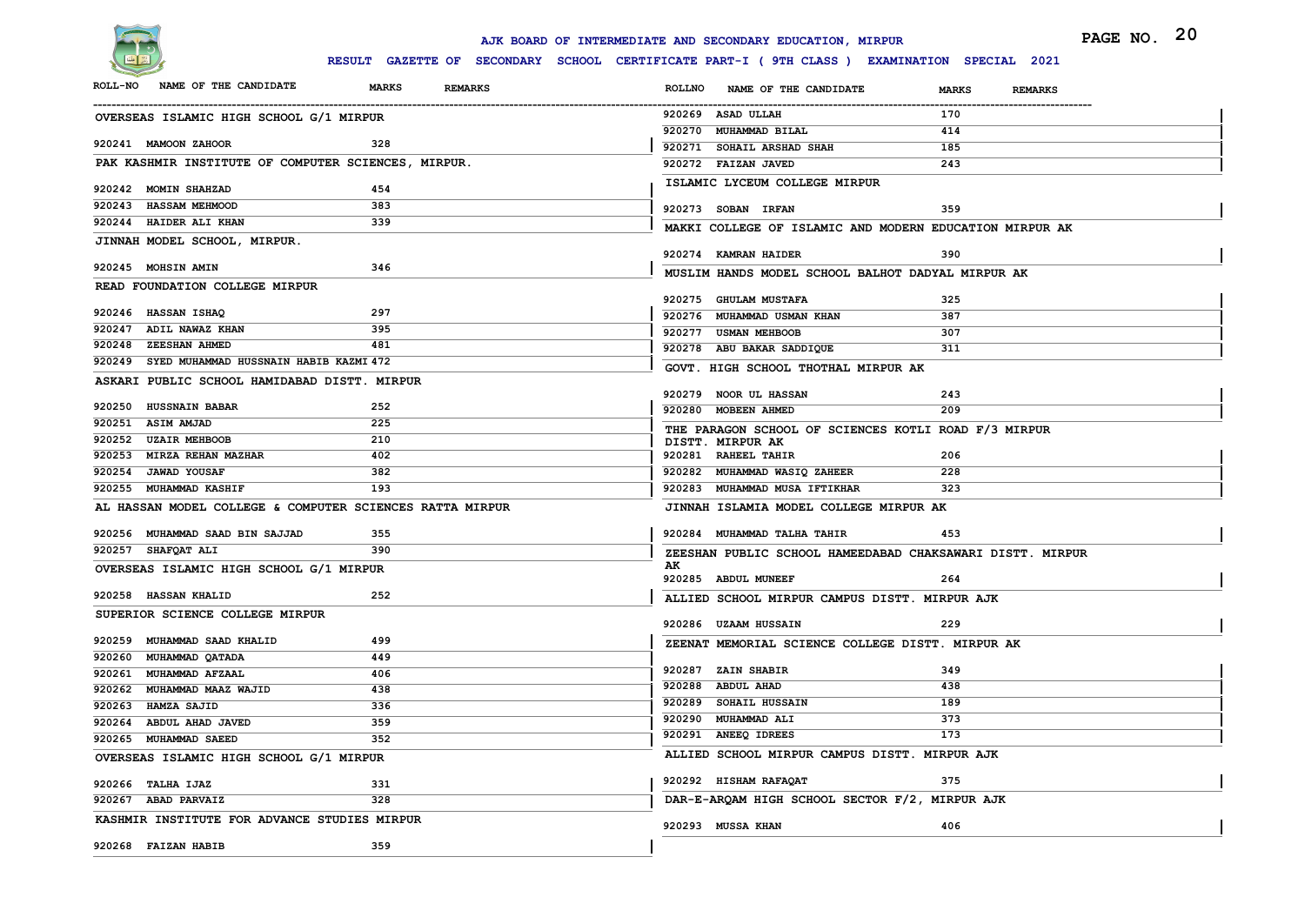AJK BOARD OF INTERMEDIATE AND SECONDARY EDUCATION, MIRPUR

RESULT GAZETTE OF SECONDARY SCHOOL CERTIFICATE PART-I ( 9TH CLASS ) EXAMINATION SPECIAL 2021

| ROLL-NO | NAME OF THE CANDIDATE | MARKS | REMARKS |
|---|---|---|---|

**OVERSEAS ISLAMIC HIGH SCHOOL G/1 MIRPUR**

| ROLL-NO | NAME OF THE CANDIDATE | MARKS | REMARKS |
|---|---|---|---|
| 920241 | MAMOON ZAHOOR | 328 | |

**PAK KASHMIR INSTITUTE OF COMPUTER SCIENCES, MIRPUR.**

| ROLL-NO | NAME OF THE CANDIDATE | MARKS | REMARKS |
|---|---|---|---|
| 920242 | MOMIN SHAHZAD | 454 | |
| 920243 | HASSAM MEHMOOD | 383 | |
| 920244 | HAIDER ALI KHAN | 339 | |

**JINNAH MODEL SCHOOL, MIRPUR.**

| ROLL-NO | NAME OF THE CANDIDATE | MARKS | REMARKS |
|---|---|---|---|
| 920245 | MOHSIN AMIN | 346 | |

**READ FOUNDATION COLLEGE MIRPUR**

| ROLL-NO | NAME OF THE CANDIDATE | MARKS | REMARKS |
|---|---|---|---|
| 920246 | HASSAN ISHAQ | 297 | |
| 920247 | ADIL NAWAZ KHAN | 395 | |
| 920248 | ZEESHAN AHMED | 481 | |
| 920249 | SYED MUHAMMAD HUSSNAIN HABIB KAZMI | 472 | |

**ASKARI PUBLIC SCHOOL HAMIDABAD DISTT. MIRPUR**

| ROLL-NO | NAME OF THE CANDIDATE | MARKS | REMARKS |
|---|---|---|---|
| 920250 | HUSSNAIN BABAR | 252 | |
| 920251 | ASIM AMJAD | 225 | |
| 920252 | UZAIR MEHBOOB | 210 | |
| 920253 | MIRZA REHAN MAZHAR | 402 | |
| 920254 | JAWAD YOUSAF | 382 | |
| 920255 | MUHAMMAD KASHIF | 193 | |

**AL HASSAN MODEL COLLEGE & COMPUTER SCIENCES RATTA MIRPUR**

| ROLL-NO | NAME OF THE CANDIDATE | MARKS | REMARKS |
|---|---|---|---|
| 920256 | MUHAMMAD SAAD BIN SAJJAD | 355 | |
| 920257 | SHAFQAT ALI | 390 | |

**OVERSEAS ISLAMIC HIGH SCHOOL G/1 MIRPUR**

| ROLL-NO | NAME OF THE CANDIDATE | MARKS | REMARKS |
|---|---|---|---|
| 920258 | HASSAN KHALID | 252 | |

**SUPERIOR SCIENCE COLLEGE MIRPUR**

| ROLL-NO | NAME OF THE CANDIDATE | MARKS | REMARKS |
|---|---|---|---|
| 920259 | MUHAMMAD SAAD KHALID | 499 | |
| 920260 | MUHAMMAD QATADA | 449 | |
| 920261 | MUHAMMAD AFZAAL | 406 | |
| 920262 | MUHAMMAD MAAZ WAJID | 438 | |
| 920263 | HAMZA SAJID | 336 | |
| 920264 | ABDUL AHAD JAVED | 359 | |
| 920265 | MUHAMMAD SAEED | 352 | |

**OVERSEAS ISLAMIC HIGH SCHOOL G/1 MIRPUR**

| ROLL-NO | NAME OF THE CANDIDATE | MARKS | REMARKS |
|---|---|---|---|
| 920266 | TALHA IJAZ | 331 | |
| 920267 | ABAD PARVAIZ | 328 | |

**KASHMIR INSTITUTE FOR ADVANCE STUDIES MIRPUR**

| ROLL-NO | NAME OF THE CANDIDATE | MARKS | REMARKS |
|---|---|---|---|
| 920268 | FAIZAN HABIB | 359 | |
| 920269 | ASAD ULLAH | 170 | |
| 920270 | MUHAMMAD BILAL | 414 | |
| 920271 | SOHAIL ARSHAD SHAH | 185 | |
| 920272 | FAIZAN JAVED | 243 | |

**ISLAMIC LYCEUM COLLEGE MIRPUR**

| ROLL-NO | NAME OF THE CANDIDATE | MARKS | REMARKS |
|---|---|---|---|
| 920273 | SOBAN IRFAN | 359 | |

**MAKKI COLLEGE OF ISLAMIC AND MODERN EDUCATION MIRPUR AK**

| ROLL-NO | NAME OF THE CANDIDATE | MARKS | REMARKS |
|---|---|---|---|
| 920274 | KAMRAN HAIDER | 390 | |

**MUSLIM HANDS MODEL SCHOOL BALHOT DADYAL MIRPUR AK**

| ROLL-NO | NAME OF THE CANDIDATE | MARKS | REMARKS |
|---|---|---|---|
| 920275 | GHULAM MUSTAFA | 325 | |
| 920276 | MUHAMMAD USMAN KHAN | 387 | |
| 920277 | USMAN MEHBOOB | 307 | |
| 920278 | ABU BAKAR SADDIQUE | 311 | |

**GOVT. HIGH SCHOOL THOTHAL MIRPUR AK**

| ROLL-NO | NAME OF THE CANDIDATE | MARKS | REMARKS |
|---|---|---|---|
| 920279 | NOOR UL HASSAN | 243 | |
| 920280 | MOBEEN AHMED | 209 | |

**THE PARAGON SCHOOL OF SCIENCES KOTLI ROAD F/3 MIRPUR DISTT. MIRPUR AK**

| ROLL-NO | NAME OF THE CANDIDATE | MARKS | REMARKS |
|---|---|---|---|
| 920281 | RAHEEL TAHIR | 206 | |
| 920282 | MUHAMMAD WASIQ ZAHEER | 228 | |
| 920283 | MUHAMMAD MUSA IFTIKHAR | 323 | |

**JINNAH ISLAMIA MODEL COLLEGE MIRPUR AK**

| ROLL-NO | NAME OF THE CANDIDATE | MARKS | REMARKS |
|---|---|---|---|
| 920284 | MUHAMMAD TALHA TAHIR | 453 | |

**ZEESHAN PUBLIC SCHOOL HAMEEDABAD CHAKSAWARI DISTT. MIRPUR AK**

| ROLL-NO | NAME OF THE CANDIDATE | MARKS | REMARKS |
|---|---|---|---|
| 920285 | ABDUL MUNEEF | 264 | |

**ALLIED SCHOOL MIRPUR CAMPUS DISTT. MIRPUR AJK**

| ROLL-NO | NAME OF THE CANDIDATE | MARKS | REMARKS |
|---|---|---|---|
| 920286 | UZAAM HUSSAIN | 229 | |

**ZEENAT MEMORIAL SCIENCE COLLEGE DISTT. MIRPUR AK**

| ROLL-NO | NAME OF THE CANDIDATE | MARKS | REMARKS |
|---|---|---|---|
| 920287 | ZAIN SHABIR | 349 | |
| 920288 | ABDUL AHAD | 438 | |
| 920289 | SOHAIL HUSSAIN | 189 | |
| 920290 | MUHAMMAD ALI | 373 | |
| 920291 | ANEEQ IDREES | 173 | |

**ALLIED SCHOOL MIRPUR CAMPUS DISTT. MIRPUR AJK**

| ROLL-NO | NAME OF THE CANDIDATE | MARKS | REMARKS |
|---|---|---|---|
| 920292 | HISHAM RAFAQAT | 375 | |

**DAR-E-ARQAM HIGH SCHOOL SECTOR F/2, MIRPUR AJK**

| ROLL-NO | NAME OF THE CANDIDATE | MARKS | REMARKS |
|---|---|---|---|
| 920293 | MUSSA KHAN | 406 | |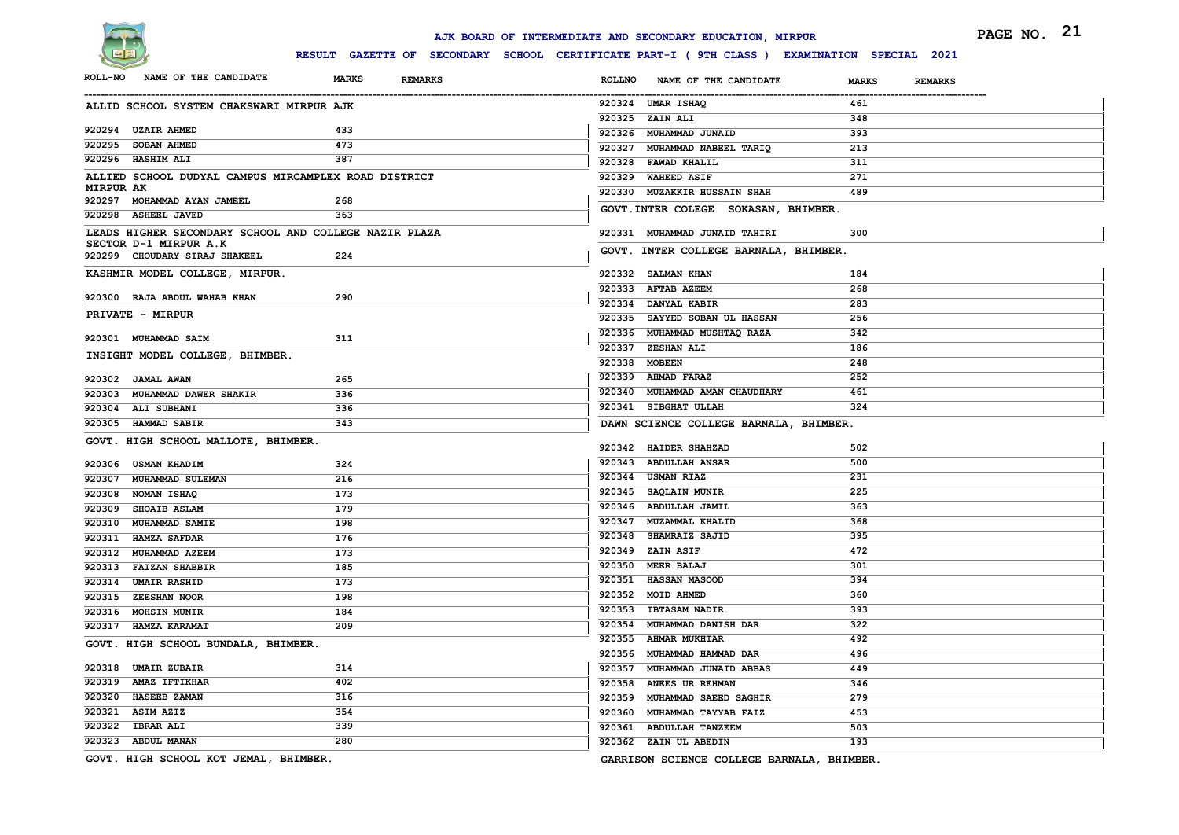AJK BOARD OF INTERMEDIATE AND SECONDARY EDUCATION, MIRPUR

RESULT GAZETTE OF SECONDARY SCHOOL CERTIFICATE PART-I ( 9TH CLASS ) EXAMINATION SPECIAL 2021

| ROLL-NO | NAME OF THE CANDIDATE | MARKS | REMARKS |
|---|---|---|---|

**ALLID SCHOOL SYSTEM CHAKSWARI MIRPUR AJK**

| 920294 | UZAIR AHMED | 433 | |
|---|---|---|---|
| 920295 | SOBAN AHMED | 473 | |
| 920296 | HASHIM ALI | 387 | |

**ALLIED SCHOOL DUDYAL CAMPUS MIRCAMPLEX ROAD DISTRICT MIRPUR AK**

| 920297 | MOHAMMAD AYAN JAMEEL | 268 | |
|---|---|---|---|
| 920298 | ASHEEL JAVED | 363 | |

**LEADS HIGHER SECONDARY SCHOOL AND COLLEGE NAZIR PLAZA SECTOR D-1 MIRPUR A.K**

| 920299 | CHOUDARY SIRAJ SHAKEEL | 224 | |
|---|---|---|---|

**KASHMIR MODEL COLLEGE, MIRPUR.**

| 920300 | RAJA ABDUL WAHAB KHAN | 290 | |
|---|---|---|---|

**PRIVATE - MIRPUR**

| 920301 | MUHAMMAD SAIM | 311 | |
|---|---|---|---|

**INSIGHT MODEL COLLEGE, BHIMBER.**

| 920302 | JAMAL AWAN | 265 | |
|---|---|---|---|
| 920303 | MUHAMMAD DAWER SHAKIR | 336 | |
| 920304 | ALI SUBHANI | 336 | |
| 920305 | HAMMAD SABIR | 343 | |

**GOVT. HIGH SCHOOL MALLOTE, BHIMBER.**

| 920306 | USMAN KHADIM | 324 | |
|---|---|---|---|
| 920307 | MUHAMMAD SULEMAN | 216 | |
| 920308 | NOMAN ISHAQ | 173 | |
| 920309 | SHOAIB ASLAM | 179 | |
| 920310 | MUHAMMAD SAMIE | 198 | |
| 920311 | HAMZA SAFDAR | 176 | |
| 920312 | MUHAMMAD AZEEM | 173 | |
| 920313 | FAIZAN SHABBIR | 185 | |
| 920314 | UMAIR RASHID | 173 | |
| 920315 | ZEESHAN NOOR | 198 | |
| 920316 | MOHSIN MUNIR | 184 | |
| 920317 | HAMZA KARAMAT | 209 | |

**GOVT. HIGH SCHOOL BUNDALA, BHIMBER.**

| 920318 | UMAIR ZUBAIR | 314 | |
|---|---|---|---|
| 920319 | AMAZ IFTIKHAR | 402 | |
| 920320 | HASEEB ZAMAN | 316 | |
| 920321 | ASIM AZIZ | 354 | |
| 920322 | IBRAR ALI | 339 | |
| 920323 | ABDUL MANAN | 280 | |

**GOVT. HIGH SCHOOL KOT JEMAL, BHIMBER.**

| 920324 | UMAR ISHAQ | 461 | |
|---|---|---|---|
| 920325 | ZAIN ALI | 348 | |
| 920326 | MUHAMMAD JUNAID | 393 | |
| 920327 | MUHAMMAD NABEEL TARIQ | 213 | |
| 920328 | FAWAD KHALIL | 311 | |
| 920329 | WAHEED ASIF | 271 | |
| 920330 | MUZAKKIR HUSSAIN SHAH | 489 | |

**GOVT.INTER COLEGE SOKASAN, BHIMBER.**

| 920331 | MUHAMMAD JUNAID TAHIRI | 300 | |
|---|---|---|---|

**GOVT. INTER COLLEGE BARNALA, BHIMBER.**

| 920332 | SALMAN KHAN | 184 | |
|---|---|---|---|
| 920333 | AFTAB AZEEM | 268 | |
| 920334 | DANYAL KABIR | 283 | |
| 920335 | SAYYED SOBAN UL HASSAN | 256 | |
| 920336 | MUHAMMAD MUSHTAQ RAZA | 342 | |
| 920337 | ZESHAN ALI | 186 | |
| 920338 | MOBEEN | 248 | |
| 920339 | AHMAD FARAZ | 252 | |
| 920340 | MUHAMMAD AMAN CHAUDHARY | 461 | |
| 920341 | SIBGHAT ULLAH | 324 | |

**DAWN SCIENCE COLLEGE BARNALA, BHIMBER.**

| 920342 | HAIDER SHAHZAD | 502 | |
|---|---|---|---|
| 920343 | ABDULLAH ANSAR | 500 | |
| 920344 | USMAN RIAZ | 231 | |
| 920345 | SAQLAIN MUNIR | 225 | |
| 920346 | ABDULLAH JAMIL | 363 | |
| 920347 | MUZAMMAL KHALID | 368 | |
| 920348 | SHAMRAIZ SAJID | 395 | |
| 920349 | ZAIN ASIF | 472 | |
| 920350 | MEER BALAJ | 301 | |
| 920351 | HASSAN MASOOD | 394 | |
| 920352 | MOID AHMED | 360 | |
| 920353 | IBTASAM NADIR | 393 | |
| 920354 | MUHAMMAD DANISH DAR | 322 | |
| 920355 | AHMAR MUKHTAR | 492 | |
| 920356 | MUHAMMAD HAMMAD DAR | 496 | |
| 920357 | MUHAMMAD JUNAID ABBAS | 449 | |
| 920358 | ANEES UR REHMAN | 346 | |
| 920359 | MUHAMMAD SAEED SAGHIR | 279 | |
| 920360 | MUHAMMAD TAYYAB FAIZ | 453 | |
| 920361 | ABDULLAH TANZEEM | 503 | |
| 920362 | ZAIN UL ABEDIN | 193 | |

**GARRISON SCIENCE COLLEGE BARNALA, BHIMBER.**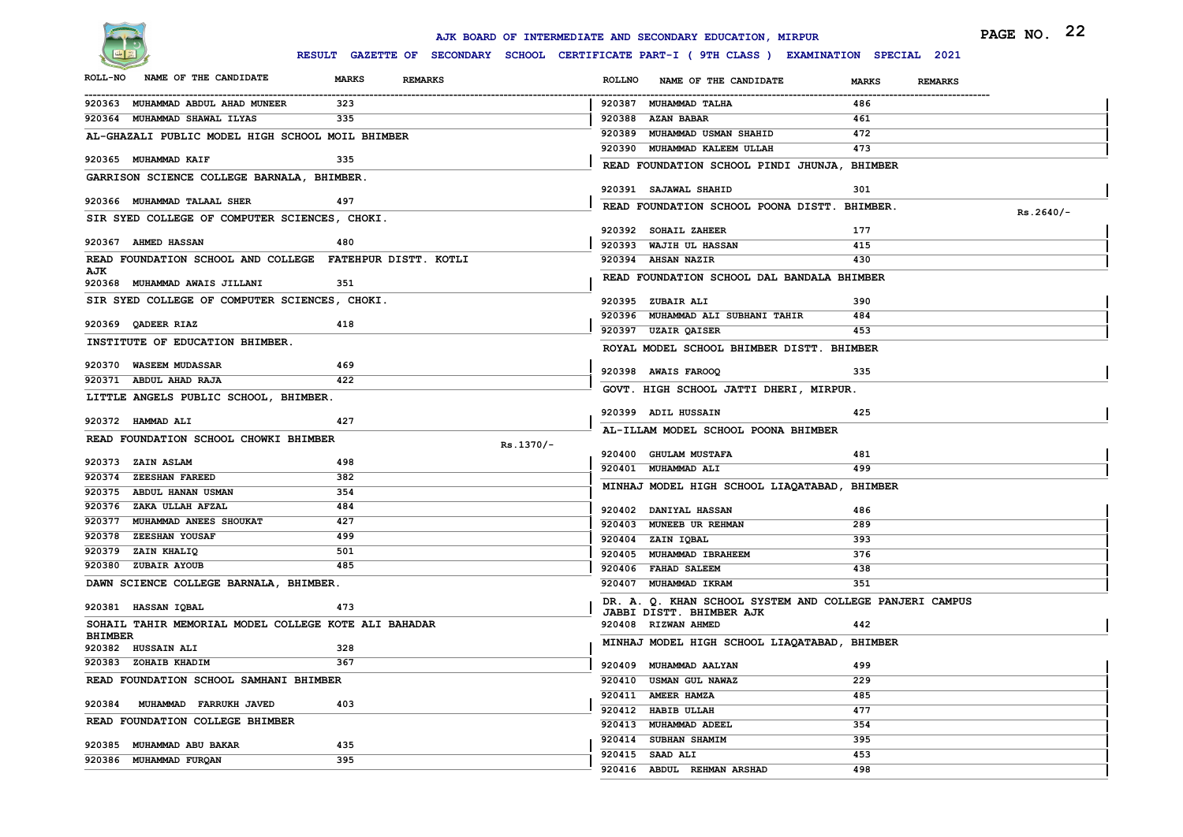# AJK BOARD OF INTERMEDIATE AND SECONDARY EDUCATION, MIRPUR

## RESULT GAZETTE OF SECONDARY SCHOOL CERTIFICATE PART-I ( 9TH CLASS ) EXAMINATION SPECIAL 2021

| ROLL-NO | NAME OF THE CANDIDATE | MARKS | REMARKS |
|---|---|---|---|
| 920363 | MUHAMMAD ABDUL AHAD MUNEER | 323 | |
| 920364 | MUHAMMAD SHAWAL ILYAS | 335 | |

**AL-GHAZALI PUBLIC MODEL HIGH SCHOOL MOIL BHIMBER**

| ROLL-NO | NAME OF THE CANDIDATE | MARKS | REMARKS |
|---|---|---|---|
| 920365 | MUHAMMAD KAIF | 335 | |

**GARRISON SCIENCE COLLEGE BARNALA, BHIMBER.**

| ROLL-NO | NAME OF THE CANDIDATE | MARKS | REMARKS |
|---|---|---|---|
| 920366 | MUHAMMAD TALAAL SHER | 497 | |

**SIR SYED COLLEGE OF COMPUTER SCIENCES, CHOKI.**

| ROLL-NO | NAME OF THE CANDIDATE | MARKS | REMARKS |
|---|---|---|---|
| 920367 | AHMED HASSAN | 480 | |

**READ FOUNDATION SCHOOL AND COLLEGE FATEHPUR DISTT. KOTLI AJK**

| ROLL-NO | NAME OF THE CANDIDATE | MARKS | REMARKS |
|---|---|---|---|
| 920368 | MUHAMMAD AWAIS JILLANI | 351 | |

**SIR SYED COLLEGE OF COMPUTER SCIENCES, CHOKI.**

| ROLL-NO | NAME OF THE CANDIDATE | MARKS | REMARKS |
|---|---|---|---|
| 920369 | QADEER RIAZ | 418 | |

**INSTITUTE OF EDUCATION BHIMBER.**

| ROLL-NO | NAME OF THE CANDIDATE | MARKS | REMARKS |
|---|---|---|---|
| 920370 | WASEEM MUDASSAR | 469 | |
| 920371 | ABDUL AHAD RAJA | 422 | |

**LITTLE ANGELS PUBLIC SCHOOL, BHIMBER.**

| ROLL-NO | NAME OF THE CANDIDATE | MARKS | REMARKS |
|---|---|---|---|
| 920372 | HAMMAD ALI | 427 | |

**READ FOUNDATION SCHOOL CHOWKI BHIMBER** Rs.1370/-

| ROLL-NO | NAME OF THE CANDIDATE | MARKS | REMARKS |
|---|---|---|---|
| 920373 | ZAIN ASLAM | 498 | |
| 920374 | ZEESHAN FAREED | 382 | |
| 920375 | ABDUL HANAN USMAN | 354 | |
| 920376 | ZAKA ULLAH AFZAL | 484 | |
| 920377 | MUHAMMAD ANEES SHOUKAT | 427 | |
| 920378 | ZEESHAN YOUSAF | 499 | |
| 920379 | ZAIN KHALIQ | 501 | |
| 920380 | ZUBAIR AYOUB | 485 | |

**DAWN SCIENCE COLLEGE BARNALA, BHIMBER.**

| ROLL-NO | NAME OF THE CANDIDATE | MARKS | REMARKS |
|---|---|---|---|
| 920381 | HASSAN IQBAL | 473 | |

**SOHAIL TAHIR MEMORIAL MODEL COLLEGE KOTE ALI BAHADAR BHIMBER**

| ROLL-NO | NAME OF THE CANDIDATE | MARKS | REMARKS |
|---|---|---|---|
| 920382 | HUSSAIN ALI | 328 | |
| 920383 | ZOHAIB KHADIM | 367 | |

**READ FOUNDATION SCHOOL SAMHANI BHIMBER**

| ROLL-NO | NAME OF THE CANDIDATE | MARKS | REMARKS |
|---|---|---|---|
| 920384 | MUHAMMAD FARRUKH JAVED | 403 | |

**READ FOUNDATION COLLEGE BHIMBER**

| ROLL-NO | NAME OF THE CANDIDATE | MARKS | REMARKS |
|---|---|---|---|
| 920385 | MUHAMMAD ABU BAKAR | 435 | |
| 920386 | MUHAMMAD FURQAN | 395 | |
| 920387 | MUHAMMAD TALHA | 486 | |
| 920388 | AZAN BABAR | 461 | |
| 920389 | MUHAMMAD USMAN SHAHID | 472 | |
| 920390 | MUHAMMAD KALEEM ULLAH | 473 | |

**READ FOUNDATION SCHOOL PINDI JHUNJA, BHIMBER**

| ROLL-NO | NAME OF THE CANDIDATE | MARKS | REMARKS |
|---|---|---|---|
| 920391 | SAJAWAL SHAHID | 301 | |

**READ FOUNDATION SCHOOL POONA DISTT. BHIMBER.** Rs.2640/-

| ROLL-NO | NAME OF THE CANDIDATE | MARKS | REMARKS |
|---|---|---|---|
| 920392 | SOHAIL ZAHEER | 177 | |
| 920393 | WAJIH UL HASSAN | 415 | |
| 920394 | AHSAN NAZIR | 430 | |

**READ FOUNDATION SCHOOL DAL BANDALA BHIMBER**

| ROLL-NO | NAME OF THE CANDIDATE | MARKS | REMARKS |
|---|---|---|---|
| 920395 | ZUBAIR ALI | 390 | |
| 920396 | MUHAMMAD ALI SUBHANI TAHIR | 484 | |
| 920397 | UZAIR QAISER | 453 | |

**ROYAL MODEL SCHOOL BHIMBER DISTT. BHIMBER**

| ROLL-NO | NAME OF THE CANDIDATE | MARKS | REMARKS |
|---|---|---|---|
| 920398 | AWAIS FAROOQ | 335 | |

**GOVT. HIGH SCHOOL JATTI DHERI, MIRPUR.**

| ROLL-NO | NAME OF THE CANDIDATE | MARKS | REMARKS |
|---|---|---|---|
| 920399 | ADIL HUSSAIN | 425 | |

**AL-ILLAM MODEL SCHOOL POONA BHIMBER**

| ROLL-NO | NAME OF THE CANDIDATE | MARKS | REMARKS |
|---|---|---|---|
| 920400 | GHULAM MUSTAFA | 481 | |
| 920401 | MUHAMMAD ALI | 499 | |

**MINHAJ MODEL HIGH SCHOOL LIAQATABAD, BHIMBER**

| ROLL-NO | NAME OF THE CANDIDATE | MARKS | REMARKS |
|---|---|---|---|
| 920402 | DANIYAL HASSAN | 486 | |
| 920403 | MUNEEB UR REHMAN | 289 | |
| 920404 | ZAIN IQBAL | 393 | |
| 920405 | MUHAMMAD IBRAHEEM | 376 | |
| 920406 | FAHAD SALEEM | 438 | |
| 920407 | MUHAMMAD IKRAM | 351 | |

**DR. A. Q. KHAN SCHOOL SYSTEM AND COLLEGE PANJERI CAMPUS JABBI DISTT. BHIMBER AJK**

| ROLL-NO | NAME OF THE CANDIDATE | MARKS | REMARKS |
|---|---|---|---|
| 920408 | RIZWAN AHMED | 442 | |

**MINHAJ MODEL HIGH SCHOOL LIAQATABAD, BHIMBER**

| ROLL-NO | NAME OF THE CANDIDATE | MARKS | REMARKS |
|---|---|---|---|
| 920409 | MUHAMMAD AALYAN | 499 | |
| 920410 | USMAN GUL NAWAZ | 229 | |
| 920411 | AMEER HAMZA | 485 | |
| 920412 | HABIB ULLAH | 477 | |
| 920413 | MUHAMMAD ADEEL | 354 | |
| 920414 | SUBHAN SHAMIM | 395 | |
| 920415 | SAAD ALI | 453 | |
| 920416 | ABDUL REHMAN ARSHAD | 498 | |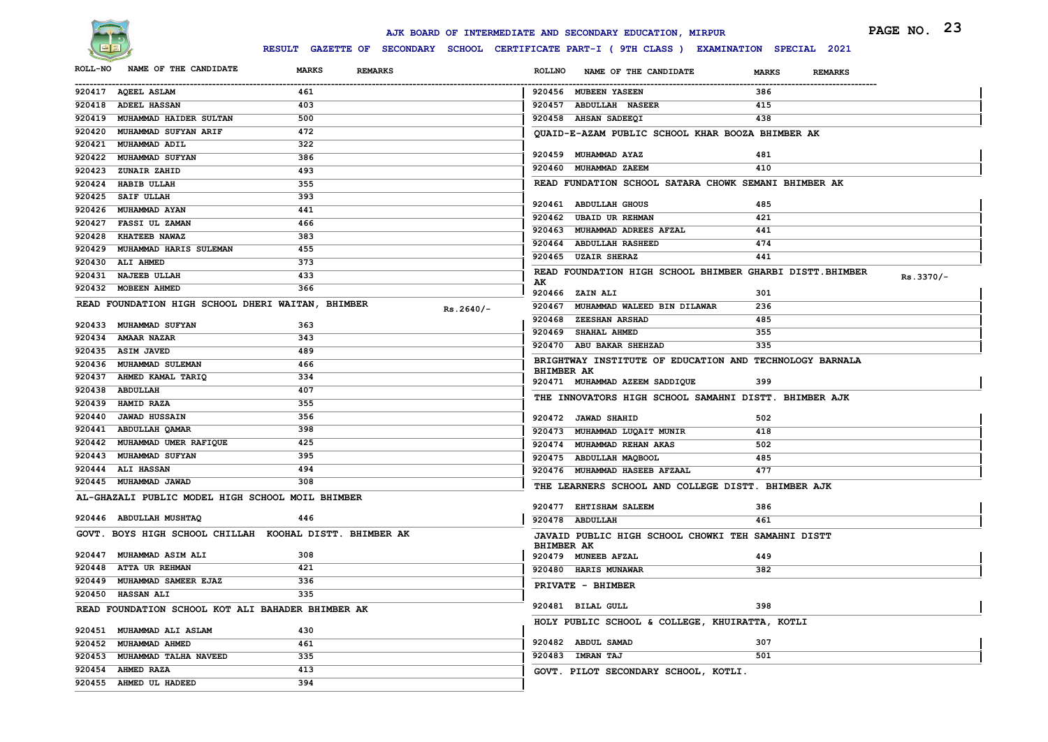# AJK BOARD OF INTERMEDIATE AND SECONDARY EDUCATION, MIRPUR

## RESULT GAZETTE OF SECONDARY SCHOOL CERTIFICATE PART-I ( 9TH CLASS ) EXAMINATION SPECIAL 2021

| ROLL-NO | NAME OF THE CANDIDATE | MARKS | REMARKS |
|---|---|---|---|
| 920417 | AQEEL ASLAM | 461 | |
| 920418 | ADEEL HASSAN | 403 | |
| 920419 | MUHAMMAD HAIDER SULTAN | 500 | |
| 920420 | MUHAMMAD SUFYAN ARIF | 472 | |
| 920421 | MUHAMMAD ADIL | 322 | |
| 920422 | MUHAMMAD SUFYAN | 386 | |
| 920423 | ZUNAIR ZAHID | 493 | |
| 920424 | HABIB ULLAH | 355 | |
| 920425 | SAIF ULLAH | 393 | |
| 920426 | MUHAMMAD AYAN | 441 | |
| 920427 | FASSI UL ZAMAN | 466 | |
| 920428 | KHATEEB NAWAZ | 383 | |
| 920429 | MUHAMMAD HARIS SULEMAN | 455 | |
| 920430 | ALI AHMED | 373 | |
| 920431 | NAJEEB ULLAH | 433 | |
| 920432 | MOBEEN AHMED | 366 | |

**READ FOUNDATION HIGH SCHOOL DHERI WAITAN, BHIMBER** Rs.2640/-

| ROLL-NO | NAME OF THE CANDIDATE | MARKS | REMARKS |
|---|---|---|---|
| 920433 | MUHAMMAD SUFYAN | 363 | |
| 920434 | AMAAR NAZAR | 343 | |
| 920435 | ASIM JAVED | 489 | |
| 920436 | MUHAMMAD SULEMAN | 466 | |
| 920437 | AHMED KAMAL TARIQ | 334 | |
| 920438 | ABDULLAH | 407 | |
| 920439 | HAMID RAZA | 355 | |
| 920440 | JAWAD HUSSAIN | 356 | |
| 920441 | ABDULLAH QAMAR | 398 | |
| 920442 | MUHAMMAD UMER RAFIQUE | 425 | |
| 920443 | MUHAMMAD SUFYAN | 395 | |
| 920444 | ALI HASSAN | 494 | |
| 920445 | MUHAMMAD JAWAD | 308 | |

**AL-GHAZALI PUBLIC MODEL HIGH SCHOOL MOIL BHIMBER**

| ROLL-NO | NAME OF THE CANDIDATE | MARKS | REMARKS |
|---|---|---|---|
| 920446 | ABDULLAH MUSHTAQ | 446 | |

**GOVT. BOYS HIGH SCHOOL CHILLAH KOOHAL DISTT. BHIMBER AK**

| ROLL-NO | NAME OF THE CANDIDATE | MARKS | REMARKS |
|---|---|---|---|
| 920447 | MUHAMMAD ASIM ALI | 308 | |
| 920448 | ATTA UR REHMAN | 421 | |
| 920449 | MUHAMMAD SAMEER EJAZ | 336 | |
| 920450 | HASSAN ALI | 335 | |

**READ FOUNDATION SCHOOL KOT ALI BAHADER BHIMBER AK**

| ROLL-NO | NAME OF THE CANDIDATE | MARKS | REMARKS |
|---|---|---|---|
| 920451 | MUHAMMAD ALI ASLAM | 430 | |
| 920452 | MUHAMMAD AHMED | 461 | |
| 920453 | MUHAMMAD TALHA NAVEED | 335 | |
| 920454 | AHMED RAZA | 413 | |
| 920455 | AHMED UL HADEED | 394 | |
| 920456 | MUBEEN YASEEN | 386 | |
| 920457 | ABDULLAH NASEER | 415 | |
| 920458 | AHSAN SADEEQI | 438 | |

**QUAID-E-AZAM PUBLIC SCHOOL KHAR BOOZA BHIMBER AK**

| ROLL-NO | NAME OF THE CANDIDATE | MARKS | REMARKS |
|---|---|---|---|
| 920459 | MUHAMMAD AYAZ | 481 | |
| 920460 | MUHAMMAD ZAEEM | 410 | |

**READ FUNDATION SCHOOL SATARA CHOWK SEMANI BHIMBER AK**

| ROLL-NO | NAME OF THE CANDIDATE | MARKS | REMARKS |
|---|---|---|---|
| 920461 | ABDULLAH GHOUS | 485 | |
| 920462 | UBAID UR REHMAN | 421 | |
| 920463 | MUHAMMAD ADREES AFZAL | 441 | |
| 920464 | ABDULLAH RASHEED | 474 | |
| 920465 | UZAIR SHERAZ | 441 | |

**READ FOUNDATION HIGH SCHOOL BHIMBER GHARBI DISTT.BHIMBER AK** Rs.3370/-

| ROLL-NO | NAME OF THE CANDIDATE | MARKS | REMARKS |
|---|---|---|---|
| 920466 | ZAIN ALI | 301 | |
| 920467 | MUHAMMAD WALEED BIN DILAWAR | 236 | |
| 920468 | ZEESHAN ARSHAD | 485 | |
| 920469 | SHAHAL AHMED | 355 | |
| 920470 | ABU BAKAR SHEHZAD | 335 | |

**BRIGHTWAY INSTITUTE OF EDUCATION AND TECHNOLOGY BARNALA BHIMBER AK**

| ROLL-NO | NAME OF THE CANDIDATE | MARKS | REMARKS |
|---|---|---|---|
| 920471 | MUHAMMAD AZEEM SADDIQUE | 399 | |

**THE INNOVATORS HIGH SCHOOL SAMAHNI DISTT. BHIMBER AJK**

| ROLL-NO | NAME OF THE CANDIDATE | MARKS | REMARKS |
|---|---|---|---|
| 920472 | JAWAD SHAHID | 502 | |
| 920473 | MUHAMMAD LUQAIT MUNIR | 418 | |
| 920474 | MUHAMMAD REHAN AKAS | 502 | |
| 920475 | ABDULLAH MAQBOOL | 485 | |
| 920476 | MUHAMMAD HASEEB AFZAAL | 477 | |

**THE LEARNERS SCHOOL AND COLLEGE DISTT. BHIMBER AJK**

| ROLL-NO | NAME OF THE CANDIDATE | MARKS | REMARKS |
|---|---|---|---|
| 920477 | EHTISHAM SALEEM | 386 | |
| 920478 | ABDULLAH | 461 | |

**JAVAID PUBLIC HIGH SCHOOL CHOWKI TEH SAMAHNI DISTT BHIMBER AK**

| ROLL-NO | NAME OF THE CANDIDATE | MARKS | REMARKS |
|---|---|---|---|
| 920479 | MUNEEB AFZAL | 449 | |
| 920480 | HARIS MUNAWAR | 382 | |

**PRIVATE - BHIMBER**

| ROLL-NO | NAME OF THE CANDIDATE | MARKS | REMARKS |
|---|---|---|---|
| 920481 | BILAL GULL | 398 | |

**HOLY PUBLIC SCHOOL & COLLEGE, KHUIRATTA, KOTLI**

| ROLL-NO | NAME OF THE CANDIDATE | MARKS | REMARKS |
|---|---|---|---|
| 920482 | ABDUL SAMAD | 307 | |
| 920483 | IMRAN TAJ | 501 | |

**GOVT. PILOT SECONDARY SCHOOL, KOTLI.**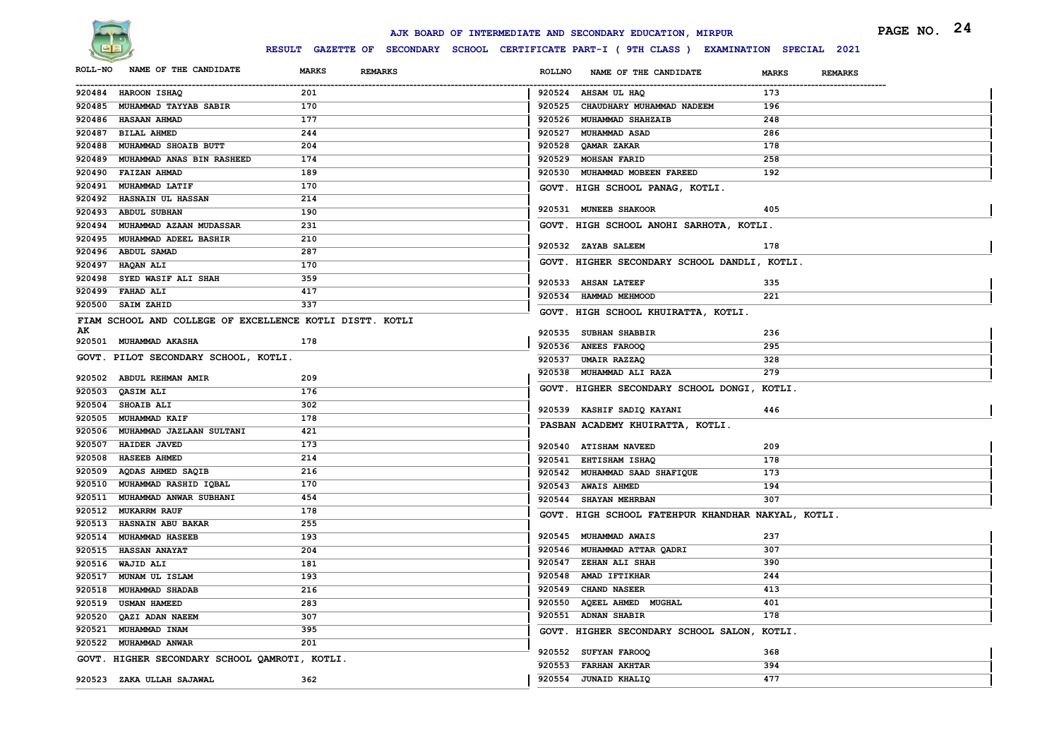# AJK BOARD OF INTERMEDIATE AND SECONDARY EDUCATION, MIRPUR

**RESULT GAZETTE OF SECONDARY SCHOOL CERTIFICATE PART-I ( 9TH CLASS ) EXAMINATION SPECIAL 2021**

| ROLL-NO | NAME OF THE CANDIDATE | MARKS | REMARKS |
|---|---|---|---|
| 920484 | HAROON ISHAQ | 201 | |
| 920485 | MUHAMMAD TAYYAB SABIR | 170 | |
| 920486 | HASAAN AHMAD | 177 | |
| 920487 | BILAL AHMED | 244 | |
| 920488 | MUHAMMAD SHOAIB BUTT | 204 | |
| 920489 | MUHAMMAD ANAS BIN RASHEED | 174 | |
| 920490 | FAIZAN AHMAD | 189 | |
| 920491 | MUHAMMAD LATIF | 170 | |
| 920492 | HASNAIN UL HASSAN | 214 | |
| 920493 | ABDUL SUBHAN | 190 | |
| 920494 | MUHAMMAD AZAAN MUDASSAR | 231 | |
| 920495 | MUHAMMAD ADEEL BASHIR | 210 | |
| 920496 | ABDUL SAMAD | 287 | |
| 920497 | HAQAN ALI | 170 | |
| 920498 | SYED WASIF ALI SHAH | 359 | |
| 920499 | FAHAD ALI | 417 | |
| 920500 | SAIM ZAHID | 337 | |

**FIAM SCHOOL AND COLLEGE OF EXCELLENCE KOTLI DISTT. KOTLI AK**

| ROLL-NO | NAME OF THE CANDIDATE | MARKS | REMARKS |
|---|---|---|---|
| 920501 | MUHAMMAD AKASHA | 178 | |

**GOVT. PILOT SECONDARY SCHOOL, KOTLI.**

| ROLL-NO | NAME OF THE CANDIDATE | MARKS | REMARKS |
|---|---|---|---|
| 920502 | ABDUL REHMAN AMIR | 209 | |
| 920503 | QASIM ALI | 176 | |
| 920504 | SHOAIB ALI | 302 | |
| 920505 | MUHAMMAD KAIF | 178 | |
| 920506 | MUHAMMAD JAZLAAN SULTANI | 421 | |
| 920507 | HAIDER JAVED | 173 | |
| 920508 | HASEEB AHMED | 214 | |
| 920509 | AQDAS AHMED SAQIB | 216 | |
| 920510 | MUHAMMAD RASHID IQBAL | 170 | |
| 920511 | MUHAMMAD ANWAR SUBHANI | 454 | |
| 920512 | MUKARRM RAUF | 178 | |
| 920513 | HASNAIN ABU BAKAR | 255 | |
| 920514 | MUHAMMAD HASEEB | 193 | |
| 920515 | HASSAN ANAYAT | 204 | |
| 920516 | WAJID ALI | 181 | |
| 920517 | MUNAM UL ISLAM | 193 | |
| 920518 | MUHAMMAD SHADAB | 216 | |
| 920519 | USMAN HAMEED | 283 | |
| 920520 | QAZI ADAN NAEEM | 307 | |
| 920521 | MUHAMMAD INAM | 395 | |
| 920522 | MUHAMMAD ANWAR | 201 | |

**GOVT. HIGHER SECONDARY SCHOOL QAMROTI, KOTLI.**

| ROLL-NO | NAME OF THE CANDIDATE | MARKS | REMARKS |
|---|---|---|---|
| 920523 | ZAKA ULLAH SAJAWAL | 362 | |
| 920524 | AHSAM UL HAQ | 173 | |
| 920525 | CHAUDHARY MUHAMMAD NADEEM | 196 | |
| 920526 | MUHAMMAD SHAHZAIB | 248 | |
| 920527 | MUHAMMAD ASAD | 286 | |
| 920528 | QAMAR ZAKAR | 178 | |
| 920529 | MOHSAN FARID | 258 | |
| 920530 | MUHAMMAD MOBEEN FAREED | 192 | |

**GOVT. HIGH SCHOOL PANAG, KOTLI.**

| ROLL-NO | NAME OF THE CANDIDATE | MARKS | REMARKS |
|---|---|---|---|
| 920531 | MUNEEB SHAKOOR | 405 | |

**GOVT. HIGH SCHOOL ANOHI SARHOTA, KOTLI.**

| ROLL-NO | NAME OF THE CANDIDATE | MARKS | REMARKS |
|---|---|---|---|
| 920532 | ZAYAB SALEEM | 178 | |

**GOVT. HIGHER SECONDARY SCHOOL DANDLI, KOTLI.**

| ROLL-NO | NAME OF THE CANDIDATE | MARKS | REMARKS |
|---|---|---|---|
| 920533 | AHSAN LATEEF | 335 | |
| 920534 | HAMMAD MEHMOOD | 221 | |

**GOVT. HIGH SCHOOL KHUIRATTA, KOTLI.**

| ROLL-NO | NAME OF THE CANDIDATE | MARKS | REMARKS |
|---|---|---|---|
| 920535 | SUBHAN SHABBIR | 236 | |
| 920536 | ANEES FAROOQ | 295 | |
| 920537 | UMAIR RAZZAQ | 328 | |
| 920538 | MUHAMMAD ALI RAZA | 279 | |

**GOVT. HIGHER SECONDARY SCHOOL DONGI, KOTLI.**

| ROLL-NO | NAME OF THE CANDIDATE | MARKS | REMARKS |
|---|---|---|---|
| 920539 | KASHIF SADIQ KAYANI | 446 | |

**PASBAN ACADEMY KHUIRATTA, KOTLI.**

| ROLL-NO | NAME OF THE CANDIDATE | MARKS | REMARKS |
|---|---|---|---|
| 920540 | ATISHAM NAVEED | 209 | |
| 920541 | EHTISHAM ISHAQ | 178 | |
| 920542 | MUHAMMAD SAAD SHAFIQUE | 173 | |
| 920543 | AWAIS AHMED | 194 | |
| 920544 | SHAYAN MEHRBAN | 307 | |

**GOVT. HIGH SCHOOL FATEHPUR KHANDHAR NAKYAL, KOTLI.**

| ROLL-NO | NAME OF THE CANDIDATE | MARKS | REMARKS |
|---|---|---|---|
| 920545 | MUHAMMAD AWAIS | 237 | |
| 920546 | MUHAMMAD ATTAR QADRI | 307 | |
| 920547 | ZEHAN ALI SHAH | 390 | |
| 920548 | AMAD IFTIKHAR | 244 | |
| 920549 | CHAND NASEER | 413 | |
| 920550 | AQEEL AHMED MUGHAL | 401 | |
| 920551 | ADNAN SHABIR | 178 | |

**GOVT. HIGHER SECONDARY SCHOOL SALON, KOTLI.**

| ROLL-NO | NAME OF THE CANDIDATE | MARKS | REMARKS |
|---|---|---|---|
| 920552 | SUFYAN FAROOQ | 368 | |
| 920553 | FARHAN AKHTAR | 394 | |
| 920554 | JUNAID KHALIQ | 477 | |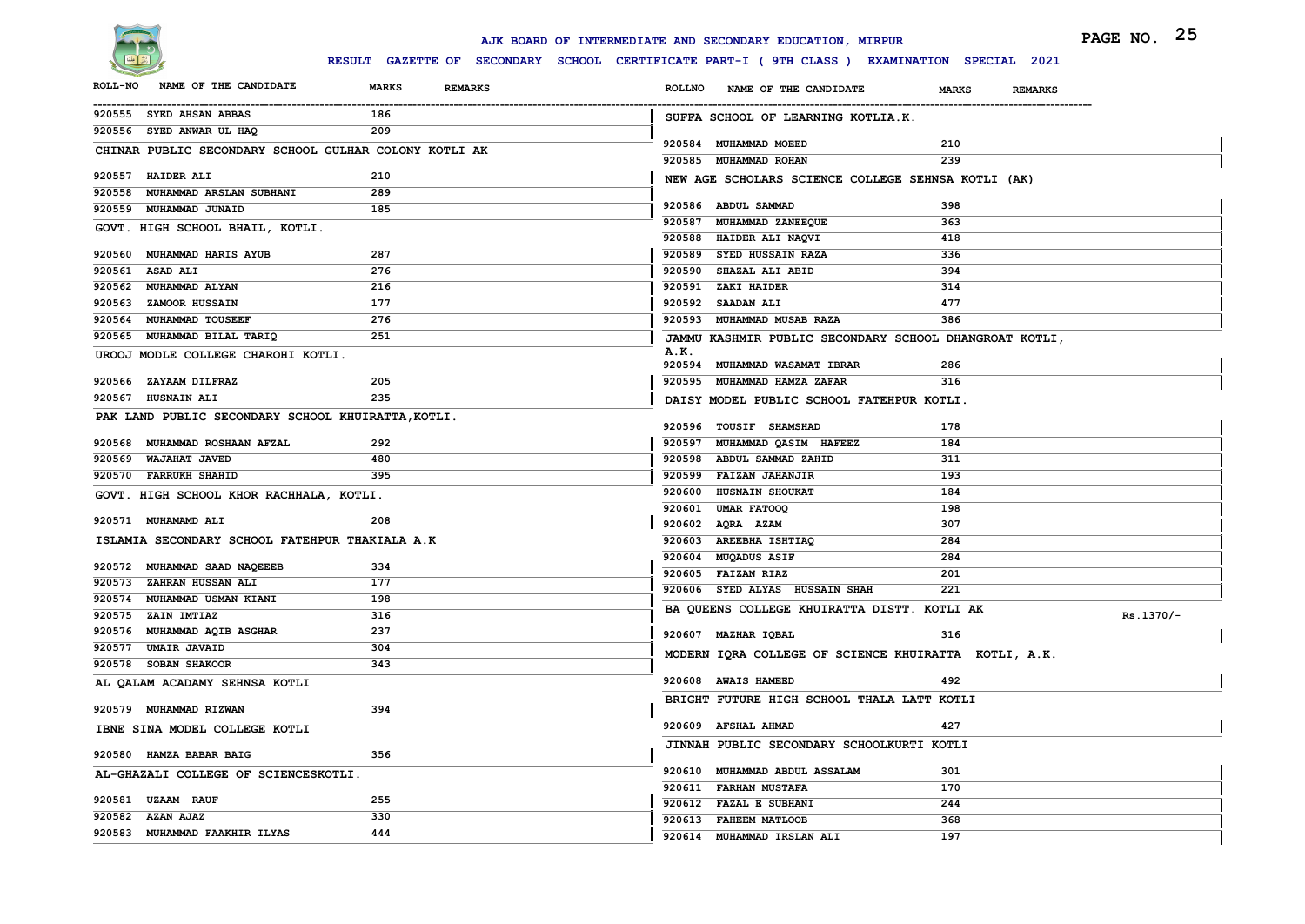AJK BOARD OF INTERMEDIATE AND SECONDARY EDUCATION, MIRPUR

RESULT GAZETTE OF SECONDARY SCHOOL CERTIFICATE PART-I ( 9TH CLASS ) EXAMINATION SPECIAL 2021

| ROLL-NO | NAME OF THE CANDIDATE | MARKS | REMARKS |
|---|---|---|---|
| 920555 | SYED AHSAN ABBAS | 186 | |
| 920556 | SYED ANWAR UL HAQ | 209 | |

**CHINAR PUBLIC SECONDARY SCHOOL GULHAR COLONY KOTLI AK**

| ROLL-NO | NAME OF THE CANDIDATE | MARKS | REMARKS |
|---|---|---|---|
| 920557 | HAIDER ALI | 210 | |
| 920558 | MUHAMMAD ARSLAN SUBHANI | 289 | |
| 920559 | MUHAMMAD JUNAID | 185 | |

**GOVT. HIGH SCHOOL BHAIL, KOTLI.**

| ROLL-NO | NAME OF THE CANDIDATE | MARKS | REMARKS |
|---|---|---|---|
| 920560 | MUHAMMAD HARIS AYUB | 287 | |
| 920561 | ASAD ALI | 276 | |
| 920562 | MUHAMMAD ALYAN | 216 | |
| 920563 | ZAMOOR HUSSAIN | 177 | |
| 920564 | MUHAMMAD TOUSEEF | 276 | |
| 920565 | MUHAMMAD BILAL TARIQ | 251 | |

**UROOJ MODLE COLLEGE CHAROHI KOTLI.**

| ROLL-NO | NAME OF THE CANDIDATE | MARKS | REMARKS |
|---|---|---|---|
| 920566 | ZAYAAM DILFRAZ | 205 | |
| 920567 | HUSNAIN ALI | 235 | |

**PAK LAND PUBLIC SECONDARY SCHOOL KHUIRATTA,KOTLI.**

| ROLL-NO | NAME OF THE CANDIDATE | MARKS | REMARKS |
|---|---|---|---|
| 920568 | MUHAMMAD ROSHAAN AFZAL | 292 | |
| 920569 | WAJAHAT JAVED | 480 | |
| 920570 | FARRUKH SHAHID | 395 | |

**GOVT. HIGH SCHOOL KHOR RACHHALA, KOTLI.**

| ROLL-NO | NAME OF THE CANDIDATE | MARKS | REMARKS |
|---|---|---|---|
| 920571 | MUHAMAMD ALI | 208 | |

**ISLAMIA SECONDARY SCHOOL FATEHPUR THAKIALA A.K**

| ROLL-NO | NAME OF THE CANDIDATE | MARKS | REMARKS |
|---|---|---|---|
| 920572 | MUHAMMAD SAAD NAQEEEB | 334 | |
| 920573 | ZAHRAN HUSSAN ALI | 177 | |
| 920574 | MUHAMMAD USMAN KIANI | 198 | |
| 920575 | ZAIN IMTIAZ | 316 | |
| 920576 | MUHAMMAD AQIB ASGHAR | 237 | |
| 920577 | UMAIR JAVAID | 304 | |
| 920578 | SOBAN SHAKOOR | 343 | |

**AL QALAM ACADAMY SEHNSA KOTLI**

| ROLL-NO | NAME OF THE CANDIDATE | MARKS | REMARKS |
|---|---|---|---|
| 920579 | MUHAMMAD RIZWAN | 394 | |

**IBNE SINA MODEL COLLEGE KOTLI**

| ROLL-NO | NAME OF THE CANDIDATE | MARKS | REMARKS |
|---|---|---|---|
| 920580 | HAMZA BABAR BAIG | 356 | |

**AL-GHAZALI COLLEGE OF SCIENCESKOTLI.**

| ROLL-NO | NAME OF THE CANDIDATE | MARKS | REMARKS |
|---|---|---|---|
| 920581 | UZAAM RAUF | 255 | |
| 920582 | AZAN AJAZ | 330 | |
| 920583 | MUHAMMAD FAAKHIR ILYAS | 444 | |

**SUFFA SCHOOL OF LEARNING KOTLIA.K.**

| ROLLNO | NAME OF THE CANDIDATE | MARKS | REMARKS |
|---|---|---|---|
| 920584 | MUHAMMAD MOEED | 210 | |
| 920585 | MUHAMMAD ROHAN | 239 | |

**NEW AGE SCHOLARS SCIENCE COLLEGE SEHNSA KOTLI (AK)**

| ROLLNO | NAME OF THE CANDIDATE | MARKS | REMARKS |
|---|---|---|---|
| 920586 | ABDUL SAMMAD | 398 | |
| 920587 | MUHAMMAD ZANEEQUE | 363 | |
| 920588 | HAIDER ALI NAQVI | 418 | |
| 920589 | SYED HUSSAIN RAZA | 336 | |
| 920590 | SHAZAL ALI ABID | 394 | |
| 920591 | ZAKI HAIDER | 314 | |
| 920592 | SAADAN ALI | 477 | |
| 920593 | MUHAMMAD MUSAB RAZA | 386 | |

**JAMMU KASHMIR PUBLIC SECONDARY SCHOOL DHANGROAT KOTLI, A.K.**

| ROLLNO | NAME OF THE CANDIDATE | MARKS | REMARKS |
|---|---|---|---|
| 920594 | MUHAMMAD WASAMAT IBRAR | 286 | |
| 920595 | MUHAMMAD HAMZA ZAFAR | 316 | |

**DAISY MODEL PUBLIC SCHOOL FATEHPUR KOTLI.**

| ROLLNO | NAME OF THE CANDIDATE | MARKS | REMARKS |
|---|---|---|---|
| 920596 | TOUSIF SHAMSHAD | 178 | |
| 920597 | MUHAMMAD QASIM HAFEEZ | 184 | |
| 920598 | ABDUL SAMMAD ZAHID | 311 | |
| 920599 | FAIZAN JAHANJIR | 193 | |
| 920600 | HUSNAIN SHOUKAT | 184 | |
| 920601 | UMAR FATOOQ | 198 | |
| 920602 | AQRA AZAM | 307 | |
| 920603 | AREEBHA ISHTIAQ | 284 | |
| 920604 | MUQADUS ASIF | 284 | |
| 920605 | FAIZAN RIAZ | 201 | |
| 920606 | SYED ALYAS HUSSAIN SHAH | 221 | |

**BA QUEENS COLLEGE KHUIRATTA DISTT. KOTLI AK** Rs.1370/-

| ROLLNO | NAME OF THE CANDIDATE | MARKS | REMARKS |
|---|---|---|---|
| 920607 | MAZHAR IQBAL | 316 | |

**MODERN IQRA COLLEGE OF SCIENCE KHUIRATTA KOTLI, A.K.**

| ROLLNO | NAME OF THE CANDIDATE | MARKS | REMARKS |
|---|---|---|---|
| 920608 | AWAIS HAMEED | 492 | |

**BRIGHT FUTURE HIGH SCHOOL THALA LATT KOTLI**

| ROLLNO | NAME OF THE CANDIDATE | MARKS | REMARKS |
|---|---|---|---|
| 920609 | AFSHAL AHMAD | 427 | |

**JINNAH PUBLIC SECONDARY SCHOOLKURTI KOTLI**

| ROLLNO | NAME OF THE CANDIDATE | MARKS | REMARKS |
|---|---|---|---|
| 920610 | MUHAMMAD ABDUL ASSALAM | 301 | |
| 920611 | FARHAN MUSTAFA | 170 | |
| 920612 | FAZAL E SUBHANI | 244 | |
| 920613 | FAHEEM MATLOOB | 368 | |
| 920614 | MUHAMMAD IRSLAN ALI | 197 | |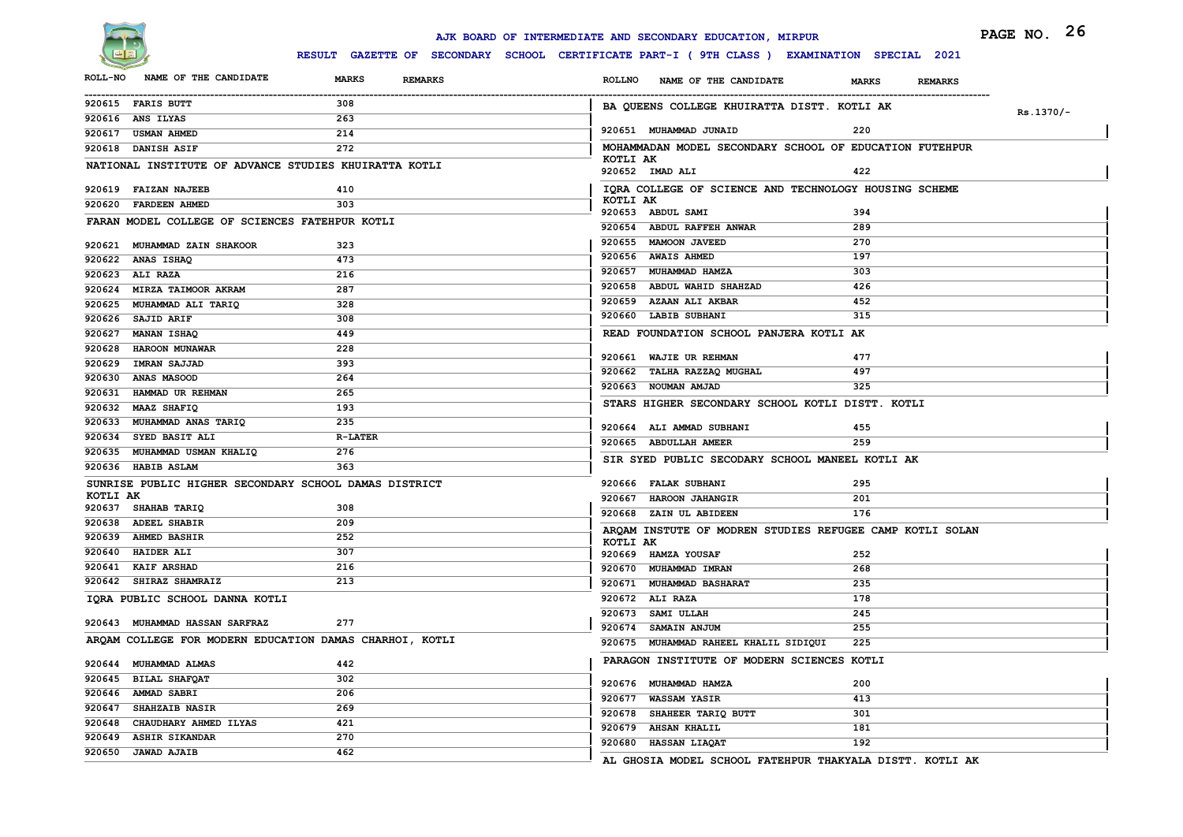# AJK BOARD OF INTERMEDIATE AND SECONDARY EDUCATION, MIRPUR

**RESULT GAZETTE OF SECONDARY SCHOOL CERTIFICATE PART-I ( 9TH CLASS ) EXAMINATION SPECIAL 2021**

| ROLL-NO | NAME OF THE CANDIDATE | MARKS | REMARKS |
|---|---|---|---|
| 920615 | FARIS BUTT | 308 | |
| 920616 | ANS ILYAS | 263 | |
| 920617 | USMAN AHMED | 214 | |
| 920618 | DANISH ASIF | 272 | |

**NATIONAL INSTITUTE OF ADVANCE STUDIES KHUIRATTA KOTLI**

| ROLL-NO | NAME OF THE CANDIDATE | MARKS | REMARKS |
|---|---|---|---|
| 920619 | FAIZAN NAJEEB | 410 | |
| 920620 | FARDEEN AHMED | 303 | |

**FARAN MODEL COLLEGE OF SCIENCES FATEHPUR KOTLI**

| ROLL-NO | NAME OF THE CANDIDATE | MARKS | REMARKS |
|---|---|---|---|
| 920621 | MUHAMMAD ZAIN SHAKOOR | 323 | |
| 920622 | ANAS ISHAQ | 473 | |
| 920623 | ALI RAZA | 216 | |
| 920624 | MIRZA TAIMOOR AKRAM | 287 | |
| 920625 | MUHAMMAD ALI TARIQ | 328 | |
| 920626 | SAJID ARIF | 308 | |
| 920627 | MANAN ISHAQ | 449 | |
| 920628 | HAROON MUNAWAR | 228 | |
| 920629 | IMRAN SAJJAD | 393 | |
| 920630 | ANAS MASOOD | 264 | |
| 920631 | HAMMAD UR REHMAN | 265 | |
| 920632 | MAAZ SHAFIQ | 193 | |
| 920633 | MUHAMMAD ANAS TARIQ | 235 | |
| 920634 | SYED BASIT ALI | R-LATER | |
| 920635 | MUHAMMAD USMAN KHALIQ | 276 | |
| 920636 | HABIB ASLAM | 363 | |

**SUNRISE PUBLIC HIGHER SECONDARY SCHOOL DAMAS DISTRICT KOTLI AK**

| ROLL-NO | NAME OF THE CANDIDATE | MARKS | REMARKS |
|---|---|---|---|
| 920637 | SHAHAB TARIQ | 308 | |
| 920638 | ADEEL SHABIR | 209 | |
| 920639 | AHMED BASHIR | 252 | |
| 920640 | HAIDER ALI | 307 | |
| 920641 | KAIF ARSHAD | 216 | |
| 920642 | SHIRAZ SHAMRAIZ | 213 | |

**IQRA PUBLIC SCHOOL DANNA KOTLI**

| ROLL-NO | NAME OF THE CANDIDATE | MARKS | REMARKS |
|---|---|---|---|
| 920643 | MUHAMMAD HASSAN SARFRAZ | 277 | |

**ARQAM COLLEGE FOR MODERN EDUCATION DAMAS CHARHOI, KOTLI**

| ROLL-NO | NAME OF THE CANDIDATE | MARKS | REMARKS |
|---|---|---|---|
| 920644 | MUHAMMAD ALMAS | 442 | |
| 920645 | BILAL SHAFQAT | 302 | |
| 920646 | AMMAD SABRI | 206 | |
| 920647 | SHAHZAIB NASIR | 269 | |
| 920648 | CHAUDHARY AHMED ILYAS | 421 | |
| 920649 | ASHIR SIKANDAR | 270 | |
| 920650 | JAWAD AJAIB | 462 | |

**BA QUEENS COLLEGE KHUIRATTA DISTT. KOTLI AK**

Rs.1370/-

| ROLLNO | NAME OF THE CANDIDATE | MARKS | REMARKS |
|---|---|---|---|
| 920651 | MUHAMMAD JUNAID | 220 | |

**MOHAMMADAN MODEL SECONDARY SCHOOL OF EDUCATION FUTEHPUR KOTLI AK**

| ROLLNO | NAME OF THE CANDIDATE | MARKS | REMARKS |
|---|---|---|---|
| 920652 | IMAD ALI | 422 | |

**IQRA COLLEGE OF SCIENCE AND TECHNOLOGY HOUSING SCHEME KOTLI AK**

| ROLLNO | NAME OF THE CANDIDATE | MARKS | REMARKS |
|---|---|---|---|
| 920653 | ABDUL SAMI | 394 | |
| 920654 | ABDUL RAFFEH ANWAR | 289 | |
| 920655 | MAMOON JAVEED | 270 | |
| 920656 | AWAIS AHMED | 197 | |
| 920657 | MUHAMMAD HAMZA | 303 | |
| 920658 | ABDUL WAHID SHAHZAD | 426 | |
| 920659 | AZAAN ALI AKBAR | 452 | |
| 920660 | LABIB SUBHANI | 315 | |

**READ FOUNDATION SCHOOL PANJERA KOTLI AK**

| ROLLNO | NAME OF THE CANDIDATE | MARKS | REMARKS |
|---|---|---|---|
| 920661 | WAJIE UR REHMAN | 477 | |
| 920662 | TALHA RAZZAQ MUGHAL | 497 | |
| 920663 | NOUMAN AMJAD | 325 | |

**STARS HIGHER SECONDARY SCHOOL KOTLI DISTT. KOTLI**

| ROLLNO | NAME OF THE CANDIDATE | MARKS | REMARKS |
|---|---|---|---|
| 920664 | ALI AMMAD SUBHANI | 455 | |
| 920665 | ABDULLAH AMEER | 259 | |

**SIR SYED PUBLIC SECODARY SCHOOL MANEEL KOTLI AK**

| ROLLNO | NAME OF THE CANDIDATE | MARKS | REMARKS |
|---|---|---|---|
| 920666 | FALAK SUBHANI | 295 | |
| 920667 | HAROON JAHANGIR | 201 | |
| 920668 | ZAIN UL ABIDEEN | 176 | |

**ARQAM INSTUTE OF MODREN STUDIES REFUGEE CAMP KOTLI SOLAN KOTLI AK**

| ROLLNO | NAME OF THE CANDIDATE | MARKS | REMARKS |
|---|---|---|---|
| 920669 | HAMZA YOUSAF | 252 | |
| 920670 | MUHAMMAD IMRAN | 268 | |
| 920671 | MUHAMMAD BASHARAT | 235 | |
| 920672 | ALI RAZA | 178 | |
| 920673 | SAMI ULLAH | 245 | |
| 920674 | SAMAIN ANJUM | 255 | |
| 920675 | MUHAMMAD RAHEEL KHALIL SIDIQUI | 225 | |

**PARAGON INSTITUTE OF MODERN SCIENCES KOTLI**

| ROLLNO | NAME OF THE CANDIDATE | MARKS | REMARKS |
|---|---|---|---|
| 920676 | MUHAMMAD HAMZA | 200 | |
| 920677 | WASSAM YASIR | 413 | |
| 920678 | SHAHEER TARIQ BUTT | 301 | |
| 920679 | AHSAN KHALIL | 181 | |
| 920680 | HASSAN LIAQAT | 192 | |

**AL GHOSIA MODEL SCHOOL FATEHPUR THAKYALA DISTT. KOTLI AK**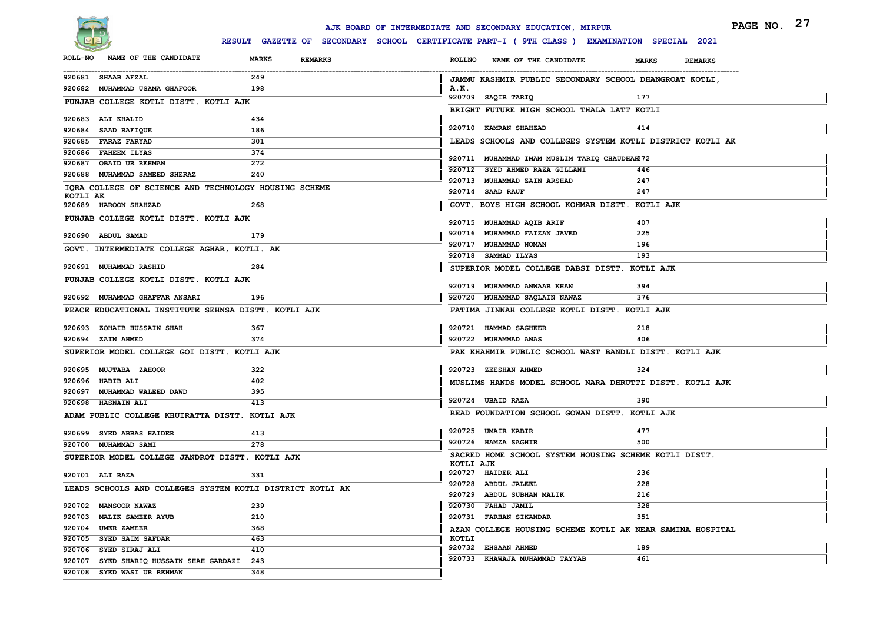# AJK BOARD OF INTERMEDIATE AND SECONDARY EDUCATION, MIRPUR

## RESULT GAZETTE OF SECONDARY SCHOOL CERTIFICATE PART-I ( 9TH CLASS ) EXAMINATION SPECIAL 2021

| ROLL-NO | NAME OF THE CANDIDATE | MARKS | REMARKS |
|---|---|---|---|
| 920681 | SHAAB AFZAL | 249 | |
| 920682 | MUHAMMAD USAMA GHAFOOR | 198 | |

**PUNJAB COLLEGE KOTLI DISTT. KOTLI AJK**

| ROLL-NO | NAME OF THE CANDIDATE | MARKS | REMARKS |
|---|---|---|---|
| 920683 | ALI KHALID | 434 | |
| 920684 | SAAD RAFIQUE | 186 | |
| 920685 | FARAZ FARYAD | 301 | |
| 920686 | FAHEEM ILYAS | 374 | |
| 920687 | OBAID UR REHMAN | 272 | |
| 920688 | MUHAMMAD SAMEED SHERAZ | 240 | |

**IQRA COLLEGE OF SCIENCE AND TECHNOLOGY HOUSING SCHEME KOTLI AK**

| ROLL-NO | NAME OF THE CANDIDATE | MARKS | REMARKS |
|---|---|---|---|
| 920689 | HAROON SHAHZAD | 268 | |

**PUNJAB COLLEGE KOTLI DISTT. KOTLI AJK**

| ROLL-NO | NAME OF THE CANDIDATE | MARKS | REMARKS |
|---|---|---|---|
| 920690 | ABDUL SAMAD | 179 | |

**GOVT. INTERMEDIATE COLLEGE AGHAR, KOTLI. AK**

| ROLL-NO | NAME OF THE CANDIDATE | MARKS | REMARKS |
|---|---|---|---|
| 920691 | MUHAMMAD RASHID | 284 | |

**PUNJAB COLLEGE KOTLI DISTT. KOTLI AJK**

| ROLL-NO | NAME OF THE CANDIDATE | MARKS | REMARKS |
|---|---|---|---|
| 920692 | MUHAMMAD GHAFFAR ANSARI | 196 | |

**PEACE EDUCATIONAL INSTITUTE SEHNSA DISTT. KOTLI AJK**

| ROLL-NO | NAME OF THE CANDIDATE | MARKS | REMARKS |
|---|---|---|---|
| 920693 | ZOHAIB HUSSAIN SHAH | 367 | |
| 920694 | ZAIN AHMED | 374 | |

**SUPERIOR MODEL COLLEGE GOI DISTT. KOTLI AJK**

| ROLL-NO | NAME OF THE CANDIDATE | MARKS | REMARKS |
|---|---|---|---|
| 920695 | MUJTABA ZAHOOR | 322 | |
| 920696 | HABIB ALI | 402 | |
| 920697 | MUHAMMAD WALEED DAWD | 395 | |
| 920698 | HASNAIN ALI | 413 | |

**ADAM PUBLIC COLLEGE KHUIRATTA DISTT. KOTLI AJK**

| ROLL-NO | NAME OF THE CANDIDATE | MARKS | REMARKS |
|---|---|---|---|
| 920699 | SYED ABBAS HAIDER | 413 | |
| 920700 | MUHAMMAD SAMI | 278 | |

**SUPERIOR MODEL COLLEGE JANDROT DISTT. KOTLI AJK**

| ROLL-NO | NAME OF THE CANDIDATE | MARKS | REMARKS |
|---|---|---|---|
| 920701 | ALI RAZA | 331 | |

**LEADS SCHOOLS AND COLLEGES SYSTEM KOTLI DISTRICT KOTLI AK**

| ROLL-NO | NAME OF THE CANDIDATE | MARKS | REMARKS |
|---|---|---|---|
| 920702 | MANSOOR NAWAZ | 239 | |
| 920703 | MALIK SAMEER AYUB | 210 | |
| 920704 | UMER ZAMEER | 368 | |
| 920705 | SYED SAIM SAFDAR | 463 | |
| 920706 | SYED SIRAJ ALI | 410 | |
| 920707 | SYED SHARIQ HUSSAIN SHAH GARDAZI | 243 | |
| 920708 | SYED WASI UR REHMAN | 348 | |

**JAMMU KASHMIR PUBLIC SECONDARY SCHOOL DHANGROAT KOTLI, A.K.**

| ROLL-NO | NAME OF THE CANDIDATE | MARKS | REMARKS |
|---|---|---|---|
| 920709 | SAQIB TARIQ | 177 | |

**BRIGHT FUTURE HIGH SCHOOL THALA LATT KOTLI**

| ROLL-NO | NAME OF THE CANDIDATE | MARKS | REMARKS |
|---|---|---|---|
| 920710 | KAMRAN SHAHZAD | 414 | |

**LEADS SCHOOLS AND COLLEGES SYSTEM KOTLI DISTRICT KOTLI AK**

| ROLL-NO | NAME OF THE CANDIDATE | MARKS | REMARKS |
|---|---|---|---|
| 920711 | MUHAMMAD IMAM MUSLIM TARIQ CHAUDHAR | 272 | |
| 920712 | SYED AHMED RAZA GILLANI | 446 | |
| 920713 | MUHAMMAD ZAIN ARSHAD | 247 | |
| 920714 | SAAD RAUF | 247 | |

**GOVT. BOYS HIGH SCHOOL KOHMAR DISTT. KOTLI AJK**

| ROLL-NO | NAME OF THE CANDIDATE | MARKS | REMARKS |
|---|---|---|---|
| 920715 | MUHAMMAD AQIB ARIF | 407 | |
| 920716 | MUHAMMAD FAIZAN JAVED | 225 | |
| 920717 | MUHAMMAD NOMAN | 196 | |
| 920718 | SAMMAD ILYAS | 193 | |

**SUPERIOR MODEL COLLEGE DABSI DISTT. KOTLI AJK**

| ROLL-NO | NAME OF THE CANDIDATE | MARKS | REMARKS |
|---|---|---|---|
| 920719 | MUHAMMAD ANWAAR KHAN | 394 | |
| 920720 | MUHAMMAD SAQLAIN NAWAZ | 376 | |

**FATIMA JINNAH COLLEGE KOTLI DISTT. KOTLI AJK**

| ROLL-NO | NAME OF THE CANDIDATE | MARKS | REMARKS |
|---|---|---|---|
| 920721 | HAMMAD SAGHEER | 218 | |
| 920722 | MUHAMMAD ANAS | 406 | |

**PAK KHAHMIR PUBLIC SCHOOL WAST BANDLI DISTT. KOTLI AJK**

| ROLL-NO | NAME OF THE CANDIDATE | MARKS | REMARKS |
|---|---|---|---|
| 920723 | ZEESHAN AHMED | 324 | |

**MUSLIMS HANDS MODEL SCHOOL NARA DHRUTTI DISTT. KOTLI AJK**

| ROLL-NO | NAME OF THE CANDIDATE | MARKS | REMARKS |
|---|---|---|---|
| 920724 | UBAID RAZA | 390 | |

**READ FOUNDATION SCHOOL GOWAN DISTT. KOTLI AJK**

| ROLL-NO | NAME OF THE CANDIDATE | MARKS | REMARKS |
|---|---|---|---|
| 920725 | UMAIR KABIR | 477 | |
| 920726 | HAMZA SAGHIR | 500 | |

**SACRED HOME SCHOOL SYSTEM HOUSING SCHEME KOTLI DISTT. KOTLI AJK**

| ROLL-NO | NAME OF THE CANDIDATE | MARKS | REMARKS |
|---|---|---|---|
| 920727 | HAIDER ALI | 236 | |
| 920728 | ABDUL JALEEL | 228 | |
| 920729 | ABDUL SUBHAN MALIK | 216 | |
| 920730 | FAHAD JAMIL | 328 | |
| 920731 | FARHAN SIKANDAR | 351 | |

**AZAN COLLEGE HOUSING SCHEME KOTLI AK NEAR SAMINA HOSPITAL KOTLI**

| ROLL-NO | NAME OF THE CANDIDATE | MARKS | REMARKS |
|---|---|---|---|
| 920732 | EHSAAN AHMED | 189 | |
| 920733 | KHAWAJA MUHAMMAD TAYYAB | 461 | |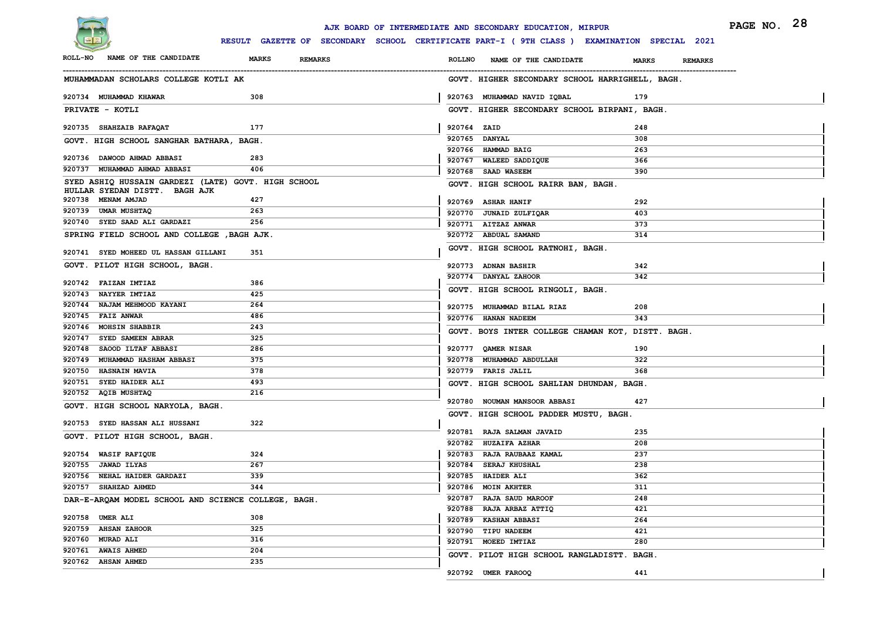# AJK BOARD OF INTERMEDIATE AND SECONDARY EDUCATION, MIRPUR

**RESULT GAZETTE OF SECONDARY SCHOOL CERTIFICATE PART-I ( 9TH CLASS ) EXAMINATION SPECIAL 2021**

| ROLL-NO | NAME OF THE CANDIDATE | MARKS | REMARKS |
|---|---|---|---|
| **MUHAMMADAN SCHOLARS COLLEGE KOTLI AK** | | | |
| 920734 | MUHAMMAD KHAWAR | 308 | |
| **PRIVATE - KOTLI** | | | |
| 920735 | SHAHZAIB RAFAQAT | 177 | |
| **GOVT. HIGH SCHOOL SANGHAR BATHARA, BAGH.** | | | |
| 920736 | DAWOOD AHMAD ABBASI | 283 | |
| 920737 | MUHAMMAD AHMAD ABBASI | 406 | |
| **SYED ASHIQ HUSSAIN GARDEZI (LATE) GOVT. HIGH SCHOOL HULLAR SYEDAN DISTT. BAGH AJK** | | | |
| 920738 | MENAM AMJAD | 427 | |
| 920739 | UMAR MUSHTAQ | 263 | |
| 920740 | SYED SAAD ALI GARDAZI | 256 | |
| **SPRING FIELD SCHOOL AND COLLEGE ,BAGH AJK.** | | | |
| 920741 | SYED MOHEED UL HASSAN GILLANI | 351 | |
| **GOVT. PILOT HIGH SCHOOL, BAGH.** | | | |
| 920742 | FAIZAN IMTIAZ | 386 | |
| 920743 | NAYYER IMTIAZ | 425 | |
| 920744 | NAJAM MEHMOOD KAYANI | 264 | |
| 920745 | FAIZ ANWAR | 486 | |
| 920746 | MOHSIN SHABBIR | 243 | |
| 920747 | SYED SAMEEN ABRAR | 325 | |
| 920748 | SAOOD ILTAF ABBASI | 286 | |
| 920749 | MUHAMMAD HASHAM ABBASI | 375 | |
| 920750 | HASNAIN MAVIA | 378 | |
| 920751 | SYED HAIDER ALI | 493 | |
| 920752 | AQIB MUSHTAQ | 216 | |
| **GOVT. HIGH SCHOOL NARYOLA, BAGH.** | | | |
| 920753 | SYED HASSAN ALI HUSSANI | 322 | |
| **GOVT. PILOT HIGH SCHOOL, BAGH.** | | | |
| 920754 | WASIF RAFIQUE | 324 | |
| 920755 | JAWAD ILYAS | 267 | |
| 920756 | NEHAL HAIDER GARDAZI | 339 | |
| 920757 | SHAHZAD AHMED | 344 | |
| **DAR-E-ARQAM MODEL SCHOOL AND SCIENCE COLLEGE, BAGH.** | | | |
| 920758 | UMER ALI | 308 | |
| 920759 | AHSAN ZAHOOR | 325 | |
| 920760 | MURAD ALI | 316 | |
| 920761 | AWAIS AHMED | 204 | |
| 920762 | AHSAN AHMED | 235 | |
| **GOVT. HIGHER SECONDARY SCHOOL HARRIGHELL, BAGH.** | | | |
| 920763 | MUHAMMAD NAVID IQBAL | 179 | |
| **GOVT. HIGHER SECONDARY SCHOOL BIRPANI, BAGH.** | | | |
| 920764 | ZAID | 248 | |
| 920765 | DANYAL | 308 | |
| 920766 | HAMMAD BAIG | 263 | |
| 920767 | WALEED SADDIQUE | 366 | |
| 920768 | SAAD WASEEM | 390 | |
| **GOVT. HIGH SCHOOL RAIRR BAN, BAGH.** | | | |
| 920769 | ASHAR HANIF | 292 | |
| 920770 | JUNAID ZULFIQAR | 403 | |
| 920771 | AITZAZ ANWAR | 373 | |
| 920772 | ABDUAL SAMAND | 314 | |
| **GOVT. HIGH SCHOOL RATNOHI, BAGH.** | | | |
| 920773 | ADNAN BASHIR | 342 | |
| 920774 | DANYAL ZAHOOR | 342 | |
| **GOVT. HIGH SCHOOL RINGOLI, BAGH.** | | | |
| 920775 | MUHAMMAD BILAL RIAZ | 208 | |
| 920776 | HANAN NADEEM | 343 | |
| **GOVT. BOYS INTER COLLEGE CHAMAN KOT, DISTT. BAGH.** | | | |
| 920777 | QAMER NISAR | 190 | |
| 920778 | MUHAMMAD ABDULLAH | 322 | |
| 920779 | FARIS JALIL | 368 | |
| **GOVT. HIGH SCHOOL SAHLIAN DHUNDAN, BAGH.** | | | |
| 920780 | NOUMAN MANSOOR ABBASI | 427 | |
| **GOVT. HIGH SCHOOL PADDER MUSTU, BAGH.** | | | |
| 920781 | RAJA SALMAN JAVAID | 235 | |
| 920782 | HUZAIFA AZHAR | 208 | |
| 920783 | RAJA RAUBAAZ KAMAL | 237 | |
| 920784 | SERAJ KHUSHAL | 238 | |
| 920785 | HAIDER ALI | 362 | |
| 920786 | MOIN AKHTER | 311 | |
| 920787 | RAJA SAUD MAROOF | 248 | |
| 920788 | RAJA ARBAZ ATTIQ | 421 | |
| 920789 | KASHAN ABBASI | 264 | |
| 920790 | TIPU NADEEM | 421 | |
| 920791 | MOEED IMTIAZ | 280 | |
| **GOVT. PILOT HIGH SCHOOL RANGLADISTT. BAGH.** | | | |
| 920792 | UMER FAROOQ | 441 | |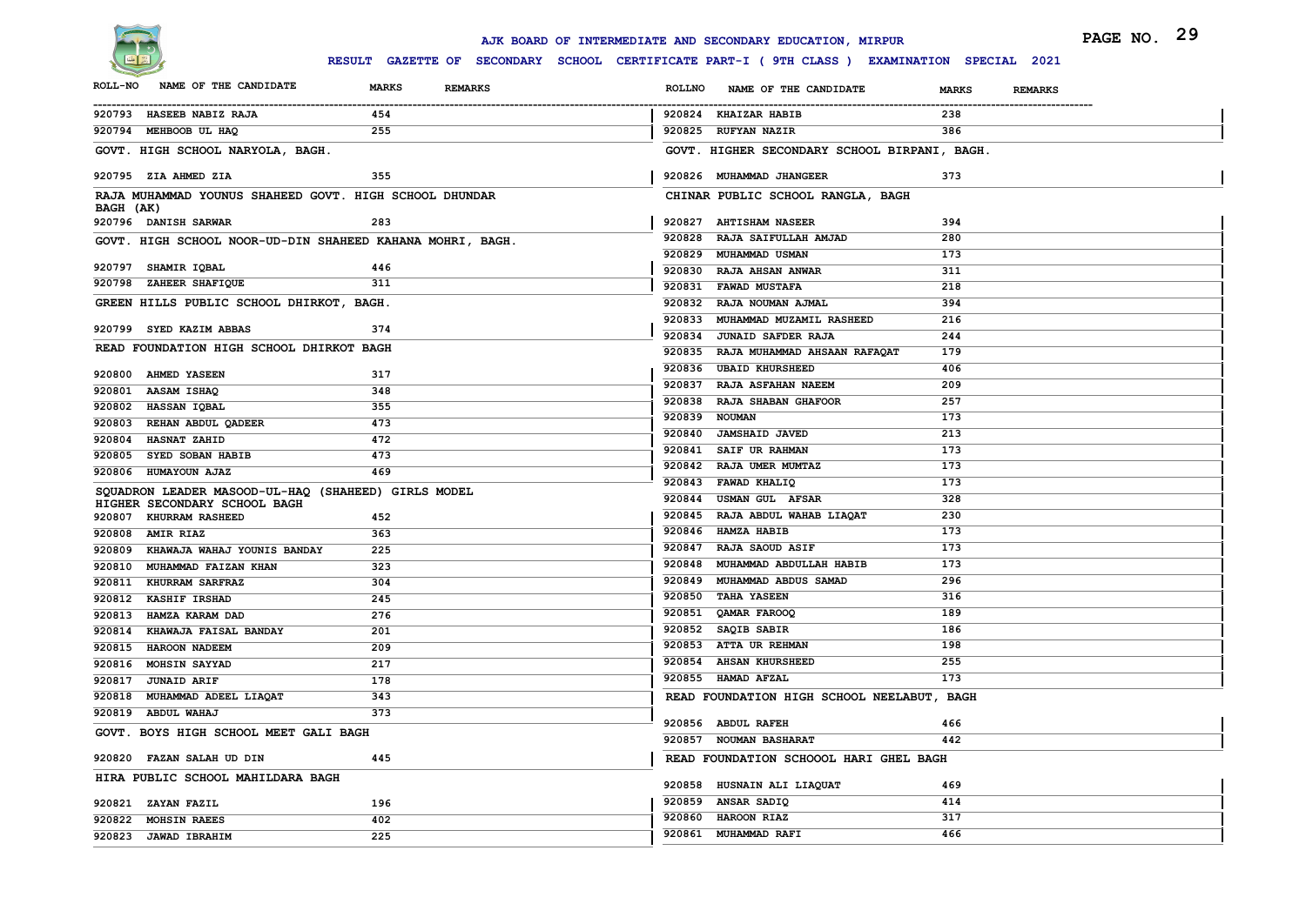# AJK BOARD OF INTERMEDIATE AND SECONDARY EDUCATION, MIRPUR

**RESULT GAZETTE OF SECONDARY SCHOOL CERTIFICATE PART-I ( 9TH CLASS ) EXAMINATION SPECIAL 2021**

| ROLL-NO | NAME OF THE CANDIDATE | MARKS | REMARKS |
|---|---|---|---|
| 920793 | HASEEB NABIZ RAJA | 454 | |
| 920794 | MEHBOOB UL HAQ | 255 | |

**GOVT. HIGH SCHOOL NARYOLA, BAGH.**

| ROLL-NO | NAME OF THE CANDIDATE | MARKS | REMARKS |
|---|---|---|---|
| 920795 | ZIA AHMED ZIA | 355 | |

**RAJA MUHAMMAD YOUNUS SHAHEED GOVT. HIGH SCHOOL DHUNDAR BAGH (AK)**

| ROLL-NO | NAME OF THE CANDIDATE | MARKS | REMARKS |
|---|---|---|---|
| 920796 | DANISH SARWAR | 283 | |

**GOVT. HIGH SCHOOL NOOR-UD-DIN SHAHEED KAHANA MOHRI, BAGH.**

| ROLL-NO | NAME OF THE CANDIDATE | MARKS | REMARKS |
|---|---|---|---|
| 920797 | SHAMIR IQBAL | 446 | |
| 920798 | ZAHEER SHAFIQUE | 311 | |

**GREEN HILLS PUBLIC SCHOOL DHIRKOT, BAGH.**

| ROLL-NO | NAME OF THE CANDIDATE | MARKS | REMARKS |
|---|---|---|---|
| 920799 | SYED KAZIM ABBAS | 374 | |

**READ FOUNDATION HIGH SCHOOL DHIRKOT BAGH**

| ROLL-NO | NAME OF THE CANDIDATE | MARKS | REMARKS |
|---|---|---|---|
| 920800 | AHMED YASEEN | 317 | |
| 920801 | AASAM ISHAQ | 348 | |
| 920802 | HASSAN IQBAL | 355 | |
| 920803 | REHAN ABDUL QADEER | 473 | |
| 920804 | HASNAT ZAHID | 472 | |
| 920805 | SYED SOBAN HABIB | 473 | |
| 920806 | HUMAYOUN AJAZ | 469 | |

**SQUADRON LEADER MASOOD-UL-HAQ (SHAHEED) GIRLS MODEL HIGHER SECONDARY SCHOOL BAGH**

| ROLL-NO | NAME OF THE CANDIDATE | MARKS | REMARKS |
|---|---|---|---|
| 920807 | KHURRAM RASHEED | 452 | |
| 920808 | AMIR RIAZ | 363 | |
| 920809 | KHAWAJA WAHAJ YOUNIS BANDAY | 225 | |
| 920810 | MUHAMMAD FAIZAN KHAN | 323 | |
| 920811 | KHURRAM SARFRAZ | 304 | |
| 920812 | KASHIF IRSHAD | 245 | |
| 920813 | HAMZA KARAM DAD | 276 | |
| 920814 | KHAWAJA FAISAL BANDAY | 201 | |
| 920815 | HAROON NADEEM | 209 | |
| 920816 | MOHSIN SAYYAD | 217 | |
| 920817 | JUNAID ARIF | 178 | |
| 920818 | MUHAMMAD ADEEL LIAQAT | 343 | |
| 920819 | ABDUL WAHAJ | 373 | |

**GOVT. BOYS HIGH SCHOOL MEET GALI BAGH**

| ROLL-NO | NAME OF THE CANDIDATE | MARKS | REMARKS |
|---|---|---|---|
| 920820 | FAZAN SALAH UD DIN | 445 | |

**HIRA PUBLIC SCHOOL MAHILDARA BAGH**

| ROLL-NO | NAME OF THE CANDIDATE | MARKS | REMARKS |
|---|---|---|---|
| 920821 | ZAYAN FAZIL | 196 | |
| 920822 | MOHSIN RAEES | 402 | |
| 920823 | JAWAD IBRAHIM | 225 | |
| 920824 | KHAIZAR HABIB | 238 | |
| 920825 | RUFYAN NAZIR | 386 | |

**GOVT. HIGHER SECONDARY SCHOOL BIRPANI, BAGH.**

| ROLL-NO | NAME OF THE CANDIDATE | MARKS | REMARKS |
|---|---|---|---|
| 920826 | MUHAMMAD JHANGEER | 373 | |

**CHINAR PUBLIC SCHOOL RANGLA, BAGH**

| ROLL-NO | NAME OF THE CANDIDATE | MARKS | REMARKS |
|---|---|---|---|
| 920827 | AHTISHAM NASEER | 394 | |
| 920828 | RAJA SAIFULLAH AMJAD | 280 | |
| 920829 | MUHAMMAD USMAN | 173 | |
| 920830 | RAJA AHSAN ANWAR | 311 | |
| 920831 | FAWAD MUSTAFA | 218 | |
| 920832 | RAJA NOUMAN AJMAL | 394 | |
| 920833 | MUHAMMAD MUZAMIL RASHEED | 216 | |
| 920834 | JUNAID SAFDER RAJA | 244 | |
| 920835 | RAJA MUHAMMAD AHSAAN RAFAQAT | 179 | |
| 920836 | UBAID KHURSHEED | 406 | |
| 920837 | RAJA ASFAHAN NAEEM | 209 | |
| 920838 | RAJA SHABAN GHAFOOR | 257 | |
| 920839 | NOUMAN | 173 | |
| 920840 | JAMSHAID JAVED | 213 | |
| 920841 | SAIF UR RAHMAN | 173 | |
| 920842 | RAJA UMER MUMTAZ | 173 | |
| 920843 | FAWAD KHALIQ | 173 | |
| 920844 | USMAN GUL AFSAR | 328 | |
| 920845 | RAJA ABDUL WAHAB LIAQAT | 230 | |
| 920846 | HAMZA HABIB | 173 | |
| 920847 | RAJA SAOUD ASIF | 173 | |
| 920848 | MUHAMMAD ABDULLAH HABIB | 173 | |
| 920849 | MUHAMMAD ABDUS SAMAD | 296 | |
| 920850 | TAHA YASEEN | 316 | |
| 920851 | QAMAR FAROOQ | 189 | |
| 920852 | SAQIB SABIR | 186 | |
| 920853 | ATTA UR REHMAN | 198 | |
| 920854 | AHSAN KHURSHEED | 255 | |
| 920855 | HAMAD AFZAL | 173 | |

**READ FOUNDATION HIGH SCHOOL NEELABUT, BAGH**

| ROLL-NO | NAME OF THE CANDIDATE | MARKS | REMARKS |
|---|---|---|---|
| 920856 | ABDUL RAFEH | 466 | |
| 920857 | NOUMAN BASHARAT | 442 | |

**READ FOUNDATION SCHOOOL HARI GHEL BAGH**

| ROLL-NO | NAME OF THE CANDIDATE | MARKS | REMARKS |
|---|---|---|---|
| 920858 | HUSNAIN ALI LIAQUAT | 469 | |
| 920859 | ANSAR SADIQ | 414 | |
| 920860 | HAROON RIAZ | 317 | |
| 920861 | MUHAMMAD RAFI | 466 | |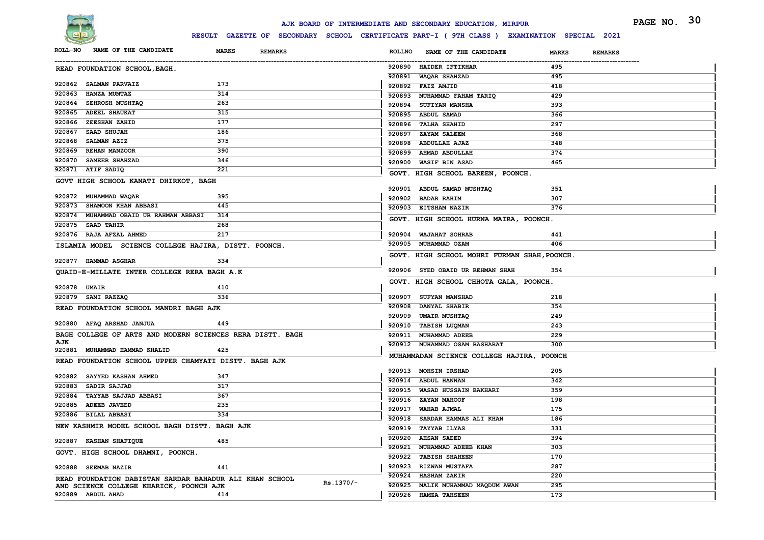# AJK BOARD OF INTERMEDIATE AND SECONDARY EDUCATION, MIRPUR

## RESULT GAZETTE OF SECONDARY SCHOOL CERTIFICATE PART-I ( 9TH CLASS ) EXAMINATION SPECIAL 2021

| ROLL-NO | NAME OF THE CANDIDATE | MARKS | REMARKS |
|---|---|---|---|
| **READ FOUNDATION SCHOOL,BAGH.** | | | |
| 920862 | SALMAN PARVAIZ | 173 | |
| 920863 | HAMZA MUMTAZ | 314 | |
| 920864 | SEHROSH MUSHTAQ | 263 | |
| 920865 | ADEEL SHAUKAT | 315 | |
| 920866 | ZEESHAN ZAHID | 177 | |
| 920867 | SAAD SHUJAH | 186 | |
| 920868 | SALMAN AZIZ | 375 | |
| 920869 | REHAN MANZOOR | 390 | |
| 920870 | SAMEER SHAHZAD | 346 | |
| 920871 | ATIF SADIQ | 221 | |
| **GOVT HIGH SCHOOL KANATI DHIRKOT, BAGH** | | | |
| 920872 | MUHAMMAD WAQAR | 395 | |
| 920873 | SHAMOON KHAN ABBASI | 445 | |
| 920874 | MUHAMMAD OBAID UR RAHMAN ABBASI | 314 | |
| 920875 | SAAD TAHIR | 268 | |
| 920876 | RAJA AFZAL AHMED | 217 | |
| **ISLAMIA MODEL SCIENCE COLLEGE HAJIRA, DISTT. POONCH.** | | | |
| 920877 | HAMMAD ASGHAR | 334 | |
| **QUAID-E-MILLATE INTER COLLEGE RERA BAGH A.K** | | | |
| 920878 | UMAIR | 410 | |
| 920879 | SAMI RAZZAQ | 336 | |
| **READ FOUNDATION SCHOOL MANDRI BAGH AJK** | | | |
| 920880 | AFAQ ARSHAD JANJUA | 449 | |
| **BAGH COLLEGE OF ARTS AND MODERN SCIENCES RERA DISTT. BAGH AJK** | | | |
| 920881 | MUHAMMAD HAMMAD KHALID | 425 | |
| **READ FOUNDATION SCHOOL UPPER CHAMYATI DISTT. BAGH AJK** | | | |
| 920882 | SAYYED KASHAN AHMED | 347 | |
| 920883 | SADIR SAJJAD | 317 | |
| 920884 | TAYYAB SAJJAD ABBASI | 367 | |
| 920885 | ADEEB JAVEED | 235 | |
| 920886 | BILAL ABBASI | 334 | |
| **NEW KASHMIR MODEL SCHOOL BAGH DISTT. BAGH AJK** | | | |
| 920887 | KASHAN SHAFIQUE | 485 | |
| **GOVT. HIGH SCHOOL DHAMNI, POONCH.** | | | |
| 920888 | SEEMAB NAZIR | 441 | |
| **READ FOUNDATION DABISTAN SARDAR BAHADUR ALI KHAN SCHOOL AND SCIENCE COLLEGE KHARICK, POONCH AJK** | | | Rs.1370/- |
| 920889 | ABDUL AHAD | 414 | |
| 920890 | HAIDER IFTIKHAR | 495 | |
| 920891 | WAQAR SHAHZAD | 495 | |
| 920892 | FAIZ AMJID | 418 | |
| 920893 | MUHAMMAD FAHAM TARIQ | 429 | |
| 920894 | SUFIYAN MANSHA | 393 | |
| 920895 | ABDUL SAMAD | 366 | |
| 920896 | TALHA SHAHID | 297 | |
| 920897 | ZAYAM SALEEM | 368 | |
| 920898 | ABDULLAH AJAZ | 348 | |
| 920899 | AHMAD ABDULLAH | 374 | |
| 920900 | WASIF BIN ASAD | 465 | |
| **GOVT. HIGH SCHOOL BAREEN, POONCH.** | | | |
| 920901 | ABDUL SAMAD MUSHTAQ | 351 | |
| 920902 | BADAR RAHIM | 307 | |
| 920903 | EITSHAM NAZIR | 376 | |
| **GOVT. HIGH SCHOOL HURNA MAIRA, POONCH.** | | | |
| 920904 | WAJAHAT SOHRAB | 441 | |
| 920905 | MUHAMMAD OZAM | 406 | |
| **GOVT. HIGH SCHOOL MOHRI FURMAN SHAH,POONCH.** | | | |
| 920906 | SYED OBAID UR REHMAN SHAH | 354 | |
| **GOVT. HIGH SCHOOL CHHOTA GALA, POONCH.** | | | |
| 920907 | SUFYAN MANSHAD | 218 | |
| 920908 | DANYAL SHABIR | 354 | |
| 920909 | UMAIR MUSHTAQ | 249 | |
| 920910 | TABISH LUQMAN | 243 | |
| 920911 | MUHAMMAD ADEEB | 229 | |
| 920912 | MUHAMMAD OSAM BASHARAT | 300 | |
| **MUHAMMADAN SCIENCE COLLEGE HAJIRA, POONCH** | | | |
| 920913 | MOHSIN IRSHAD | 205 | |
| 920914 | ABDUL HANNAN | 342 | |
| 920915 | WASAD HUSSAIN BAKHARI | 359 | |
| 920916 | ZAYAN MAHOOF | 198 | |
| 920917 | WAHAB AJMAL | 175 | |
| 920918 | SARDAR HAMMAS ALI KHAN | 186 | |
| 920919 | TAYYAB ILYAS | 331 | |
| 920920 | AHSAN SAEED | 394 | |
| 920921 | MUHAMMAD ADEEB KHAN | 303 | |
| 920922 | TABISH SHAHEEN | 170 | |
| 920923 | RIZWAN MUSTAFA | 287 | |
| 920924 | HASHAM ZAKIR | 220 | |
| 920925 | MALIK MUHAMMAD MAQDUM AWAN | 295 | |
| 920926 | HAMZA TAHSEEN | 173 | |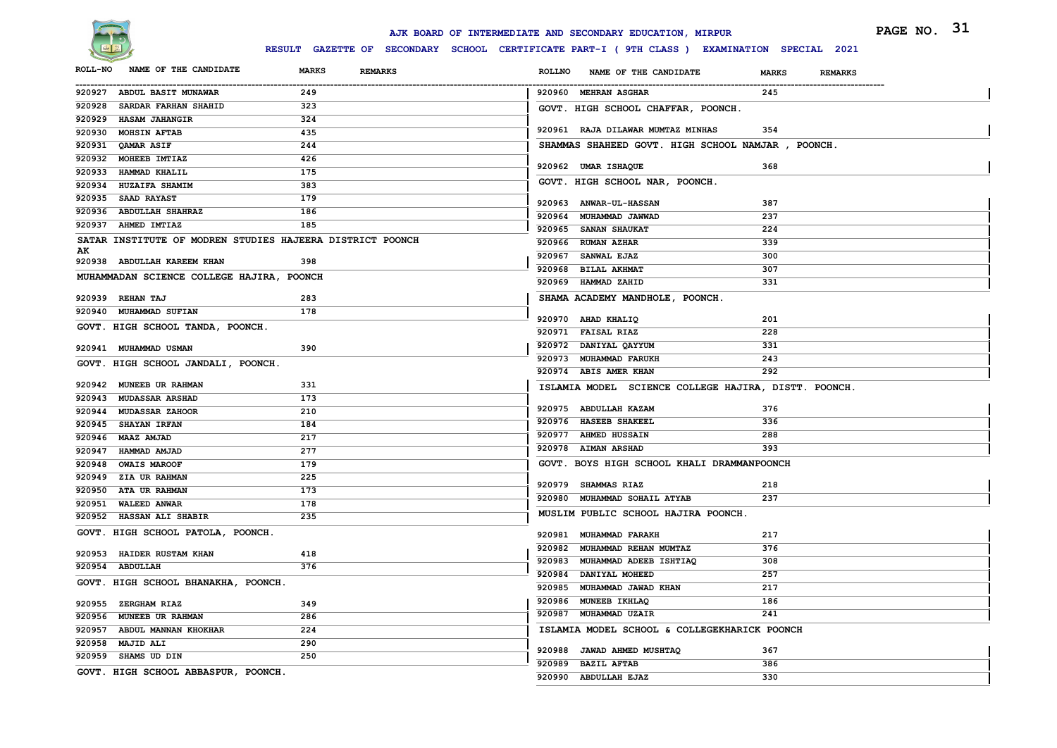# AJK BOARD OF INTERMEDIATE AND SECONDARY EDUCATION, MIRPUR

**RESULT GAZETTE OF SECONDARY SCHOOL CERTIFICATE PART-I ( 9TH CLASS ) EXAMINATION SPECIAL 2021**

| ROLL-NO | NAME OF THE CANDIDATE | MARKS | REMARKS |
|---|---|---|---|
| 920927 | ABDUL BASIT MUNAWAR | 249 | |
| 920928 | SARDAR FARHAN SHAHID | 323 | |
| 920929 | HASAM JAHANGIR | 324 | |
| 920930 | MOHSIN AFTAB | 435 | |
| 920931 | QAMAR ASIF | 244 | |
| 920932 | MOHEEB IMTIAZ | 426 | |
| 920933 | HAMMAD KHALIL | 175 | |
| 920934 | HUZAIFA SHAMIM | 383 | |
| 920935 | SAAD RAYAST | 179 | |
| 920936 | ABDULLAH SHAHRAZ | 186 | |
| 920937 | AHMED IMTIAZ | 185 | |

**SATAR INSTITUTE OF MODREN STUDIES HAJEERA DISTRICT POONCH AK**

| ROLL-NO | NAME OF THE CANDIDATE | MARKS | REMARKS |
|---|---|---|---|
| 920938 | ABDULLAH KAREEM KHAN | 398 | |

**MUHAMMADAN SCIENCE COLLEGE HAJIRA, POONCH**

| ROLL-NO | NAME OF THE CANDIDATE | MARKS | REMARKS |
|---|---|---|---|
| 920939 | REHAN TAJ | 283 | |
| 920940 | MUHAMMAD SUFIAN | 178 | |

**GOVT. HIGH SCHOOL TANDA, POONCH.**

| ROLL-NO | NAME OF THE CANDIDATE | MARKS | REMARKS |
|---|---|---|---|
| 920941 | MUHAMMAD USMAN | 390 | |

**GOVT. HIGH SCHOOL JANDALI, POONCH.**

| ROLL-NO | NAME OF THE CANDIDATE | MARKS | REMARKS |
|---|---|---|---|
| 920942 | MUNEEB UR RAHMAN | 331 | |
| 920943 | MUDASSAR ARSHAD | 173 | |
| 920944 | MUDASSAR ZAHOOR | 210 | |
| 920945 | SHAYAN IRFAN | 184 | |
| 920946 | MAAZ AMJAD | 217 | |
| 920947 | HAMMAD AMJAD | 277 | |
| 920948 | OWAIS MAROOF | 179 | |
| 920949 | ZIA UR RAHMAN | 225 | |
| 920950 | ATA UR RAHMAN | 173 | |
| 920951 | WALEED ANWAR | 178 | |
| 920952 | HASSAN ALI SHABIR | 235 | |

**GOVT. HIGH SCHOOL PATOLA, POONCH.**

| ROLL-NO | NAME OF THE CANDIDATE | MARKS | REMARKS |
|---|---|---|---|
| 920953 | HAIDER RUSTAM KHAN | 418 | |
| 920954 | ABDULLAH | 376 | |

**GOVT. HIGH SCHOOL BHANAKHA, POONCH.**

| ROLL-NO | NAME OF THE CANDIDATE | MARKS | REMARKS |
|---|---|---|---|
| 920955 | ZERGHAM RIAZ | 349 | |
| 920956 | MUNEEB UR RAHMAN | 286 | |
| 920957 | ABDUL MANNAN KHOKHAR | 224 | |
| 920958 | MAJID ALI | 290 | |
| 920959 | SHAMS UD DIN | 250 | |

**GOVT. HIGH SCHOOL ABBASPUR, POONCH.**

| ROLL-NO | NAME OF THE CANDIDATE | MARKS | REMARKS |
|---|---|---|---|
| 920960 | MEHRAN ASGHAR | 245 | |

**GOVT. HIGH SCHOOL CHAFFAR, POONCH.**

| ROLL-NO | NAME OF THE CANDIDATE | MARKS | REMARKS |
|---|---|---|---|
| 920961 | RAJA DILAWAR MUMTAZ MINHAS | 354 | |

**SHAMMAS SHAHEED GOVT. HIGH SCHOOL NAMJAR , POONCH.**

| ROLL-NO | NAME OF THE CANDIDATE | MARKS | REMARKS |
|---|---|---|---|
| 920962 | UMAR ISHAQUE | 368 | |

**GOVT. HIGH SCHOOL NAR, POONCH.**

| ROLL-NO | NAME OF THE CANDIDATE | MARKS | REMARKS |
|---|---|---|---|
| 920963 | ANWAR-UL-HASSAN | 387 | |
| 920964 | MUHAMMAD JAWWAD | 237 | |
| 920965 | SANAN SHAUKAT | 224 | |
| 920966 | RUMAN AZHAR | 339 | |
| 920967 | SANWAL EJAZ | 300 | |
| 920968 | BILAL AKHMAT | 307 | |
| 920969 | HAMMAD ZAHID | 331 | |

**SHAMA ACADEMY MANDHOLE, POONCH.**

| ROLL-NO | NAME OF THE CANDIDATE | MARKS | REMARKS |
|---|---|---|---|
| 920970 | AHAD KHALIQ | 201 | |
| 920971 | FAISAL RIAZ | 228 | |
| 920972 | DANIYAL QAYYUM | 331 | |
| 920973 | MUHAMMAD FARUKH | 243 | |
| 920974 | ABIS AMER KHAN | 292 | |

**ISLAMIA MODEL SCIENCE COLLEGE HAJIRA, DISTT. POONCH.**

| ROLL-NO | NAME OF THE CANDIDATE | MARKS | REMARKS |
|---|---|---|---|
| 920975 | ABDULLAH KAZAM | 376 | |
| 920976 | HASEEB SHAKEEL | 336 | |
| 920977 | AHMED HUSSAIN | 288 | |
| 920978 | AIMAN ARSHAD | 393 | |

**GOVT. BOYS HIGH SCHOOL KHALI DRAMMANPOONCH**

| ROLL-NO | NAME OF THE CANDIDATE | MARKS | REMARKS |
|---|---|---|---|
| 920979 | SHAMMAS RIAZ | 218 | |
| 920980 | MUHAMMAD SOHAIL ATYAB | 237 | |

**MUSLIM PUBLIC SCHOOL HAJIRA POONCH.**

| ROLL-NO | NAME OF THE CANDIDATE | MARKS | REMARKS |
|---|---|---|---|
| 920981 | MUHAMMAD FARAKH | 217 | |
| 920982 | MUHAMMAD REHAN MUMTAZ | 376 | |
| 920983 | MUHAMMAD ADEEB ISHTIAQ | 308 | |
| 920984 | DANIYAL MOHEED | 257 | |
| 920985 | MUHAMMAD JAWAD KHAN | 217 | |
| 920986 | MUNEEB IKHLAQ | 186 | |
| 920987 | MUHAMMAD UZAIR | 241 | |

**ISLAMIA MODEL SCHOOL & COLLEGEKHARICK POONCH**

| ROLL-NO | NAME OF THE CANDIDATE | MARKS | REMARKS |
|---|---|---|---|
| 920988 | JAWAD AHMED MUSHTAQ | 367 | |
| 920989 | BAZIL AFTAB | 386 | |
| 920990 | ABDULLAH EJAZ | 330 | |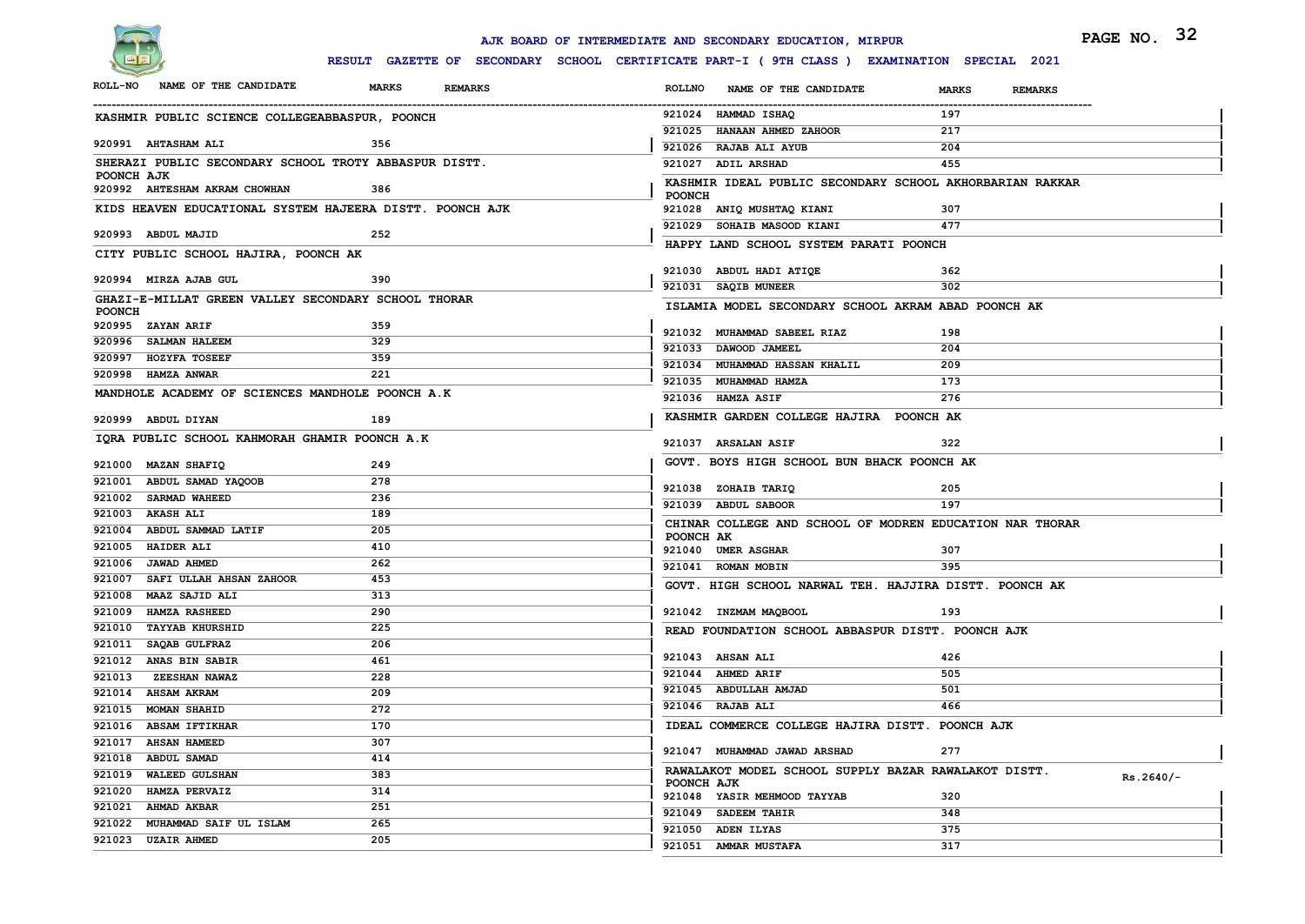# AJK BOARD OF INTERMEDIATE AND SECONDARY EDUCATION, MIRPUR

**RESULT GAZETTE OF SECONDARY SCHOOL CERTIFICATE PART-I ( 9TH CLASS ) EXAMINATION SPECIAL 2021**

| ROLL-NO | NAME OF THE CANDIDATE | MARKS | REMARKS |
|---|---|---|---|
| **KASHMIR PUBLIC SCIENCE COLLEGEABBASPUR, POONCH** | | | |
| 920991 | AHTASHAM ALI | 356 | |
| **SHERAZI PUBLIC SECONDARY SCHOOL TROTY ABBASPUR DISTT. POONCH AJK** | | | |
| 920992 | AHTESHAM AKRAM CHOWHAN | 386 | |
| **KIDS HEAVEN EDUCATIONAL SYSTEM HAJEERA DISTT. POONCH AJK** | | | |
| 920993 | ABDUL MAJID | 252 | |
| **CITY PUBLIC SCHOOL HAJIRA, POONCH AK** | | | |
| 920994 | MIRZA AJAB GUL | 390 | |
| **GHAZI-E-MILLAT GREEN VALLEY SECONDARY SCHOOL THORAR POONCH** | | | |
| 920995 | ZAYAN ARIF | 359 | |
| 920996 | SALMAN HALEEM | 329 | |
| 920997 | HOZYFA TOSEEF | 359 | |
| 920998 | HAMZA ANWAR | 221 | |
| **MANDHOLE ACADEMY OF SCIENCES MANDHOLE POONCH A.K** | | | |
| 920999 | ABDUL DIYAN | 189 | |
| **IQRA PUBLIC SCHOOL KAHMORAH GHAMIR POONCH A.K** | | | |
| 921000 | MAZAN SHAFIQ | 249 | |
| 921001 | ABDUL SAMAD YAQOOB | 278 | |
| 921002 | SARMAD WAHEED | 236 | |
| 921003 | AKASH ALI | 189 | |
| 921004 | ABDUL SAMMAD LATIF | 205 | |
| 921005 | HAIDER ALI | 410 | |
| 921006 | JAWAD AHMED | 262 | |
| 921007 | SAFI ULLAH AHSAN ZAHOOR | 453 | |
| 921008 | MAAZ SAJID ALI | 313 | |
| 921009 | HAMZA RASHEED | 290 | |
| 921010 | TAYYAB KHURSHID | 225 | |
| 921011 | SAQAB GULFRAZ | 206 | |
| 921012 | ANAS BIN SABIR | 461 | |
| 921013 | ZEESHAN NAWAZ | 228 | |
| 921014 | AHSAM AKRAM | 209 | |
| 921015 | MOMAN SHAHID | 272 | |
| 921016 | ABSAM IFTIKHAR | 170 | |
| 921017 | AHSAN HAMEED | 307 | |
| 921018 | ABDUL SAMAD | 414 | |
| 921019 | WALEED GULSHAN | 383 | |
| 921020 | HAMZA PERVAIZ | 314 | |
| 921021 | AHMAD AKBAR | 251 | |
| 921022 | MUHAMMAD SAIF UL ISLAM | 265 | |
| 921023 | UZAIR AHMED | 205 | |
| 921024 | HAMMAD ISHAQ | 197 | |
| 921025 | HANAAN AHMED ZAHOOR | 217 | |
| 921026 | RAJAB ALI AYUB | 204 | |
| 921027 | ADIL ARSHAD | 455 | |
| **KASHMIR IDEAL PUBLIC SECONDARY SCHOOL AKHORBARIAN RAKKAR POONCH** | | | |
| 921028 | ANIQ MUSHTAQ KIANI | 307 | |
| 921029 | SOHAIB MASOOD KIANI | 477 | |
| **HAPPY LAND SCHOOL SYSTEM PARATI POONCH** | | | |
| 921030 | ABDUL HADI ATIQE | 362 | |
| 921031 | SAQIB MUNEER | 302 | |
| **ISLAMIA MODEL SECONDARY SCHOOL AKRAM ABAD POONCH AK** | | | |
| 921032 | MUHAMMAD SABEEL RIAZ | 198 | |
| 921033 | DAWOOD JAMEEL | 204 | |
| 921034 | MUHAMMAD HASSAN KHALIL | 209 | |
| 921035 | MUHAMMAD HAMZA | 173 | |
| 921036 | HAMZA ASIF | 276 | |
| **KASHMIR GARDEN COLLEGE HAJIRA POONCH AK** | | | |
| 921037 | ARSALAN ASIF | 322 | |
| **GOVT. BOYS HIGH SCHOOL BUN BHACK POONCH AK** | | | |
| 921038 | ZOHAIB TARIQ | 205 | |
| 921039 | ABDUL SABOOR | 197 | |
| **CHINAR COLLEGE AND SCHOOL OF MODREN EDUCATION NAR THORAR POONCH AK** | | | |
| 921040 | UMER ASGHAR | 307 | |
| 921041 | ROMAN MOBIN | 395 | |
| **GOVT. HIGH SCHOOL NARWAL TEH. HAJJIRA DISTT. POONCH AK** | | | |
| 921042 | INZMAM MAQBOOL | 193 | |
| **READ FOUNDATION SCHOOL ABBASPUR DISTT. POONCH AJK** | | | |
| 921043 | AHSAN ALI | 426 | |
| 921044 | AHMED ARIF | 505 | |
| 921045 | ABDULLAH AMJAD | 501 | |
| 921046 | RAJAB ALI | 466 | |
| **IDEAL COMMERCE COLLEGE HAJIRA DISTT. POONCH AJK** | | | |
| 921047 | MUHAMMAD JAWAD ARSHAD | 277 | |
| **RAWALAKOT MODEL SCHOOL SUPPLY BAZAR RAWALAKOT DISTT. POONCH AJK** | | | Rs.2640/- |
| 921048 | YASIR MEHMOOD TAYYAB | 320 | |
| 921049 | SADEEM TAHIR | 348 | |
| 921050 | ADEN ILYAS | 375 | |
| 921051 | AMMAR MUSTAFA | 317 | |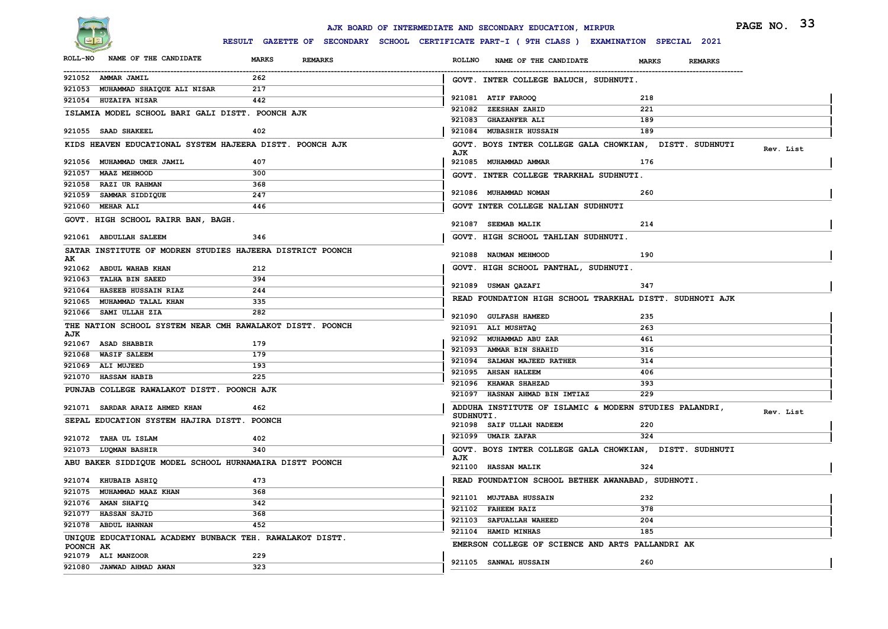# AJK BOARD OF INTERMEDIATE AND SECONDARY EDUCATION, MIRPUR

## RESULT GAZETTE OF SECONDARY SCHOOL CERTIFICATE PART-I ( 9TH CLASS ) EXAMINATION SPECIAL 2021

| ROLL-NO | NAME OF THE CANDIDATE | MARKS | REMARKS |
|---|---|---|---|
| 921052 | AMMAR JAMIL | 262 | |
| 921053 | MUHAMMAD SHAIQUE ALI NISAR | 217 | |
| 921054 | HUZAIFA NISAR | 442 | |

**ISLAMIA MODEL SCHOOL BARI GALI DISTT. POONCH AJK**

| ROLL-NO | NAME OF THE CANDIDATE | MARKS | REMARKS |
|---|---|---|---|
| 921055 | SAAD SHAKEEL | 402 | |

**KIDS HEAVEN EDUCATIONAL SYSTEM HAJEERA DISTT. POONCH AJK**

| ROLL-NO | NAME OF THE CANDIDATE | MARKS | REMARKS |
|---|---|---|---|
| 921056 | MUHAMMAD UMER JAMIL | 407 | |
| 921057 | MAAZ MEHMOOD | 300 | |
| 921058 | RAZI UR RAHMAN | 368 | |
| 921059 | SAMMAR SIDDIQUE | 247 | |
| 921060 | MEHAR ALI | 446 | |

**GOVT. HIGH SCHOOL RAIRR BAN, BAGH.**

| ROLL-NO | NAME OF THE CANDIDATE | MARKS | REMARKS |
|---|---|---|---|
| 921061 | ABDULLAH SALEEM | 346 | |

**SATAR INSTITUTE OF MODREN STUDIES HAJEERA DISTRICT POONCH AK**

| ROLL-NO | NAME OF THE CANDIDATE | MARKS | REMARKS |
|---|---|---|---|
| 921062 | ABDUL WAHAB KHAN | 212 | |
| 921063 | TALHA BIN SAEED | 394 | |
| 921064 | HASEEB HUSSAIN RIAZ | 244 | |
| 921065 | MUHAMMAD TALAL KHAN | 335 | |
| 921066 | SAMI ULLAH ZIA | 282 | |

**THE NATION SCHOOL SYSTEM NEAR CMH RAWALAKOT DISTT. POONCH AJK**

| ROLL-NO | NAME OF THE CANDIDATE | MARKS | REMARKS |
|---|---|---|---|
| 921067 | ASAD SHABBIR | 179 | |
| 921068 | WASIF SALEEM | 179 | |
| 921069 | ALI MUJEED | 193 | |
| 921070 | HASSAM HABIB | 225 | |

**PUNJAB COLLEGE RAWALAKOT DISTT. POONCH AJK**

| ROLL-NO | NAME OF THE CANDIDATE | MARKS | REMARKS |
|---|---|---|---|
| 921071 | SARDAR ARAIZ AHMED KHAN | 462 | |

**SEPAL EDUCATION SYSTEM HAJIRA DISTT. POONCH**

| ROLL-NO | NAME OF THE CANDIDATE | MARKS | REMARKS |
|---|---|---|---|
| 921072 | TAHA UL ISLAM | 402 | |
| 921073 | LUQMAN BASHIR | 340 | |

**ABU BAKER SIDDIQUE MODEL SCHOOL HURNAMAIRA DISTT POONCH**

| ROLL-NO | NAME OF THE CANDIDATE | MARKS | REMARKS |
|---|---|---|---|
| 921074 | KHUBAIB ASHIQ | 473 | |
| 921075 | MUHAMMAD MAAZ KHAN | 368 | |
| 921076 | AMAN SHAFIQ | 342 | |
| 921077 | HASSAN SAJID | 368 | |
| 921078 | ABDUL HANNAN | 452 | |

**UNIQUE EDUCATIONAL ACADEMY BUNBACK TEH. RAWALAKOT DISTT. POONCH AK**

| ROLL-NO | NAME OF THE CANDIDATE | MARKS | REMARKS |
|---|---|---|---|
| 921079 | ALI MANZOOR | 229 | |
| 921080 | JAWWAD AHMAD AWAN | 323 | |

**GOVT. INTER COLLEGE BALUCH, SUDHNUTI.**

| ROLL-NO | NAME OF THE CANDIDATE | MARKS | REMARKS |
|---|---|---|---|
| 921081 | ATIF FAROOQ | 218 | |
| 921082 | ZEESHAN ZAHID | 221 | |
| 921083 | GHAZANFER ALI | 189 | |
| 921084 | MUBASHIR HUSSAIN | 189 | |

**GOVT. BOYS INTER COLLEGE GALA CHOWKIAN, DISTT. SUDHNUTI AJK** — Rev. List

| ROLL-NO | NAME OF THE CANDIDATE | MARKS | REMARKS |
|---|---|---|---|
| 921085 | MUHAMMAD AMMAR | 176 | |

**GOVT. INTER COLLEGE TRARKHAL SUDHNUTI.**

| ROLL-NO | NAME OF THE CANDIDATE | MARKS | REMARKS |
|---|---|---|---|
| 921086 | MUHAMMAD NOMAN | 260 | |

**GOVT INTER COLLEGE NALIAN SUDHNUTI**

| ROLL-NO | NAME OF THE CANDIDATE | MARKS | REMARKS |
|---|---|---|---|
| 921087 | SEEMAB MALIK | 214 | |

**GOVT. HIGH SCHOOL TAHLIAN SUDHNUTI.**

| ROLL-NO | NAME OF THE CANDIDATE | MARKS | REMARKS |
|---|---|---|---|
| 921088 | NAUMAN MEHMOOD | 190 | |

**GOVT. HIGH SCHOOL PANTHAL, SUDHNUTI.**

| ROLL-NO | NAME OF THE CANDIDATE | MARKS | REMARKS |
|---|---|---|---|
| 921089 | USMAN QAZAFI | 347 | |

**READ FOUNDATION HIGH SCHOOL TRARKHAL DISTT. SUDHNOTI AJK**

| ROLL-NO | NAME OF THE CANDIDATE | MARKS | REMARKS |
|---|---|---|---|
| 921090 | GULFASH HAMEED | 235 | |
| 921091 | ALI MUSHTAQ | 263 | |
| 921092 | MUHAMMAD ABU ZAR | 461 | |
| 921093 | AMMAR BIN SHAHID | 316 | |
| 921094 | SALMAN MAJEED RATHER | 314 | |
| 921095 | AHSAN HALEEM | 406 | |
| 921096 | KHAWAR SHAHZAD | 393 | |
| 921097 | HASNAN AHMAD BIN IMTIAZ | 229 | |

**ADDUHA INSTITUTE OF ISLAMIC & MODERN STUDIES PALANDRI, SUDHNUTI.** — Rev. List

| ROLL-NO | NAME OF THE CANDIDATE | MARKS | REMARKS |
|---|---|---|---|
| 921098 | SAIF ULLAH NADEEM | 220 | |
| 921099 | UMAIR ZAFAR | 324 | |

**GOVT. BOYS INTER COLLEGE GALA CHOWKIAN, DISTT. SUDHNUTI AJK**

| ROLL-NO | NAME OF THE CANDIDATE | MARKS | REMARKS |
|---|---|---|---|
| 921100 | HASSAN MALIK | 324 | |

**READ FOUNDATION SCHOOL BETHEK AWANABAD, SUDHNOTI.**

| ROLL-NO | NAME OF THE CANDIDATE | MARKS | REMARKS |
|---|---|---|---|
| 921101 | MUJTABA HUSSAIN | 232 | |
| 921102 | FAHEEM RAIZ | 378 | |
| 921103 | SAFUALLAH WAHEED | 204 | |
| 921104 | HAMID MINHAS | 185 | |

**EMERSON COLLEGE OF SCIENCE AND ARTS PALLANDRI AK**

| ROLL-NO | NAME OF THE CANDIDATE | MARKS | REMARKS |
|---|---|---|---|
| 921105 | SANWAL HUSSAIN | 260 | |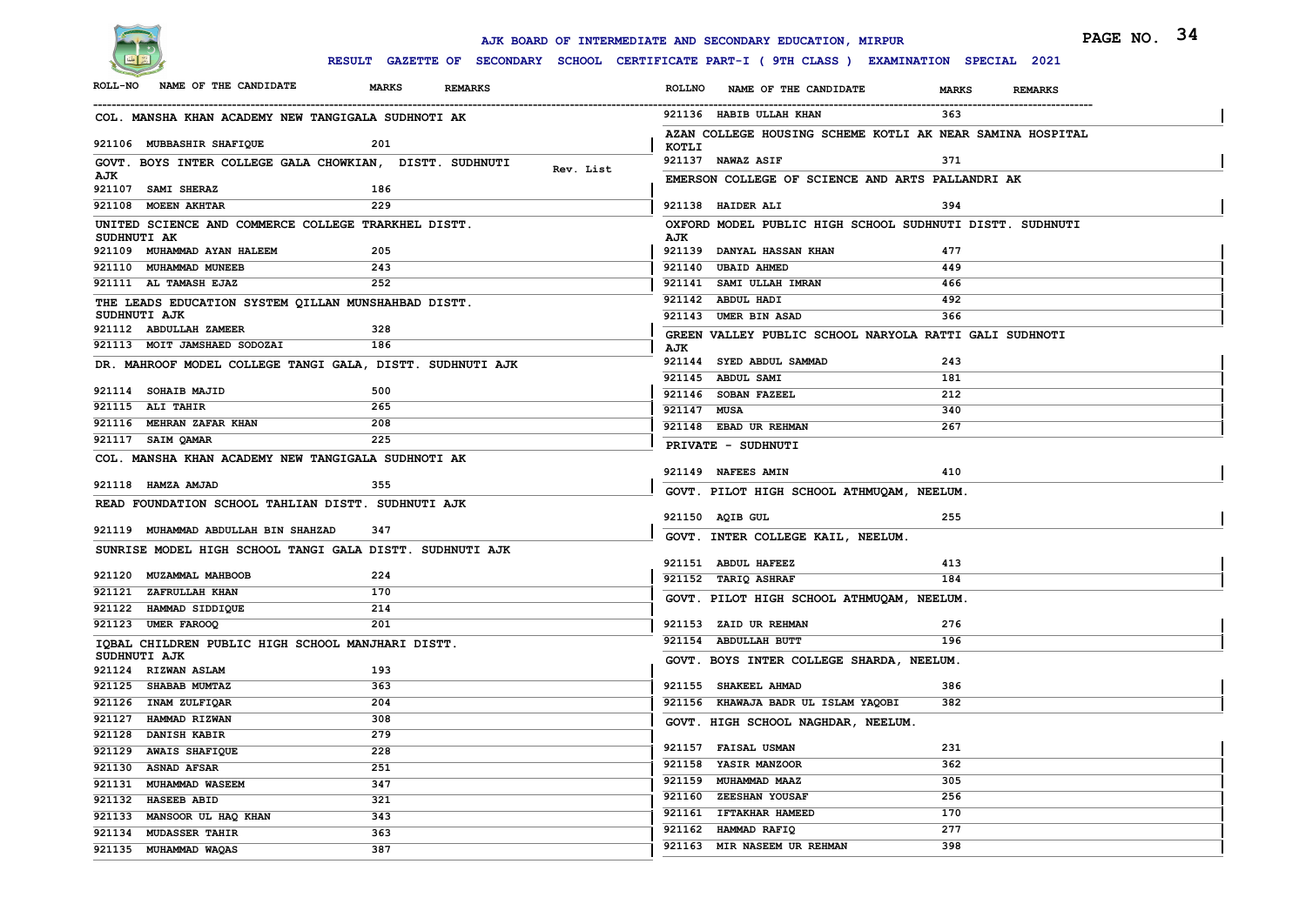# AJK BOARD OF INTERMEDIATE AND SECONDARY EDUCATION, MIRPUR

**RESULT GAZETTE OF SECONDARY SCHOOL CERTIFICATE PART-I ( 9TH CLASS ) EXAMINATION SPECIAL 2021**

| ROLL-NO | NAME OF THE CANDIDATE | MARKS | REMARKS |
|---|---|---|---|
| **COL. MANSHA KHAN ACADEMY NEW TANGIGALA SUDHNOTI AK** | | | |
| 921106 | MUBBASHIR SHAFIQUE | 201 | |
| **GOVT. BOYS INTER COLLEGE GALA CHOWKIAN, DISTT. SUDHNUTI AJK** | | | Rev. List |
| 921107 | SAMI SHERAZ | 186 | |
| 921108 | MOEEN AKHTAR | 229 | |
| **UNITED SCIENCE AND COMMERCE COLLEGE TRARKHEL DISTT. SUDHNUTI AK** | | | |
| 921109 | MUHAMMAD AYAN HALEEM | 205 | |
| 921110 | MUHAMMAD MUNEEB | 243 | |
| 921111 | AL TAMASH EJAZ | 252 | |
| **THE LEADS EDUCATION SYSTEM QILLAN MUNSHAHBAD DISTT. SUDHNUTI AJK** | | | |
| 921112 | ABDULLAH ZAMEER | 328 | |
| 921113 | MOIT JAMSHAED SODOZAI | 186 | |
| **DR. MAHROOF MODEL COLLEGE TANGI GALA, DISTT. SUDHNUTI AJK** | | | |
| 921114 | SOHAIB MAJID | 500 | |
| 921115 | ALI TAHIR | 265 | |
| 921116 | MEHRAN ZAFAR KHAN | 208 | |
| 921117 | SAIM QAMAR | 225 | |
| **COL. MANSHA KHAN ACADEMY NEW TANGIGALA SUDHNOTI AK** | | | |
| 921118 | HAMZA AMJAD | 355 | |
| **READ FOUNDATION SCHOOL TAHLIAN DISTT. SUDHNUTI AJK** | | | |
| 921119 | MUHAMMAD ABDULLAH BIN SHAHZAD | 347 | |
| **SUNRISE MODEL HIGH SCHOOL TANGI GALA DISTT. SUDHNUTI AJK** | | | |
| 921120 | MUZAMMAL MAHBOOB | 224 | |
| 921121 | ZAFRULLAH KHAN | 170 | |
| 921122 | HAMMAD SIDDIQUE | 214 | |
| 921123 | UMER FAROOQ | 201 | |
| **IQBAL CHILDREN PUBLIC HIGH SCHOOL MANJHARI DISTT. SUDHNUTI AJK** | | | |
| 921124 | RIZWAN ASLAM | 193 | |
| 921125 | SHABAB MUMTAZ | 363 | |
| 921126 | INAM ZULFIQAR | 204 | |
| 921127 | HAMMAD RIZWAN | 308 | |
| 921128 | DANISH KABIR | 279 | |
| 921129 | AWAIS SHAFIQUE | 228 | |
| 921130 | ASNAD AFSAR | 251 | |
| 921131 | MUHAMMAD WASEEM | 347 | |
| 921132 | HASEEB ABID | 321 | |
| 921133 | MANSOOR UL HAQ KHAN | 343 | |
| 921134 | MUDASSER TAHIR | 363 | |
| 921135 | MUHAMMAD WAQAS | 387 | |
| 921136 | HABIB ULLAH KHAN | 363 | |
| **AZAN COLLEGE HOUSING SCHEME KOTLI AK NEAR SAMINA HOSPITAL KOTLI** | | | |
| 921137 | NAWAZ ASIF | 371 | |
| **EMERSON COLLEGE OF SCIENCE AND ARTS PALLANDRI AK** | | | |
| 921138 | HAIDER ALI | 394 | |
| **OXFORD MODEL PUBLIC HIGH SCHOOL SUDHNUTI DISTT. SUDHNUTI AJK** | | | |
| 921139 | DANYAL HASSAN KHAN | 477 | |
| 921140 | UBAID AHMED | 449 | |
| 921141 | SAMI ULLAH IMRAN | 466 | |
| 921142 | ABDUL HADI | 492 | |
| 921143 | UMER BIN ASAD | 366 | |
| **GREEN VALLEY PUBLIC SCHOOL NARYOLA RATTI GALI SUDHNOTI AJK** | | | |
| 921144 | SYED ABDUL SAMMAD | 243 | |
| 921145 | ABDUL SAMI | 181 | |
| 921146 | SOBAN FAZEEL | 212 | |
| 921147 | MUSA | 340 | |
| 921148 | EBAD UR REHMAN | 267 | |
| **PRIVATE - SUDHNUTI** | | | |
| 921149 | NAFEES AMIN | 410 | |
| **GOVT. PILOT HIGH SCHOOL ATHMUQAM, NEELUM.** | | | |
| 921150 | AQIB GUL | 255 | |
| **GOVT. INTER COLLEGE KAIL, NEELUM.** | | | |
| 921151 | ABDUL HAFEEZ | 413 | |
| 921152 | TARIQ ASHRAF | 184 | |
| **GOVT. PILOT HIGH SCHOOL ATHMUQAM, NEELUM.** | | | |
| 921153 | ZAID UR REHMAN | 276 | |
| 921154 | ABDULLAH BUTT | 196 | |
| **GOVT. BOYS INTER COLLEGE SHARDA, NEELUM.** | | | |
| 921155 | SHAKEEL AHMAD | 386 | |
| 921156 | KHAWAJA BADR UL ISLAM YAQOBI | 382 | |
| **GOVT. HIGH SCHOOL NAGHDAR, NEELUM.** | | | |
| 921157 | FAISAL USMAN | 231 | |
| 921158 | YASIR MANZOOR | 362 | |
| 921159 | MUHAMMAD MAAZ | 305 | |
| 921160 | ZEESHAN YOUSAF | 256 | |
| 921161 | IFTAKHAR HAMEED | 170 | |
| 921162 | HAMMAD RAFIQ | 277 | |
| 921163 | MIR NASEEM UR REHMAN | 398 | |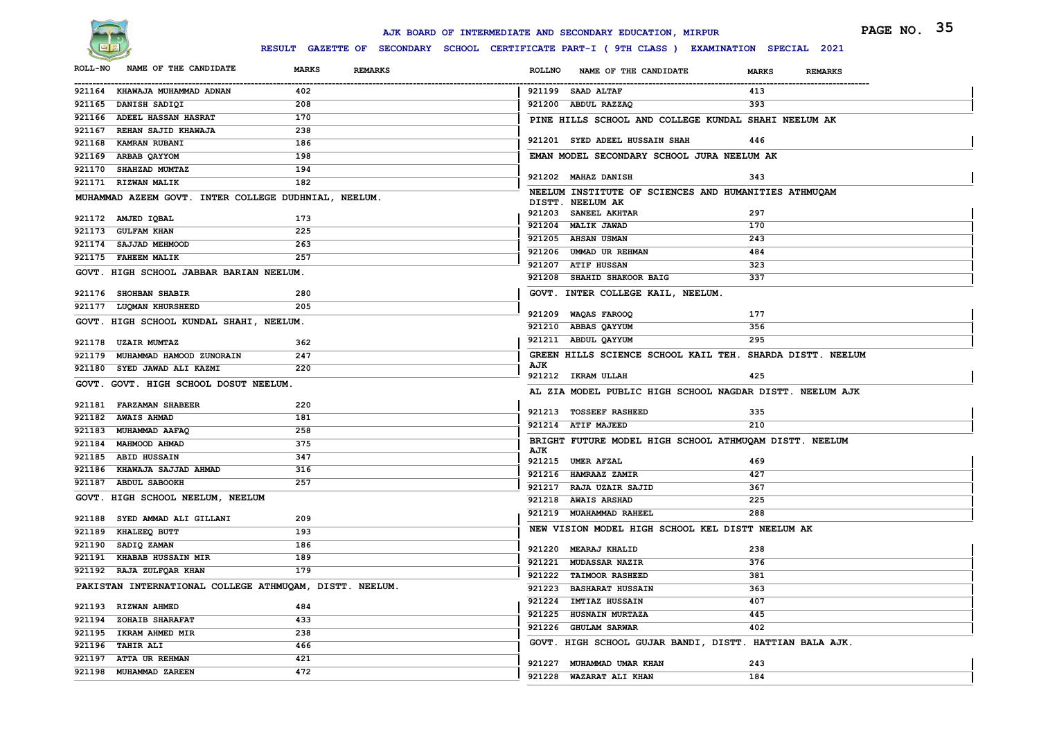# AJK BOARD OF INTERMEDIATE AND SECONDARY EDUCATION, MIRPUR

**RESULT GAZETTE OF SECONDARY SCHOOL CERTIFICATE PART-I ( 9TH CLASS ) EXAMINATION SPECIAL 2021**

| ROLL-NO | NAME OF THE CANDIDATE | MARKS | REMARKS |
|---|---|---|---|
| 921164 | KHAWAJA MUHAMMAD ADNAN | 402 | |
| 921165 | DANISH SADIQI | 208 | |
| 921166 | ADEEL HASSAN HASRAT | 170 | |
| 921167 | REHAN SAJID KHAWAJA | 238 | |
| 921168 | KAMRAN RUBANI | 186 | |
| 921169 | ARBAB QAYYOM | 198 | |
| 921170 | SHAHZAD MUMTAZ | 194 | |
| 921171 | RIZWAN MALIK | 182 | |

**MUHAMMAD AZEEM GOVT. INTER COLLEGE DUDHNIAL, NEELUM.**

| ROLL-NO | NAME OF THE CANDIDATE | MARKS | REMARKS |
|---|---|---|---|
| 921172 | AMJED IQBAL | 173 | |
| 921173 | GULFAM KHAN | 225 | |
| 921174 | SAJJAD MEHMOOD | 263 | |
| 921175 | FAHEEM MALIK | 257 | |

**GOVT. HIGH SCHOOL JABBAR BARIAN NEELUM.**

| ROLL-NO | NAME OF THE CANDIDATE | MARKS | REMARKS |
|---|---|---|---|
| 921176 | SHOHBAN SHABIR | 280 | |
| 921177 | LUQMAN KHURSHEED | 205 | |

**GOVT. HIGH SCHOOL KUNDAL SHAHI, NEELUM.**

| ROLL-NO | NAME OF THE CANDIDATE | MARKS | REMARKS |
|---|---|---|---|
| 921178 | UZAIR MUMTAZ | 362 | |
| 921179 | MUHAMMAD HAMOOD ZUNORAIN | 247 | |
| 921180 | SYED JAWAD ALI KAZMI | 220 | |

**GOVT. GOVT. HIGH SCHOOL DOSUT NEELUM.**

| ROLL-NO | NAME OF THE CANDIDATE | MARKS | REMARKS |
|---|---|---|---|
| 921181 | FARZAMAN SHABEER | 220 | |
| 921182 | AWAIS AHMAD | 181 | |
| 921183 | MUHAMMAD AAFAQ | 258 | |
| 921184 | MAHMOOD AHMAD | 375 | |
| 921185 | ABID HUSSAIN | 347 | |
| 921186 | KHAWAJA SAJJAD AHMAD | 316 | |
| 921187 | ABDUL SABOOKH | 257 | |

**GOVT. HIGH SCHOOL NEELUM, NEELUM**

| ROLL-NO | NAME OF THE CANDIDATE | MARKS | REMARKS |
|---|---|---|---|
| 921188 | SYED AMMAD ALI GILLANI | 209 | |
| 921189 | KHALEEQ BUTT | 193 | |
| 921190 | SADIQ ZAMAN | 186 | |
| 921191 | KHABAB HUSSAIN MIR | 189 | |
| 921192 | RAJA ZULFQAR KHAN | 179 | |

**PAKISTAN INTERNATIONAL COLLEGE ATHMUQAM, DISTT. NEELUM.**

| ROLL-NO | NAME OF THE CANDIDATE | MARKS | REMARKS |
|---|---|---|---|
| 921193 | RIZWAN AHMED | 484 | |
| 921194 | ZOHAIB SHARAFAT | 433 | |
| 921195 | IKRAM AHMED MIR | 238 | |
| 921196 | TAHIR ALI | 466 | |
| 921197 | ATTA UR REHMAN | 421 | |
| 921198 | MUHAMMAD ZAREEN | 472 | |
| 921199 | SAAD ALTAF | 413 | |
| 921200 | ABDUL RAZZAQ | 393 | |

**PINE HILLS SCHOOL AND COLLEGE KUNDAL SHAHI NEELUM AK**

| ROLL-NO | NAME OF THE CANDIDATE | MARKS | REMARKS |
|---|---|---|---|
| 921201 | SYED ADEEL HUSSAIN SHAH | 446 | |

**EMAN MODEL SECONDARY SCHOOL JURA NEELUM AK**

| ROLL-NO | NAME OF THE CANDIDATE | MARKS | REMARKS |
|---|---|---|---|
| 921202 | MAHAZ DANISH | 343 | |

**NEELUM INSTITUTE OF SCIENCES AND HUMANITIES ATHMUQAM DISTT. NEELUM AK**

| ROLL-NO | NAME OF THE CANDIDATE | MARKS | REMARKS |
|---|---|---|---|
| 921203 | SANEEL AKHTAR | 297 | |
| 921204 | MALIK JAWAD | 170 | |
| 921205 | AHSAN USMAN | 243 | |
| 921206 | UMMAD UR REHMAN | 484 | |
| 921207 | ATIF HUSSAN | 323 | |
| 921208 | SHAHID SHAKOOR BAIG | 337 | |

**GOVT. INTER COLLEGE KAIL, NEELUM.**

| ROLL-NO | NAME OF THE CANDIDATE | MARKS | REMARKS |
|---|---|---|---|
| 921209 | WAQAS FAROOQ | 177 | |
| 921210 | ABBAS QAYYUM | 356 | |
| 921211 | ABDUL QAYYUM | 295 | |

**GREEN HILLS SCIENCE SCHOOL KAIL TEH. SHARDA DISTT. NEELUM AJK**

| ROLL-NO | NAME OF THE CANDIDATE | MARKS | REMARKS |
|---|---|---|---|
| 921212 | IKRAM ULLAH | 425 | |

**AL ZIA MODEL PUBLIC HIGH SCHOOL NAGDAR DISTT. NEELUM AJK**

| ROLL-NO | NAME OF THE CANDIDATE | MARKS | REMARKS |
|---|---|---|---|
| 921213 | TOSSEEF RASHEED | 335 | |
| 921214 | ATIF MAJEED | 210 | |

**BRIGHT FUTURE MODEL HIGH SCHOOL ATHMUQAM DISTT. NEELUM AJK**

| ROLL-NO | NAME OF THE CANDIDATE | MARKS | REMARKS |
|---|---|---|---|
| 921215 | UMER AFZAL | 469 | |
| 921216 | HAMRAAZ ZAMIR | 427 | |
| 921217 | RAJA UZAIR SAJID | 367 | |
| 921218 | AWAIS ARSHAD | 225 | |
| 921219 | MUAHAMMAD RAHEEL | 288 | |

**NEW VISION MODEL HIGH SCHOOL KEL DISTT NEELUM AK**

| ROLL-NO | NAME OF THE CANDIDATE | MARKS | REMARKS |
|---|---|---|---|
| 921220 | MEARAJ KHALID | 238 | |
| 921221 | MUDASSAR NAZIR | 376 | |
| 921222 | TAIMOOR RASHEED | 381 | |
| 921223 | BASHARAT HUSSAIN | 363 | |
| 921224 | IMTIAZ HUSSAIN | 407 | |
| 921225 | HUSNAIN MURTAZA | 445 | |
| 921226 | GHULAM SARWAR | 402 | |

**GOVT. HIGH SCHOOL GUJAR BANDI, DISTT. HATTIAN BALA AJK.**

| ROLL-NO | NAME OF THE CANDIDATE | MARKS | REMARKS |
|---|---|---|---|
| 921227 | MUHAMMAD UMAR KHAN | 243 | |
| 921228 | WAZARAT ALI KHAN | 184 | |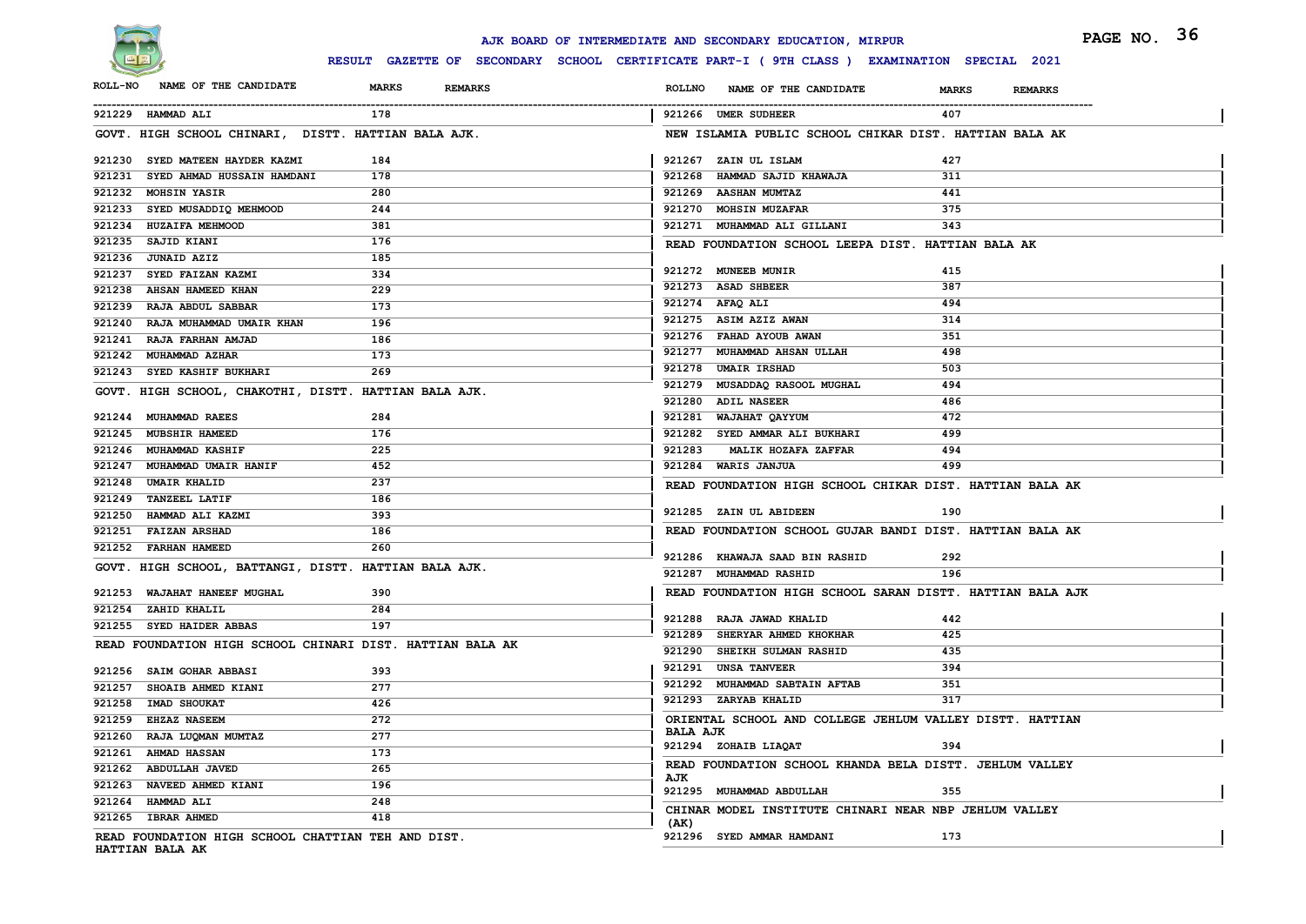# AJK BOARD OF INTERMEDIATE AND SECONDARY EDUCATION, MIRPUR

**RESULT GAZETTE OF SECONDARY SCHOOL CERTIFICATE PART-I ( 9TH CLASS ) EXAMINATION SPECIAL 2021**

| ROLL-NO | NAME OF THE CANDIDATE | MARKS | REMARKS |
|---|---|---|---|
| 921229 | HAMMAD ALI | 178 | |

**GOVT. HIGH SCHOOL CHINARI, DISTT. HATTIAN BALA AJK.**

| ROLL-NO | NAME OF THE CANDIDATE | MARKS | REMARKS |
|---|---|---|---|
| 921230 | SYED MATEEN HAYDER KAZMI | 184 | |
| 921231 | SYED AHMAD HUSSAIN HAMDANI | 178 | |
| 921232 | MOHSIN YASIR | 280 | |
| 921233 | SYED MUSADDIQ MEHMOOD | 244 | |
| 921234 | HUZAIFA MEHMOOD | 381 | |
| 921235 | SAJID KIANI | 176 | |
| 921236 | JUNAID AZIZ | 185 | |
| 921237 | SYED FAIZAN KAZMI | 334 | |
| 921238 | AHSAN HAMEED KHAN | 229 | |
| 921239 | RAJA ABDUL SABBAR | 173 | |
| 921240 | RAJA MUHAMMAD UMAIR KHAN | 196 | |
| 921241 | RAJA FARHAN AMJAD | 186 | |
| 921242 | MUHAMMAD AZHAR | 173 | |
| 921243 | SYED KASHIF BUKHARI | 269 | |

**GOVT. HIGH SCHOOL, CHAKOTHI, DISTT. HATTIAN BALA AJK.**

| ROLL-NO | NAME OF THE CANDIDATE | MARKS | REMARKS |
|---|---|---|---|
| 921244 | MUHAMMAD RAEES | 284 | |
| 921245 | MUBSHIR HAMEED | 176 | |
| 921246 | MUHAMMAD KASHIF | 225 | |
| 921247 | MUHAMMAD UMAIR HANIF | 452 | |
| 921248 | UMAIR KHALID | 237 | |
| 921249 | TANZEEL LATIF | 186 | |
| 921250 | HAMMAD ALI KAZMI | 393 | |
| 921251 | FAIZAN ARSHAD | 186 | |
| 921252 | FARHAN HAMEED | 260 | |

**GOVT. HIGH SCHOOL, BATTANGI, DISTT. HATTIAN BALA AJK.**

| ROLL-NO | NAME OF THE CANDIDATE | MARKS | REMARKS |
|---|---|---|---|
| 921253 | WAJAHAT HANEEF MUGHAL | 390 | |
| 921254 | ZAHID KHALIL | 284 | |
| 921255 | SYED HAIDER ABBAS | 197 | |

**READ FOUNDATION HIGH SCHOOL CHINARI DIST. HATTIAN BALA AK**

| ROLL-NO | NAME OF THE CANDIDATE | MARKS | REMARKS |
|---|---|---|---|
| 921256 | SAIM GOHAR ABBASI | 393 | |
| 921257 | SHOAIB AHMED KIANI | 277 | |
| 921258 | IMAD SHOUKAT | 426 | |
| 921259 | EHZAZ NASEEM | 272 | |
| 921260 | RAJA LUQMAN MUMTAZ | 277 | |
| 921261 | AHMAD HASSAN | 173 | |
| 921262 | ABDULLAH JAVED | 265 | |
| 921263 | NAVEED AHMED KIANI | 196 | |
| 921264 | HAMMAD ALI | 248 | |
| 921265 | IBRAR AHMED | 418 | |

**READ FOUNDATION HIGH SCHOOL CHATTIAN TEH AND DIST. HATTIAN BALA AK**

| ROLL-NO | NAME OF THE CANDIDATE | MARKS | REMARKS |
|---|---|---|---|
| 921266 | UMER SUDHEER | 407 | |

**NEW ISLAMIA PUBLIC SCHOOL CHIKAR DIST. HATTIAN BALA AK**

| ROLL-NO | NAME OF THE CANDIDATE | MARKS | REMARKS |
|---|---|---|---|
| 921267 | ZAIN UL ISLAM | 427 | |
| 921268 | HAMMAD SAJID KHAWAJA | 311 | |
| 921269 | AASHAN MUMTAZ | 441 | |
| 921270 | MOHSIN MUZAFAR | 375 | |
| 921271 | MUHAMMAD ALI GILLANI | 343 | |

**READ FOUNDATION SCHOOL LEEPA DIST. HATTIAN BALA AK**

| ROLL-NO | NAME OF THE CANDIDATE | MARKS | REMARKS |
|---|---|---|---|
| 921272 | MUNEEB MUNIR | 415 | |
| 921273 | ASAD SHBEER | 387 | |
| 921274 | AFAQ ALI | 494 | |
| 921275 | ASIM AZIZ AWAN | 314 | |
| 921276 | FAHAD AYOUB AWAN | 351 | |
| 921277 | MUHAMMAD AHSAN ULLAH | 498 | |
| 921278 | UMAIR IRSHAD | 503 | |
| 921279 | MUSADDAQ RASOOL MUGHAL | 494 | |
| 921280 | ADIL NASEER | 486 | |
| 921281 | WAJAHAT QAYYUM | 472 | |
| 921282 | SYED AMMAR ALI BUKHARI | 499 | |
| 921283 | MALIK HOZAFA ZAFFAR | 494 | |
| 921284 | WARIS JANJUA | 499 | |

**READ FOUNDATION HIGH SCHOOL CHIKAR DIST. HATTIAN BALA AK**

| ROLL-NO | NAME OF THE CANDIDATE | MARKS | REMARKS |
|---|---|---|---|
| 921285 | ZAIN UL ABIDEEN | 190 | |

**READ FOUNDATION SCHOOL GUJAR BANDI DIST. HATTIAN BALA AK**

| ROLL-NO | NAME OF THE CANDIDATE | MARKS | REMARKS |
|---|---|---|---|
| 921286 | KHAWAJA SAAD BIN RASHID | 292 | |
| 921287 | MUHAMMAD RASHID | 196 | |

**READ FOUNDATION HIGH SCHOOL SARAN DISTT. HATTIAN BALA AJK**

| ROLL-NO | NAME OF THE CANDIDATE | MARKS | REMARKS |
|---|---|---|---|
| 921288 | RAJA JAWAD KHALID | 442 | |
| 921289 | SHERYAR AHMED KHOKHAR | 425 | |
| 921290 | SHEIKH SULMAN RASHID | 435 | |
| 921291 | UNSA TANVEER | 394 | |
| 921292 | MUHAMMAD SABTAIN AFTAB | 351 | |
| 921293 | ZARYAB KHALID | 317 | |

**ORIENTAL SCHOOL AND COLLEGE JEHLUM VALLEY DISTT. HATTIAN BALA AJK**

| ROLL-NO | NAME OF THE CANDIDATE | MARKS | REMARKS |
|---|---|---|---|
| 921294 | ZOHAIB LIAQAT | 394 | |

**READ FOUNDATION SCHOOL KHANDA BELA DISTT. JEHLUM VALLEY AJK**

| ROLL-NO | NAME OF THE CANDIDATE | MARKS | REMARKS |
|---|---|---|---|
| 921295 | MUHAMMAD ABDULLAH | 355 | |

**CHINAR MODEL INSTITUTE CHINARI NEAR NBP JEHLUM VALLEY (AK)**

| ROLL-NO | NAME OF THE CANDIDATE | MARKS | REMARKS |
|---|---|---|---|
| 921296 | SYED AMMAR HAMDANI | 173 | |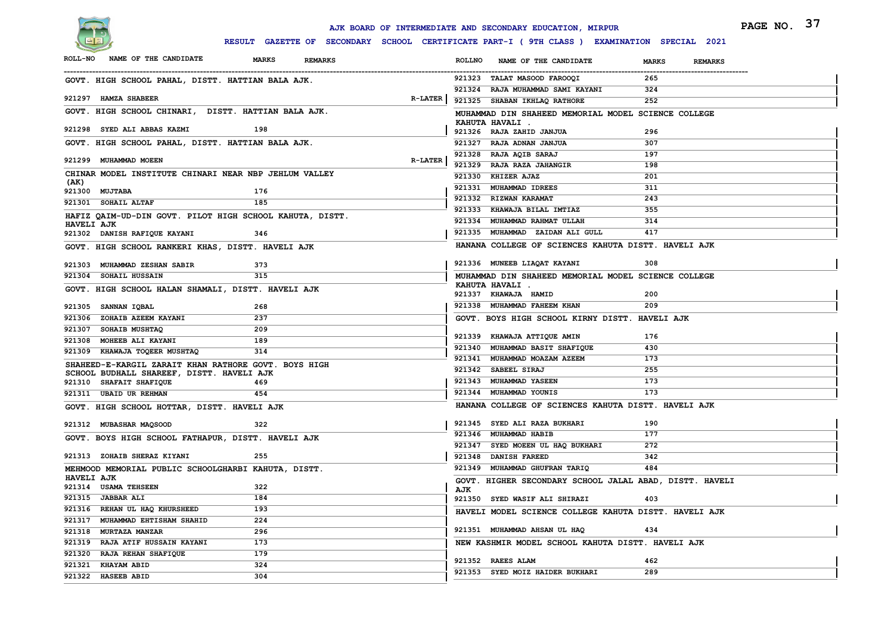# AJK BOARD OF INTERMEDIATE AND SECONDARY EDUCATION, MIRPUR

## RESULT GAZETTE OF SECONDARY SCHOOL CERTIFICATE PART-I ( 9TH CLASS ) EXAMINATION SPECIAL 2021

| ROLL-NO | NAME OF THE CANDIDATE | MARKS | REMARKS |
|---|---|---|---|
| **GOVT. HIGH SCHOOL PAHAL, DISTT. HATTIAN BALA AJK.** | | | |
| 921297 | HAMZA SHABEER | | R-LATER |
| **GOVT. HIGH SCHOOL CHINARI, DISTT. HATTIAN BALA AJK.** | | | |
| 921298 | SYED ALI ABBAS KAZMI | 198 | |
| **GOVT. HIGH SCHOOL PAHAL, DISTT. HATTIAN BALA AJK.** | | | |
| 921299 | MUHAMMAD MOEEN | | R-LATER |
| **CHINAR MODEL INSTITUTE CHINARI NEAR NBP JEHLUM VALLEY (AK)** | | | |
| 921300 | MUJTABA | 176 | |
| 921301 | SOHAIL ALTAF | 185 | |
| **HAFIZ QAIM-UD-DIN GOVT. PILOT HIGH SCHOOL KAHUTA, DISTT. HAVELI AJK** | | | |
| 921302 | DANISH RAFIQUE KAYANI | 346 | |
| **GOVT. HIGH SCHOOL RANKERI KHAS, DISTT. HAVELI AJK** | | | |
| 921303 | MUHAMMAD ZESHAN SABIR | 373 | |
| 921304 | SOHAIL HUSSAIN | 315 | |
| **GOVT. HIGH SCHOOL HALAN SHAMALI, DISTT. HAVELI AJK** | | | |
| 921305 | SANNAN IQBAL | 268 | |
| 921306 | ZOHAIB AZEEM KAYANI | 237 | |
| 921307 | SOHAIB MUSHTAQ | 209 | |
| 921308 | MOHEEB ALI KAYANI | 189 | |
| 921309 | KHAWAJA TOQEER MUSHTAQ | 314 | |
| **SHAHEED-E-KARGIL ZARAIT KHAN RATHORE GOVT. BOYS HIGH SCHOOL BUDHALL SHAREEF, DISTT. HAVELI AJK** | | | |
| 921310 | SHAFAIT SHAFIQUE | 469 | |
| 921311 | UBAID UR REHMAN | 454 | |
| **GOVT. HIGH SCHOOL HOTTAR, DISTT. HAVELI AJK** | | | |
| 921312 | MUBASHAR MAQSOOD | 322 | |
| **GOVT. BOYS HIGH SCHOOL FATHAPUR, DISTT. HAVELI AJK** | | | |
| 921313 | ZOHAIB SHERAZ KIYANI | 255 | |
| **MEHMOOD MEMORIAL PUBLIC SCHOOLGHARBI KAHUTA, DISTT. HAVELI AJK** | | | |
| 921314 | USAMA TEHSEEN | 322 | |
| 921315 | JABBAR ALI | 184 | |
| 921316 | REHAN UL HAQ KHURSHEED | 193 | |
| 921317 | MUHAMMAD EHTISHAM SHAHID | 224 | |
| 921318 | MURTAZA MANZAR | 296 | |
| 921319 | RAJA ATIF HUSSAIN KAYANI | 173 | |
| 921320 | RAJA REHAN SHAFIQUE | 179 | |
| 921321 | KHAYAM ABID | 324 | |
| 921322 | HASEEB ABID | 304 | |
| 921323 | TALAT MASOOD FAROOQI | 265 | |
| 921324 | RAJA MUHAMMAD SAMI KAYANI | 324 | |
| 921325 | SHABAN IKHLAQ RATHORE | 252 | |
| **MUHAMMAD DIN SHAHEED MEMORIAL MODEL SCIENCE COLLEGE KAHUTA HAVALI .** | | | |
| 921326 | RAJA ZAHID JANJUA | 296 | |
| 921327 | RAJA ADNAN JANJUA | 307 | |
| 921328 | RAJA AQIB SARAJ | 197 | |
| 921329 | RAJA RAZA JAHANGIR | 198 | |
| 921330 | KHIZER AJAZ | 201 | |
| 921331 | MUHAMMAD IDREES | 311 | |
| 921332 | RIZWAN KARAMAT | 243 | |
| 921333 | KHAWAJA BILAL IMTIAZ | 355 | |
| 921334 | MUHAMMAD RAHMAT ULLAH | 314 | |
| 921335 | MUHAMMAD ZAIDAN ALI GULL | 417 | |
| **HANANA COLLEGE OF SCIENCES KAHUTA DISTT. HAVELI AJK** | | | |
| 921336 | MUNEEB LIAQAT KAYANI | 308 | |
| **MUHAMMAD DIN SHAHEED MEMORIAL MODEL SCIENCE COLLEGE KAHUTA HAVALI .** | | | |
| 921337 | KHAWAJA HAMID | 200 | |
| 921338 | MUHAMMAD FAHEEM KHAN | 209 | |
| **GOVT. BOYS HIGH SCHOOL KIRNY DISTT. HAVELI AJK** | | | |
| 921339 | KHAWAJA ATTIQUE AMIN | 176 | |
| 921340 | MUHAMMAD BASIT SHAFIQUE | 430 | |
| 921341 | MUHAMMAD MOAZAM AZEEM | 173 | |
| 921342 | SABEEL SIRAJ | 255 | |
| 921343 | MUHAMMAD YASEEN | 173 | |
| 921344 | MUHAMMAD YOUNIS | 173 | |
| **HANANA COLLEGE OF SCIENCES KAHUTA DISTT. HAVELI AJK** | | | |
| 921345 | SYED ALI RAZA BUKHARI | 190 | |
| 921346 | MUHAMMAD HABIB | 177 | |
| 921347 | SYED MOEEN UL HAQ BUKHARI | 272 | |
| 921348 | DANISH FAREED | 342 | |
| 921349 | MUHAMMAD GHUFRAN TARIQ | 484 | |
| **GOVT. HIGHER SECONDARY SCHOOL JALAL ABAD, DISTT. HAVELI AJK** | | | |
| 921350 | SYED WASIF ALI SHIRAZI | 403 | |
| **HAVELI MODEL SCIENCE COLLEGE KAHUTA DISTT. HAVELI AJK** | | | |
| 921351 | MUHAMMAD AHSAN UL HAQ | 434 | |
| **NEW KASHMIR MODEL SCHOOL KAHUTA DISTT. HAVELI AJK** | | | |
| 921352 | RAEES ALAM | 462 | |
| 921353 | SYED MOIZ HAIDER BUKHARI | 289 | |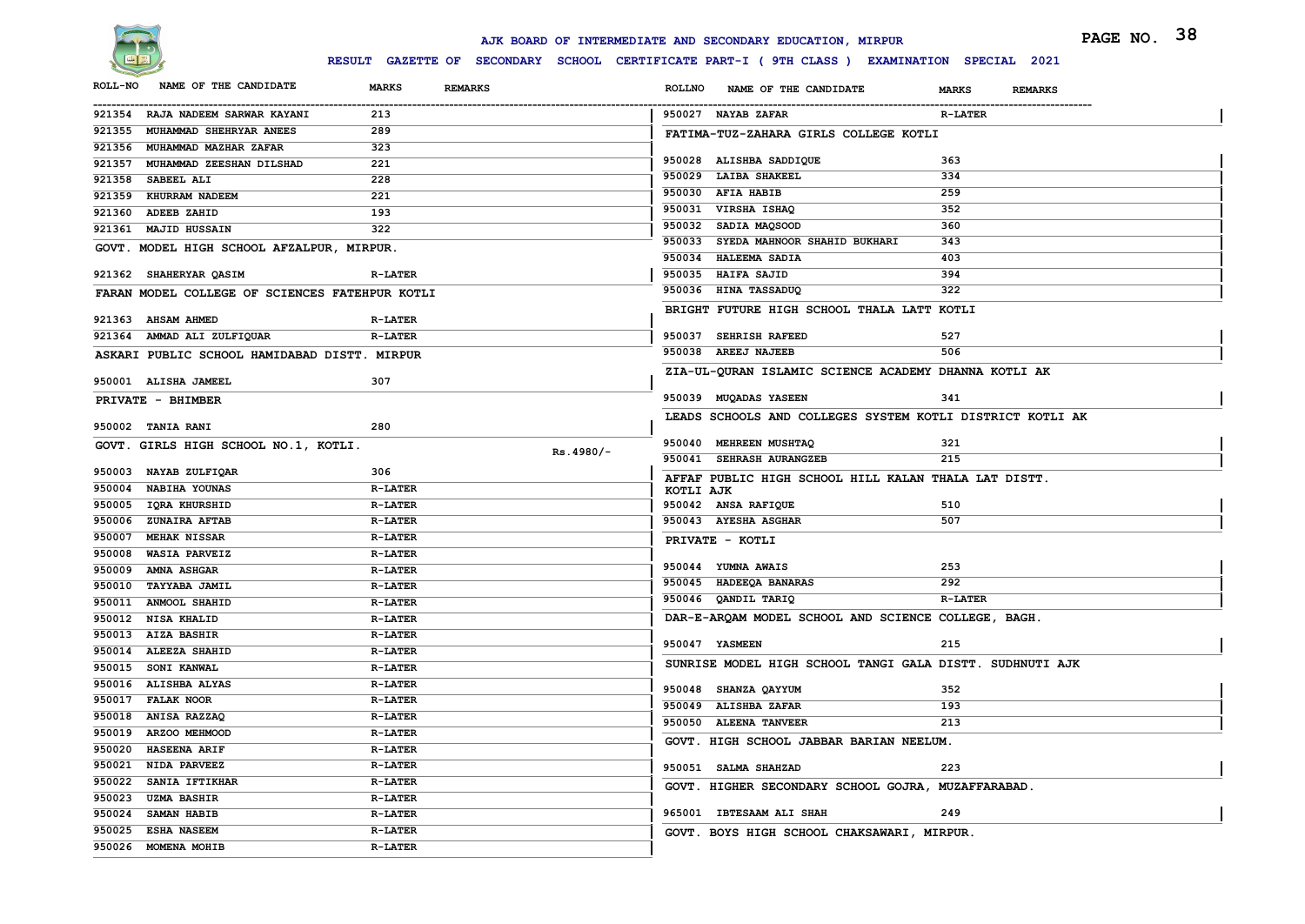# AJK BOARD OF INTERMEDIATE AND SECONDARY EDUCATION, MIRPUR

**RESULT GAZETTE OF SECONDARY SCHOOL CERTIFICATE PART-I ( 9TH CLASS ) EXAMINATION SPECIAL 2021**

| ROLL-NO | NAME OF THE CANDIDATE | MARKS | REMARKS |
|---|---|---|---|
| 921354 | RAJA NADEEM SARWAR KAYANI | 213 | |
| 921355 | MUHAMMAD SHEHRYAR ANEES | 289 | |
| 921356 | MUHAMMAD MAZHAR ZAFAR | 323 | |
| 921357 | MUHAMMAD ZEESHAN DILSHAD | 221 | |
| 921358 | SABEEL ALI | 228 | |
| 921359 | KHURRAM NADEEM | 221 | |
| 921360 | ADEEB ZAHID | 193 | |
| 921361 | MAJID HUSSAIN | 322 | |

**GOVT. MODEL HIGH SCHOOL AFZALPUR, MIRPUR.**

| ROLL-NO | NAME OF THE CANDIDATE | MARKS | REMARKS |
|---|---|---|---|
| 921362 | SHAHERYAR QASIM | R-LATER | |

**FARAN MODEL COLLEGE OF SCIENCES FATEHPUR KOTLI**

| ROLL-NO | NAME OF THE CANDIDATE | MARKS | REMARKS |
|---|---|---|---|
| 921363 | AHSAM AHMED | R-LATER | |
| 921364 | AMMAD ALI ZULFIQUAR | R-LATER | |

**ASKARI PUBLIC SCHOOL HAMIDABAD DISTT. MIRPUR**

| ROLL-NO | NAME OF THE CANDIDATE | MARKS | REMARKS |
|---|---|---|---|
| 950001 | ALISHA JAMEEL | 307 | |

**PRIVATE - BHIMBER**

| ROLL-NO | NAME OF THE CANDIDATE | MARKS | REMARKS |
|---|---|---|---|
| 950002 | TANIA RANI | 280 | |

**GOVT. GIRLS HIGH SCHOOL NO.1, KOTLI.** Rs.4980/-

| ROLL-NO | NAME OF THE CANDIDATE | MARKS | REMARKS |
|---|---|---|---|
| 950003 | NAYAB ZULFIQAR | 306 | |
| 950004 | NABIHA YOUNAS | R-LATER | |
| 950005 | IQRA KHURSHID | R-LATER | |
| 950006 | ZUNAIRA AFTAB | R-LATER | |
| 950007 | MEHAK NISSAR | R-LATER | |
| 950008 | WASIA PARVEIZ | R-LATER | |
| 950009 | AMNA ASHGAR | R-LATER | |
| 950010 | TAYYABA JAMIL | R-LATER | |
| 950011 | ANMOOL SHAHID | R-LATER | |
| 950012 | NISA KHALID | R-LATER | |
| 950013 | AIZA BASHIR | R-LATER | |
| 950014 | ALEEZA SHAHID | R-LATER | |
| 950015 | SONI KANWAL | R-LATER | |
| 950016 | ALISHBA ALYAS | R-LATER | |
| 950017 | FALAK NOOR | R-LATER | |
| 950018 | ANISA RAZZAQ | R-LATER | |
| 950019 | ARZOO MEHMOOD | R-LATER | |
| 950020 | HASEENA ARIF | R-LATER | |
| 950021 | NIDA PARVEEZ | R-LATER | |
| 950022 | SANIA IFTIKHAR | R-LATER | |
| 950023 | UZMA BASHIR | R-LATER | |
| 950024 | SAMAN HABIB | R-LATER | |
| 950025 | ESHA NASEEM | R-LATER | |
| 950026 | MOMENA MOHIB | R-LATER | |
| 950027 | NAYAB ZAFAR | R-LATER | |

**FATIMA-TUZ-ZAHARA GIRLS COLLEGE KOTLI**

| ROLL-NO | NAME OF THE CANDIDATE | MARKS | REMARKS |
|---|---|---|---|
| 950028 | ALISHBA SADDIQUE | 363 | |
| 950029 | LAIBA SHAKEEL | 334 | |
| 950030 | AFIA HABIB | 259 | |
| 950031 | VIRSHA ISHAQ | 352 | |
| 950032 | SADIA MAQSOOD | 360 | |
| 950033 | SYEDA MAHNOOR SHAHID BUKHARI | 343 | |
| 950034 | HALEEMA SADIA | 403 | |
| 950035 | HAIFA SAJID | 394 | |
| 950036 | HINA TASSADUQ | 322 | |

**BRIGHT FUTURE HIGH SCHOOL THALA LATT KOTLI**

| ROLL-NO | NAME OF THE CANDIDATE | MARKS | REMARKS |
|---|---|---|---|
| 950037 | SEHRISH RAFEED | 527 | |
| 950038 | AREEJ NAJEEB | 506 | |

**ZIA-UL-QURAN ISLAMIC SCIENCE ACADEMY DHANNA KOTLI AK**

| ROLL-NO | NAME OF THE CANDIDATE | MARKS | REMARKS |
|---|---|---|---|
| 950039 | MUQADAS YASEEN | 341 | |

**LEADS SCHOOLS AND COLLEGES SYSTEM KOTLI DISTRICT KOTLI AK**

| ROLL-NO | NAME OF THE CANDIDATE | MARKS | REMARKS |
|---|---|---|---|
| 950040 | MEHREEN MUSHTAQ | 321 | |
| 950041 | SEHRASH AURANGZEB | 215 | |

**AFFAF PUBLIC HIGH SCHOOL HILL KALAN THALA LAT DISTT. KOTLI AJK**

| ROLL-NO | NAME OF THE CANDIDATE | MARKS | REMARKS |
|---|---|---|---|
| 950042 | ANSA RAFIQUE | 510 | |
| 950043 | AYESHA ASGHAR | 507 | |

**PRIVATE - KOTLI**

| ROLL-NO | NAME OF THE CANDIDATE | MARKS | REMARKS |
|---|---|---|---|
| 950044 | YUMNA AWAIS | 253 | |
| 950045 | HADEEQA BANARAS | 292 | |
| 950046 | QANDIL TARIQ | R-LATER | |

**DAR-E-ARQAM MODEL SCHOOL AND SCIENCE COLLEGE, BAGH.**

| ROLL-NO | NAME OF THE CANDIDATE | MARKS | REMARKS |
|---|---|---|---|
| 950047 | YASMEEN | 215 | |

**SUNRISE MODEL HIGH SCHOOL TANGI GALA DISTT. SUDHNUTI AJK**

| ROLL-NO | NAME OF THE CANDIDATE | MARKS | REMARKS |
|---|---|---|---|
| 950048 | SHANZA QAYYUM | 352 | |
| 950049 | ALISHBA ZAFAR | 193 | |
| 950050 | ALEENA TANVEER | 213 | |

**GOVT. HIGH SCHOOL JABBAR BARIAN NEELUM.**

| ROLL-NO | NAME OF THE CANDIDATE | MARKS | REMARKS |
|---|---|---|---|
| 950051 | SALMA SHAHZAD | 223 | |

**GOVT. HIGHER SECONDARY SCHOOL GOJRA, MUZAFFARABAD.**

| ROLL-NO | NAME OF THE CANDIDATE | MARKS | REMARKS |
|---|---|---|---|
| 965001 | IBTESAAM ALI SHAH | 249 | |

**GOVT. BOYS HIGH SCHOOL CHAKSAWARI, MIRPUR.**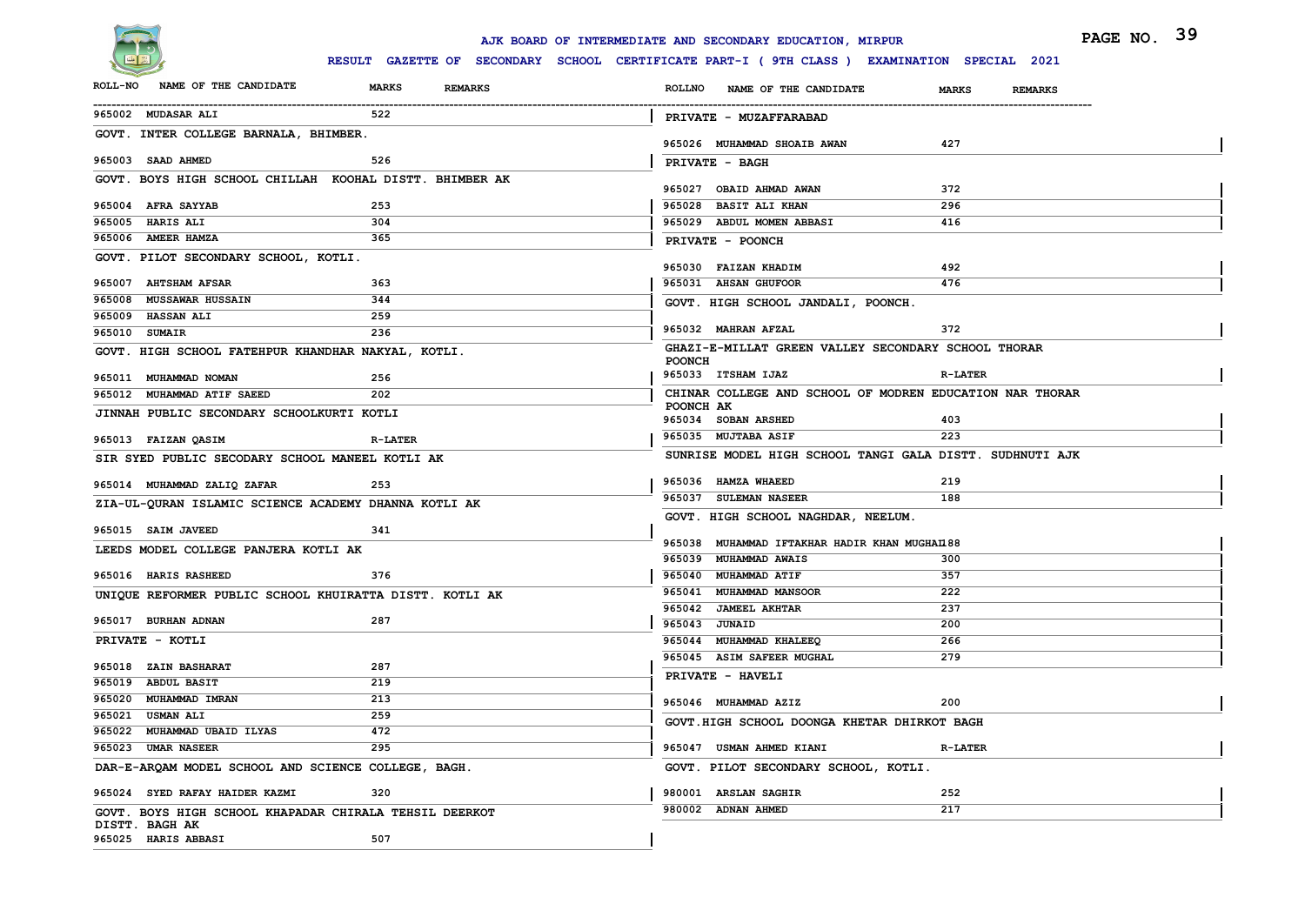# AJK BOARD OF INTERMEDIATE AND SECONDARY EDUCATION, MIRPUR

## RESULT GAZETTE OF SECONDARY SCHOOL CERTIFICATE PART-I ( 9TH CLASS ) EXAMINATION SPECIAL 2021

| ROLL-NO | NAME OF THE CANDIDATE | MARKS | REMARKS |
|---|---|---|---|
| 965002 | MUDASAR ALI | 522 | |

**GOVT. INTER COLLEGE BARNALA, BHIMBER.**

| ROLL-NO | NAME OF THE CANDIDATE | MARKS | REMARKS |
|---|---|---|---|
| 965003 | SAAD AHMED | 526 | |

**GOVT. BOYS HIGH SCHOOL CHILLAH KOOHAL DISTT. BHIMBER AK**

| ROLL-NO | NAME OF THE CANDIDATE | MARKS | REMARKS |
|---|---|---|---|
| 965004 | AFRA SAYYAB | 253 | |
| 965005 | HARIS ALI | 304 | |
| 965006 | AMEER HAMZA | 365 | |

**GOVT. PILOT SECONDARY SCHOOL, KOTLI.**

| ROLL-NO | NAME OF THE CANDIDATE | MARKS | REMARKS |
|---|---|---|---|
| 965007 | AHTSHAM AFSAR | 363 | |
| 965008 | MUSSAWAR HUSSAIN | 344 | |
| 965009 | HASSAN ALI | 259 | |
| 965010 | SUMAIR | 236 | |

**GOVT. HIGH SCHOOL FATEHPUR KHANDHAR NAKYAL, KOTLI.**

| ROLL-NO | NAME OF THE CANDIDATE | MARKS | REMARKS |
|---|---|---|---|
| 965011 | MUHAMMAD NOMAN | 256 | |
| 965012 | MUHAMMAD ATIF SAEED | 202 | |

**JINNAH PUBLIC SECONDARY SCHOOLKURTI KOTLI**

| ROLL-NO | NAME OF THE CANDIDATE | MARKS | REMARKS |
|---|---|---|---|
| 965013 | FAIZAN QASIM | R-LATER | |

**SIR SYED PUBLIC SECODARY SCHOOL MANEEL KOTLI AK**

| ROLL-NO | NAME OF THE CANDIDATE | MARKS | REMARKS |
|---|---|---|---|
| 965014 | MUHAMMAD ZALIQ ZAFAR | 253 | |

**ZIA-UL-QURAN ISLAMIC SCIENCE ACADEMY DHANNA KOTLI AK**

| ROLL-NO | NAME OF THE CANDIDATE | MARKS | REMARKS |
|---|---|---|---|
| 965015 | SAIM JAVEED | 341 | |

**LEEDS MODEL COLLEGE PANJERA KOTLI AK**

| ROLL-NO | NAME OF THE CANDIDATE | MARKS | REMARKS |
|---|---|---|---|
| 965016 | HARIS RASHEED | 376 | |

**UNIQUE REFORMER PUBLIC SCHOOL KHUIRATTA DISTT. KOTLI AK**

| ROLL-NO | NAME OF THE CANDIDATE | MARKS | REMARKS |
|---|---|---|---|
| 965017 | BURHAN ADNAN | 287 | |

**PRIVATE - KOTLI**

| ROLL-NO | NAME OF THE CANDIDATE | MARKS | REMARKS |
|---|---|---|---|
| 965018 | ZAIN BASHARAT | 287 | |
| 965019 | ABDUL BASIT | 219 | |
| 965020 | MUHAMMAD IMRAN | 213 | |
| 965021 | USMAN ALI | 259 | |
| 965022 | MUHAMMAD UBAID ILYAS | 472 | |
| 965023 | UMAR NASEER | 295 | |

**DAR-E-ARQAM MODEL SCHOOL AND SCIENCE COLLEGE, BAGH.**

| ROLL-NO | NAME OF THE CANDIDATE | MARKS | REMARKS |
|---|---|---|---|
| 965024 | SYED RAFAY HAIDER KAZMI | 320 | |

**GOVT. BOYS HIGH SCHOOL KHAPADAR CHIRALA TEHSIL DEERKOT DISTT. BAGH AK**

| ROLL-NO | NAME OF THE CANDIDATE | MARKS | REMARKS |
|---|---|---|---|
| 965025 | HARIS ABBASI | 507 | |

**PRIVATE - MUZAFFARABAD**

| ROLL-NO | NAME OF THE CANDIDATE | MARKS | REMARKS |
|---|---|---|---|
| 965026 | MUHAMMAD SHOAIB AWAN | 427 | |

**PRIVATE - BAGH**

| ROLL-NO | NAME OF THE CANDIDATE | MARKS | REMARKS |
|---|---|---|---|
| 965027 | OBAID AHMAD AWAN | 372 | |
| 965028 | BASIT ALI KHAN | 296 | |
| 965029 | ABDUL MOMEN ABBASI | 416 | |

**PRIVATE - POONCH**

| ROLL-NO | NAME OF THE CANDIDATE | MARKS | REMARKS |
|---|---|---|---|
| 965030 | FAIZAN KHADIM | 492 | |
| 965031 | AHSAN GHUFOOR | 476 | |

**GOVT. HIGH SCHOOL JANDALI, POONCH.**

| ROLL-NO | NAME OF THE CANDIDATE | MARKS | REMARKS |
|---|---|---|---|
| 965032 | MAHRAN AFZAL | 372 | |

**GHAZI-E-MILLAT GREEN VALLEY SECONDARY SCHOOL THORAR POONCH**

| ROLL-NO | NAME OF THE CANDIDATE | MARKS | REMARKS |
|---|---|---|---|
| 965033 | ITSHAM IJAZ | R-LATER | |

**CHINAR COLLEGE AND SCHOOL OF MODREN EDUCATION NAR THORAR POONCH AK**

| ROLL-NO | NAME OF THE CANDIDATE | MARKS | REMARKS |
|---|---|---|---|
| 965034 | SOBAN ARSHED | 403 | |
| 965035 | MUJTABA ASIF | 223 | |

**SUNRISE MODEL HIGH SCHOOL TANGI GALA DISTT. SUDHNUTI AJK**

| ROLL-NO | NAME OF THE CANDIDATE | MARKS | REMARKS |
|---|---|---|---|
| 965036 | HAMZA WHAEED | 219 | |
| 965037 | SULEMAN NASEER | 188 | |

**GOVT. HIGH SCHOOL NAGHDAR, NEELUM.**

| ROLL-NO | NAME OF THE CANDIDATE | MARKS | REMARKS |
|---|---|---|---|
| 965038 | MUHAMMAD IFTAKHAR HADIR KHAN MUGHAL | 188 | |
| 965039 | MUHAMMAD AWAIS | 300 | |
| 965040 | MUHAMMAD ATIF | 357 | |
| 965041 | MUHAMMAD MANSOOR | 222 | |
| 965042 | JAMEEL AKHTAR | 237 | |
| 965043 | JUNAID | 200 | |
| 965044 | MUHAMMAD KHALEEQ | 266 | |
| 965045 | ASIM SAFEER MUGHAL | 279 | |

**PRIVATE - HAVELI**

| ROLL-NO | NAME OF THE CANDIDATE | MARKS | REMARKS |
|---|---|---|---|
| 965046 | MUHAMMAD AZIZ | 200 | |

**GOVT.HIGH SCHOOL DOONGA KHETAR DHIRKOT BAGH**

| ROLL-NO | NAME OF THE CANDIDATE | MARKS | REMARKS |
|---|---|---|---|
| 965047 | USMAN AHMED KIANI | R-LATER | |

**GOVT. PILOT SECONDARY SCHOOL, KOTLI.**

| ROLL-NO | NAME OF THE CANDIDATE | MARKS | REMARKS |
|---|---|---|---|
| 980001 | ARSLAN SAGHIR | 252 | |
| 980002 | ADNAN AHMED | 217 | |